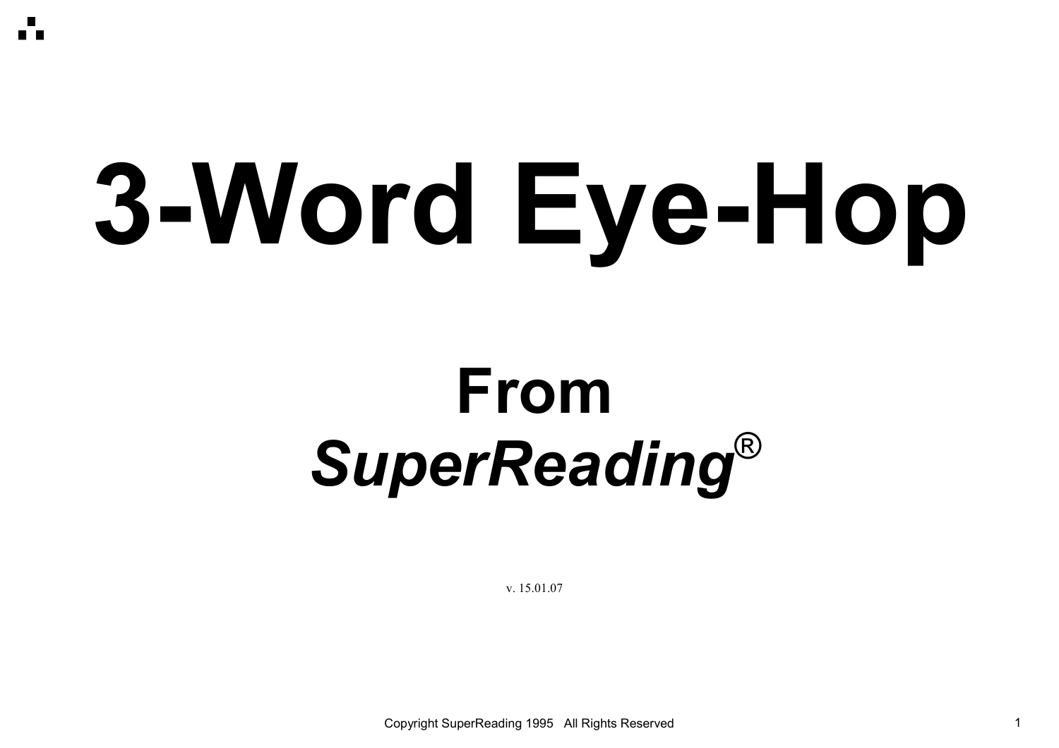# 3-Word Eye-Hop

## From
## *SuperReading*®

v. 15.01.07

Copyright SuperReading 1995 All Rights Reserved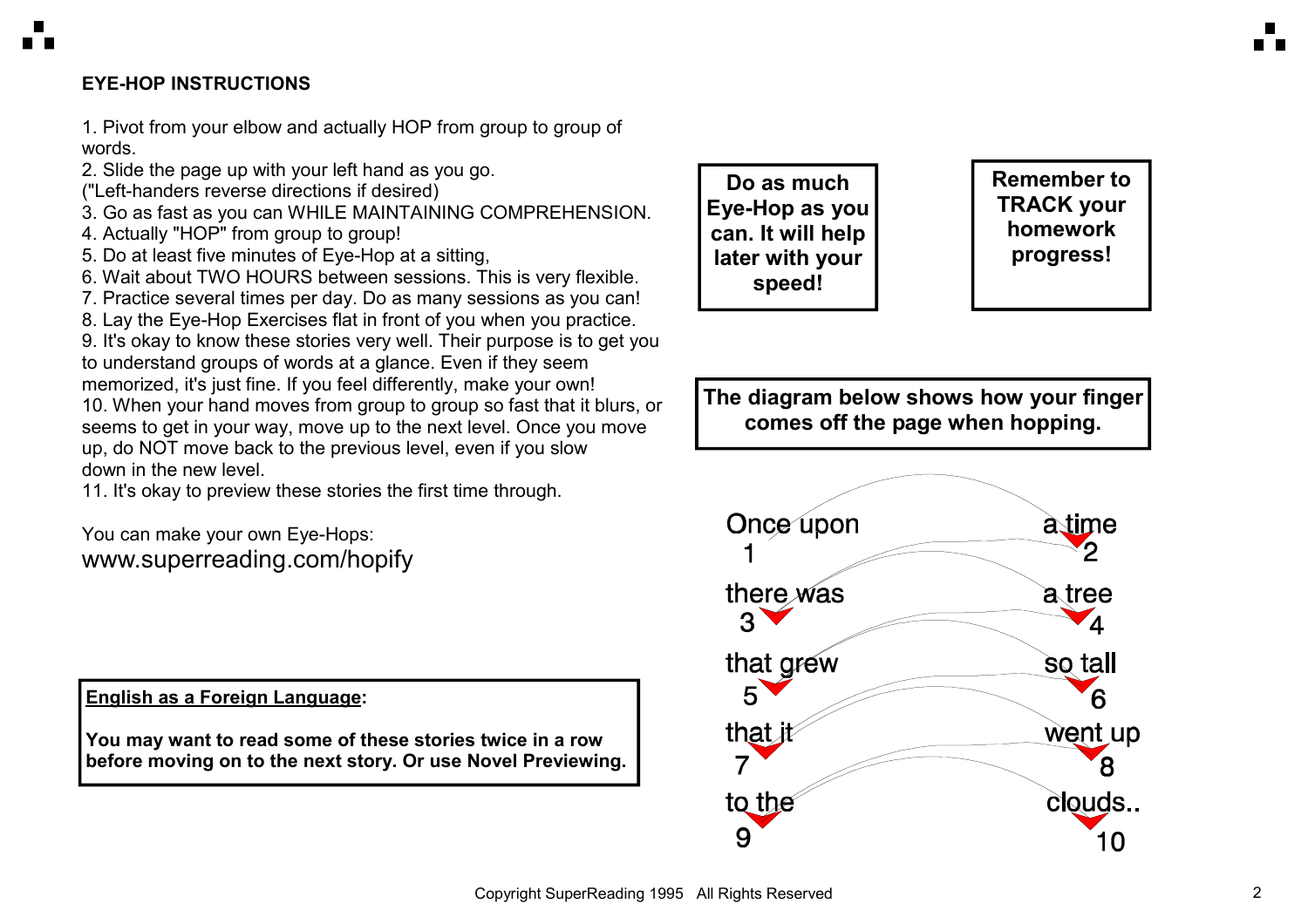**EYE-HOP INSTRUCTIONS**

1. Pivot from your elbow and actually HOP from group to group of words.
2. Slide the page up with your left hand as you go. ("Left-handers reverse directions if desired)
3. Go as fast as you can WHILE MAINTAINING COMPREHENSION.
4. Actually "HOP" from group to group!
5. Do at least five minutes of Eye-Hop at a sitting,
6. Wait about TWO HOURS between sessions. This is very flexible.
7. Practice several times per day. Do as many sessions as you can!
8. Lay the Eye-Hop Exercises flat in front of you when you practice.
9. It's okay to know these stories very well. Their purpose is to get you to understand groups of words at a glance. Even if they seem memorized, it's just fine. If you feel differently, make your own!
10. When your hand moves from group to group so fast that it blurs, or seems to get in your way, move up to the next level. Once you move up, do NOT move back to the previous level, even if you slow down in the new level.
11. It's okay to preview these stories the first time through.

You can make your own Eye-Hops:
www.superreading.com/hopify

**English as a Foreign Language:**

**You may want to read some of these stories twice in a row before moving on to the next story. Or use Novel Previewing.**

**Do as much Eye-Hop as you can. It will help later with your speed!**

**Remember to TRACK your homework progress!**

**The diagram below shows how your finger comes off the page when hopping.**

| | |
|---|---|
| Once upon 1 | a time 2 |
| there was 3 | a tree 4 |
| that grew 5 | so tall 6 |
| that it 7 | went up 8 |
| to the 9 | clouds.. 10 |

Copyright SuperReading 1995 All Rights Reserved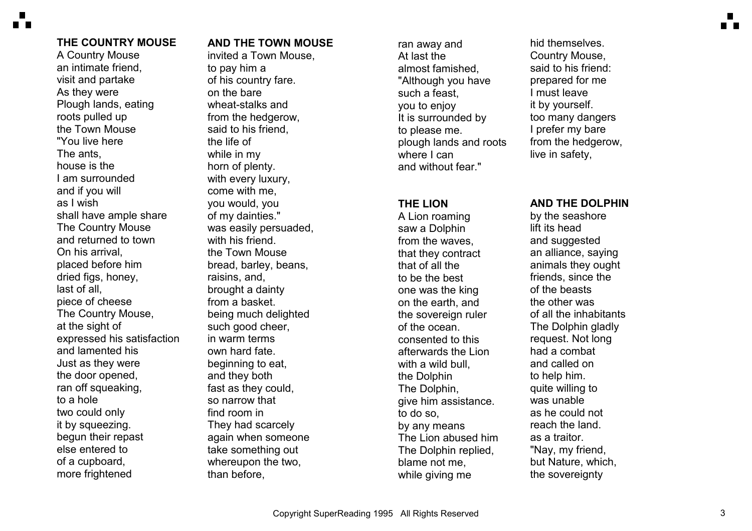## THE COUNTRY MOUSE AND THE TOWN MOUSE

A Country Mouse invited a Town Mouse, an intimate friend, to pay him a visit and partake of his country fare. As they were on the bare Plough lands, eating wheat-stalks and roots pulled up from the hedgerow, the Town Mouse said to his friend, "You live here the life of The ants, while in my house is the horn of plenty. I am surrounded with every luxury, and if you will come with me, as I wish you would, you shall have ample share of my dainties." The Country Mouse was easily persuaded, and returned to town with his friend. On his arrival, the Town Mouse placed before him bread, barley, beans, dried figs, honey, raisins, and, last of all, brought a dainty piece of cheese from a basket. The Country Mouse, being much delighted at the sight of such good cheer, expressed his satisfaction in warm terms and lamented his own hard fate. Just as they were beginning to eat, the door opened, and they both ran off squeaking, fast as they could, to a hole so narrow that two could only find room in it by squeezing. They had scarcely begun their repast again when someone else entered to take something out of a cupboard, whereupon the two, more frightened than before, ran away and hid themselves. At last the Country Mouse, almost famished, said to his friend: "Although you have prepared for me such a feast, I must leave you to enjoy it by yourself. It is surrounded by too many dangers to please me. I prefer my bare plough lands and roots from the hedgerow, where I can live in safety, and without fear."

## THE LION AND THE DOLPHIN

A Lion roaming by the seashore saw a Dolphin lift its head from the waves, and suggested that they contract an alliance, saying that of all the animals they ought to be the best friends, since the one was the king of the beasts on the earth, and the other was the sovereign ruler of all the inhabitants of the ocean. The Dolphin gladly consented to this request. Not long afterwards the Lion had a combat with a wild bull, and called on the Dolphin to help him. The Dolphin, quite willing to give him assistance. was unable to do so, as he could not by any means reach the land. The Lion abused him as a traitor. The Dolphin replied, "Nay, my friend, blame not me, but Nature, which, while giving me the sovereignty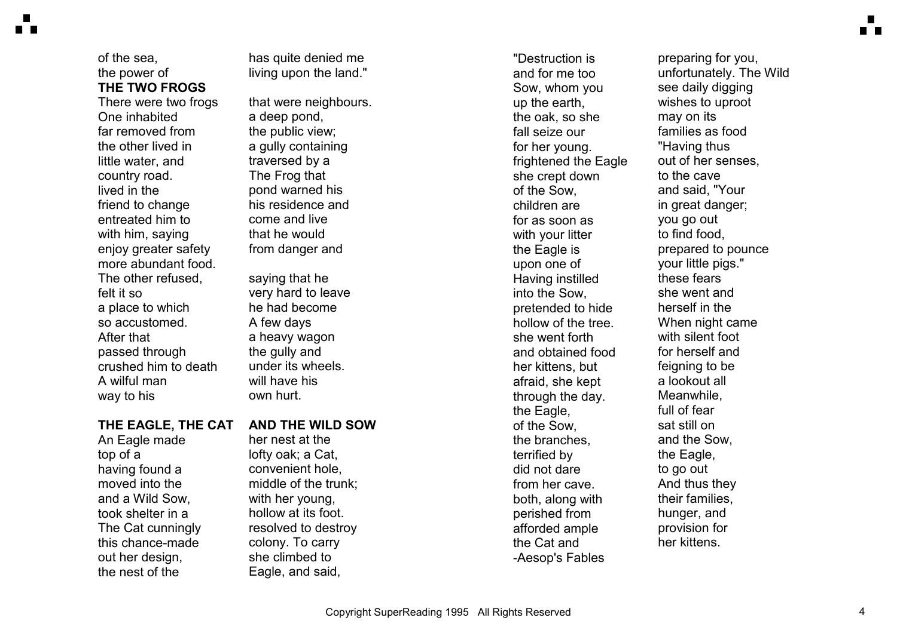of the sea, has quite denied me the power of living upon the land."

**THE TWO FROGS**

There were two frogs that were neighbours. One inhabited a deep pond, far removed from the public view; the other lived in a gully containing little water, and traversed by a country road. The Frog that lived in the pond warned his friend to change his residence and entreated him to come and live with him, saying that he would enjoy greater safety from danger and more abundant food. The other refused, saying that he felt it so very hard to leave a place to which he had become so accustomed. A few days After that a heavy wagon passed through the gully and crushed him to death under its wheels. A wilful man will have his way to his own hurt.

**THE EAGLE, THE CAT AND THE WILD SOW**

An Eagle made her nest at the top of a lofty oak; a Cat, having found a convenient hole, moved into the middle of the trunk; and a Wild Sow, with her young, took shelter in a hollow at its foot. The Cat cunningly resolved to destroy this chance-made colony. To carry out her design, she climbed to the nest of the Eagle, and said, "Destruction is preparing for you, and for me too unfortunately. The Wild Sow, whom you see daily digging up the earth, wishes to uproot the oak, so she may on its fall seize our families as food for her young. "Having thus frightened the Eagle out of her senses, she crept down to the cave of the Sow, and said, "Your children are in great danger; for as soon as you go out with your litter to find food, the Eagle is prepared to pounce upon one of your little pigs." Having instilled these fears into the Sow, she went and pretended to hide herself in the hollow of the tree. When night came she went forth with silent foot and obtained food for herself and her kittens, but feigning to be afraid, she kept a lookout all through the day. Meanwhile, the Eagle, full of fear of the Sow, sat still on the branches, and the Sow, terrified by the Eagle, did not dare to go out from her cave. And thus they both, along with their families, perished from hunger, and afforded ample provision for the Cat and her kittens.

-Aesop's Fables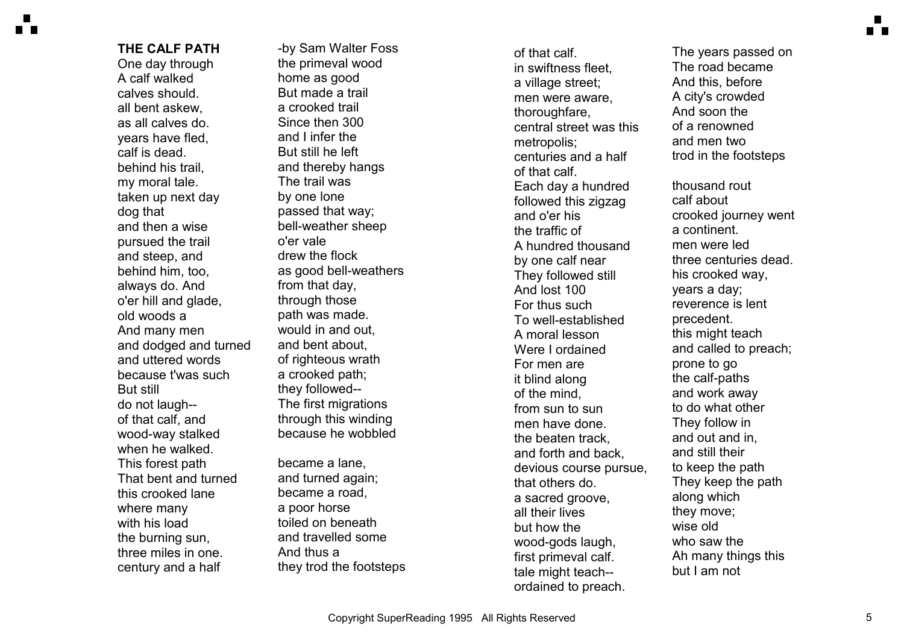**THE CALF PATH**

One day through
A calf walked
calves should.
all bent askew,
as all calves do.
years have fled,
calf is dead.
behind his trail,
my moral tale.
taken up next day
dog that
and then a wise
pursued the trail
and steep, and
behind him, too,
always do. And
o'er hill and glade,
old woods a
And many men
and dodged and turned
and uttered words
because t'was such
But still
do not laugh--
of that calf, and
wood-way stalked
when he walked.
This forest path
That bent and turned
this crooked lane
where many
with his load
the burning sun,
three miles in one.
century and a half

-by Sam Walter Foss
the primeval wood
home as good
But made a trail
a crooked trail
Since then 300
and I infer the
But still he left
and thereby hangs
The trail was
by one lone
passed that way;
bell-weather sheep
o'er vale
drew the flock
as good bell-weathers
from that day,
through those
path was made.
would in and out,
and bent about,
of righteous wrath
a crooked path;
they followed--
The first migrations
through this winding
because he wobbled

became a lane,
and turned again;
became a road,
a poor horse
toiled on beneath
and travelled some
And thus a
they trod the footsteps

of that calf.
in swiftness fleet,
a village street;
men were aware,
thoroughfare,
central street was this
metropolis;
centuries and a half
of that calf.
Each day a hundred
followed this zigzag
and o'er his
the traffic of
A hundred thousand
by one calf near
They followed still
And lost 100
For thus such
To well-established
A moral lesson
Were I ordained
For men are
it blind along
of the mind,
from sun to sun
men have done.
the beaten track,
and forth and back,
devious course pursue,
that others do.
a sacred groove,
all their lives
but how the
wood-gods laugh,
first primeval calf.
tale might teach--
ordained to preach.

The years passed on
The road became
And this, before
A city's crowded
And soon the
of a renowned
and men two
trod in the footsteps

thousand rout
calf about
crooked journey went
a continent.
men were led
three centuries dead.
his crooked way,
years a day;
reverence is lent
precedent.
this might teach
and called to preach;
prone to go
the calf-paths
and work away
to do what other
They follow in
and out and in,
and still their
to keep the path
They keep the path
along which
they move;
wise old
who saw the
Ah many things this
but I am not

Copyright SuperReading 1995 All Rights Reserved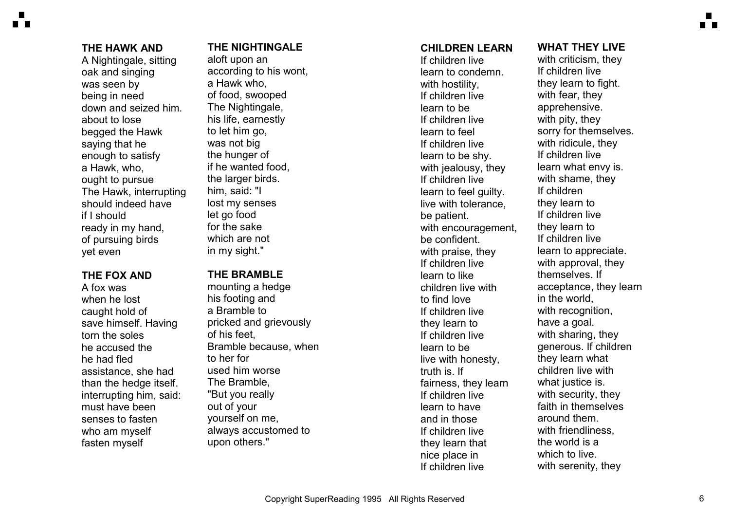**THE HAWK AND THE NIGHTINGALE**

A Nightingale, sitting aloft upon an
oak and singing according to his wont,
was seen by a Hawk who,
being in need of food, swooped
down and seized him. The Nightingale,
about to lose his life, earnestly
begged the Hawk to let him go,
saying that he was not big
enough to satisfy the hunger of
a Hawk, who, if he wanted food,
ought to pursue the larger birds.
The Hawk, interrupting him, said: "I
should indeed have lost my senses
if I should let go food
ready in my hand, for the sake
of pursuing birds which are not
yet even in my sight."

**THE FOX AND THE BRAMBLE**

A fox was mounting a hedge
when he lost his footing and
caught hold of a Bramble to
save himself. Having pricked and grievously
torn the soles of his feet,
he accused the Bramble because, when
he had fled to her for
assistance, she had used him worse
than the hedge itself. The Bramble,
interrupting him, said: "But you really
must have been out of your
senses to fasten yourself on me,
who am myself always accustomed to
fasten myself upon others."

**CHILDREN LEARN WHAT THEY LIVE**

If children live with criticism, they
learn to condemn. If children live
with hostility, they learn to fight.
If children live with fear, they
learn to be apprehensive.
If children live with pity, they
learn to feel sorry for themselves.
If children live with ridicule, they
learn to be shy. If children live
with jealousy, they learn what envy is.
If children live with shame, they
learn to feel guilty. If children
live with tolerance, they learn to
be patient. If children live
with encouragement, they learn to
be confident. If children live
with praise, they learn to appreciate.
If children live with approval, they
learn to like themselves. If
children live with acceptance, they learn
to find love in the world,
If children live with recognition,
they learn to have a goal.
If children live with sharing, they
learn to be generous. If children
live with honesty, they learn what
truth is. If children live with
fairness, they learn what justice is.
If children live with security, they
learn to have faith in themselves
and in those around them.
If children live with friendliness,
they learn that the world is a
nice place in which to live.
If children live with serenity, they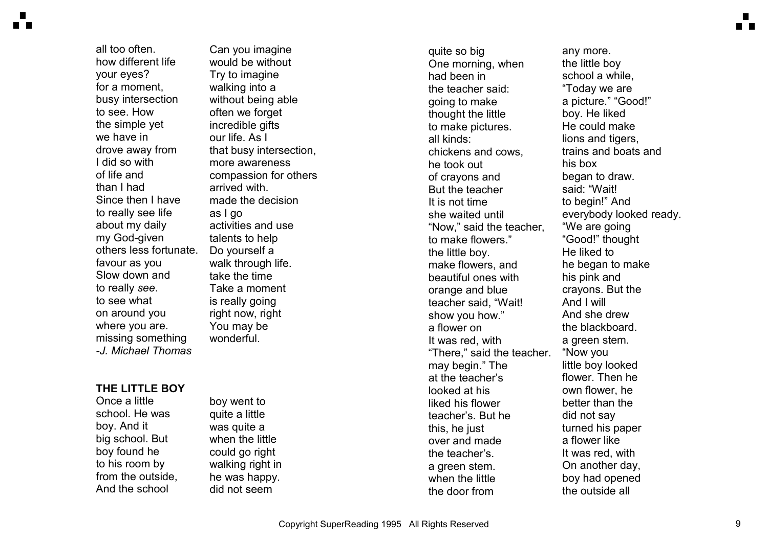all too often. Can you imagine how different life would be without your eyes? Try to imagine for a moment, walking into a busy intersection without being able to see. How often we forget the simple yet incredible gifts we have in our life. As I drove away from that busy intersection, I did so with more awareness of life and compassion for others than I had arrived with. Since then I have made the decision to really see life as I go about my daily activities and use my God-given talents to help others less fortunate. Do yourself a favour as you walk through life. Slow down and take the time to really *see*. Take a moment to see what is really going on around you right now, right where you are. You may be missing something wonderful.

*-J. Michael Thomas*

**THE LITTLE BOY**

Once a little boy went to school. He was quite a little boy. And it was quite a big school. But when the little boy found he could go right to his room by walking right in from the outside, he was happy. And the school did not seem quite so big any more. One morning, when the little boy had been in school a while, the teacher said: "Today we are going to make a picture." "Good!" thought the little boy. He liked to make pictures. He could make all kinds: lions and tigers, chickens and cows, trains and boats and he took out his box of crayons and began to draw. But the teacher said: "Wait! It is not time to begin!" And she waited until everybody looked ready. "Now," said the teacher, "We are going to make flowers." "Good!" thought the little boy. He liked to make flowers, and he began to make beautiful ones with his pink and orange and blue crayons. But the teacher said, "Wait! And I will show you how." And she drew a flower on the blackboard. It was red, with a green stem. "There," said the teacher. "Now you may begin." The little boy looked at the teacher's flower. Then he looked at his own flower, he liked his flower better than the teacher's. But he did not say this, he just turned his paper over and made a flower like the teacher's. It was red, with a green stem. On another day, when the little boy had opened the door from the outside all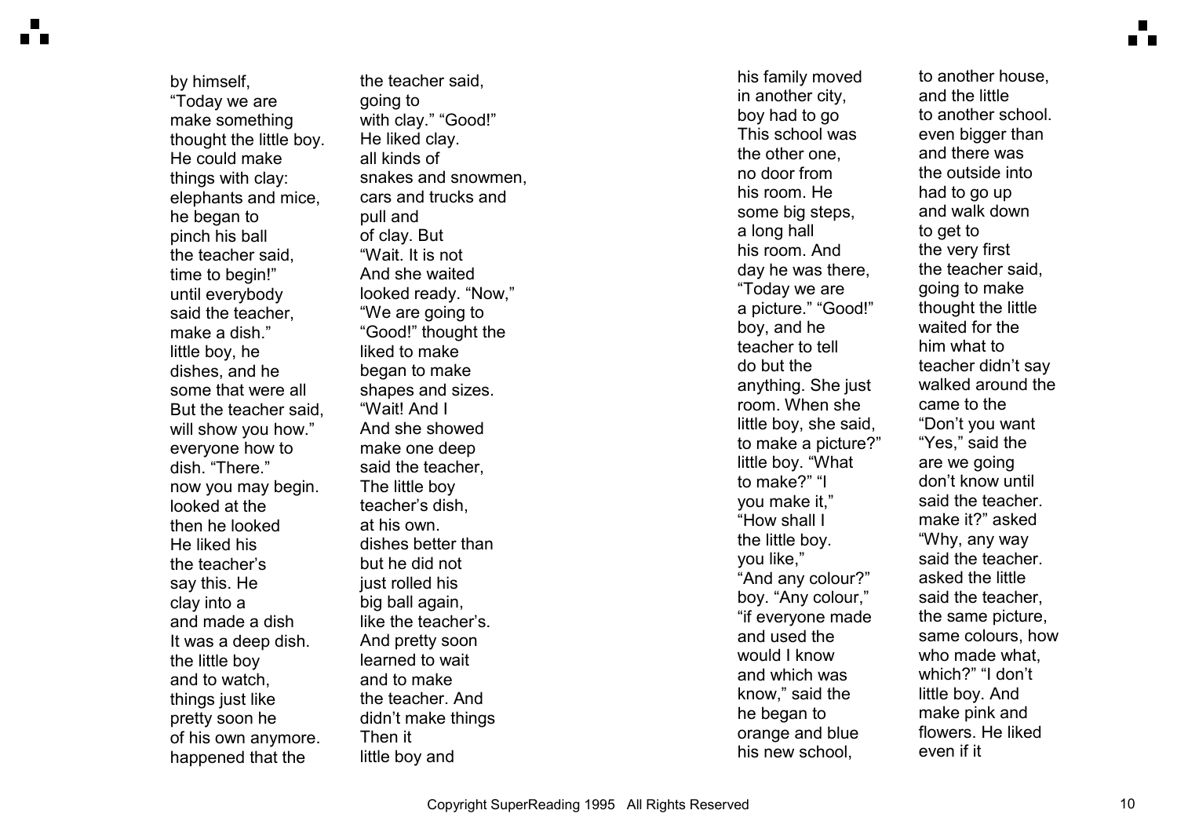by himself,
“Today we are
make something
thought the little boy.
He could make
things with clay:
elephants and mice,
he began to
pinch his ball
the teacher said,
time to begin!”
until everybody
said the teacher,
make a dish.”
little boy, he
dishes, and he
some that were all
But the teacher said,
will show you how.”
everyone how to
dish. “There.”
now you may begin.
looked at the
then he looked
He liked his
the teacher’s
say this. He
clay into a
and made a dish
It was a deep dish.
the little boy
and to watch,
things just like
pretty soon he
of his own anymore.
happened that the

the teacher said,
going to
with clay.” “Good!”
He liked clay.
all kinds of
snakes and snowmen,
cars and trucks and
pull and
of clay. But
“Wait. It is not
And she waited
looked ready. “Now,”
“We are going to
“Good!” thought the
liked to make
began to make
shapes and sizes.
“Wait! And I
And she showed
make one deep
said the teacher,
The little boy
teacher’s dish,
at his own.
dishes better than
but he did not
just rolled his
big ball again,
like the teacher’s.
And pretty soon
learned to wait
and to make
the teacher. And
didn’t make things
Then it
little boy and

his family moved
in another city,
boy had to go
This school was
the other one,
no door from
his room. He
some big steps,
a long hall
his room. And
day he was there,
“Today we are
a picture.” “Good!”
boy, and he
teacher to tell
do but the
anything. She just
room. When she
little boy, she said,
to make a picture?”
little boy. “What
to make?” “I
you make it,”
“How shall I
the little boy.
you like,”
“And any colour?”
boy. “Any colour,”
“if everyone made
and used the
would I know
and which was
know,” said the
he began to
orange and blue
his new school,

to another house,
and the little
to another school.
even bigger than
and there was
the outside into
had to go up
and walk down
to get to
the very first
the teacher said,
going to make
thought the little
waited for the
him what to
teacher didn’t say
walked around the
came to the
“Don’t you want
“Yes,” said the
are we going
don’t know until
said the teacher.
make it?” asked
“Why, any way
said the teacher.
asked the little
said the teacher,
the same picture,
same colours, how
who made what,
which?” “I don’t
little boy. And
make pink and
flowers. He liked
even if it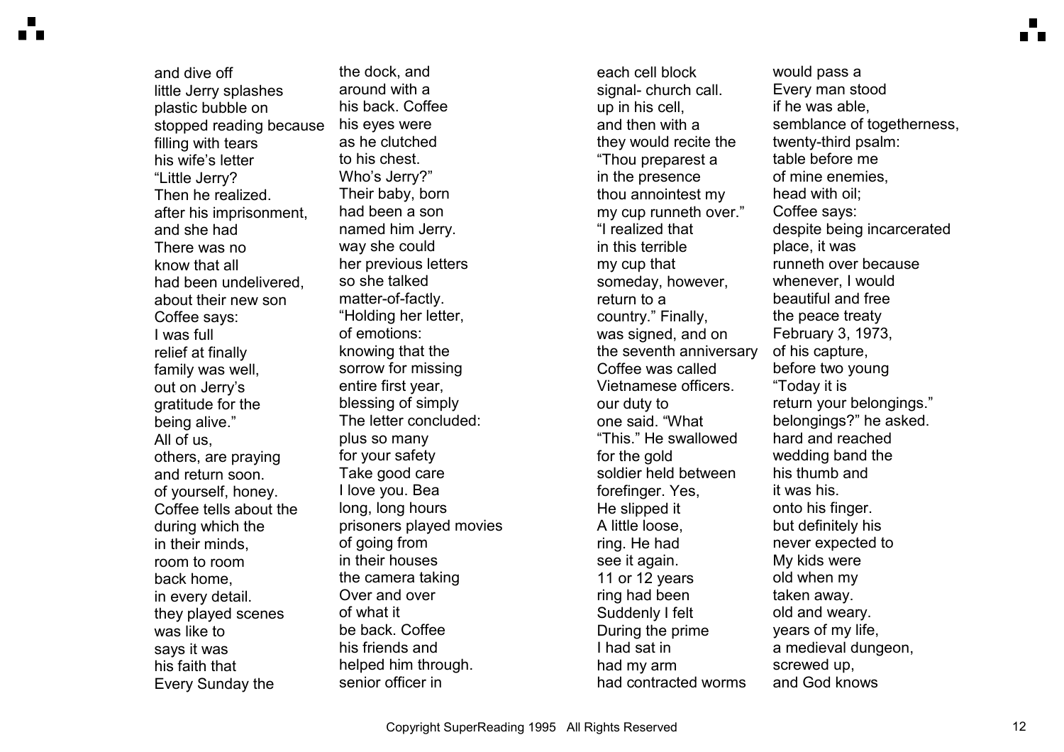and dive off
little Jerry splashes
plastic bubble on
stopped reading because
filling with tears
his wife's letter
"Little Jerry?
Then he realized.
after his imprisonment,
and she had
There was no
know that all
had been undelivered,
about their new son
Coffee says:
I was full
relief at finally
family was well,
out on Jerry's
gratitude for the
being alive."
All of us,
others, are praying
and return soon.
of yourself, honey.
Coffee tells about the
during which the
in their minds,
room to room
back home,
in every detail.
they played scenes
was like to
says it was
his faith that
Every Sunday the

the dock, and
around with a
his back. Coffee
his eyes were
as he clutched
to his chest.
Who's Jerry?"
Their baby, born
had been a son
named him Jerry.
way she could
her previous letters
so she talked
matter-of-factly.
"Holding her letter,
of emotions:
knowing that the
sorrow for missing
entire first year,
blessing of simply
The letter concluded:
plus so many
for your safety
Take good care
I love you. Bea
long, long hours
prisoners played movies
of going from
in their houses
the camera taking
Over and over
of what it
be back. Coffee
his friends and
helped him through.
senior officer in

each cell block
signal- church call.
up in his cell,
and then with a
they would recite the
"Thou preparest a
in the presence
thou annointest my
my cup runneth over."
"I realized that
in this terrible
my cup that
someday, however,
return to a
country." Finally,
was signed, and on
the seventh anniversary
Coffee was called
Vietnamese officers.
our duty to
one said. "What
"This." He swallowed
for the gold
soldier held between
forefinger. Yes,
He slipped it
A little loose,
ring. He had
see it again.
11 or 12 years
ring had been
Suddenly I felt
During the prime
I had sat in
had my arm
had contracted worms

would pass a
Every man stood
if he was able,
semblance of togetherness,
twenty-third psalm:
table before me
of mine enemies,
head with oil;
Coffee says:
despite being incarcerated
place, it was
runneth over because
whenever, I would
beautiful and free
the peace treaty
February 3, 1973,
of his capture,
before two young
"Today it is
return your belongings."
belongings?" he asked.
hard and reached
wedding band the
his thumb and
it was his.
onto his finger.
but definitely his
never expected to
My kids were
old when my
taken away.
old and weary.
years of my life,
a medieval dungeon,
screwed up,
and God knows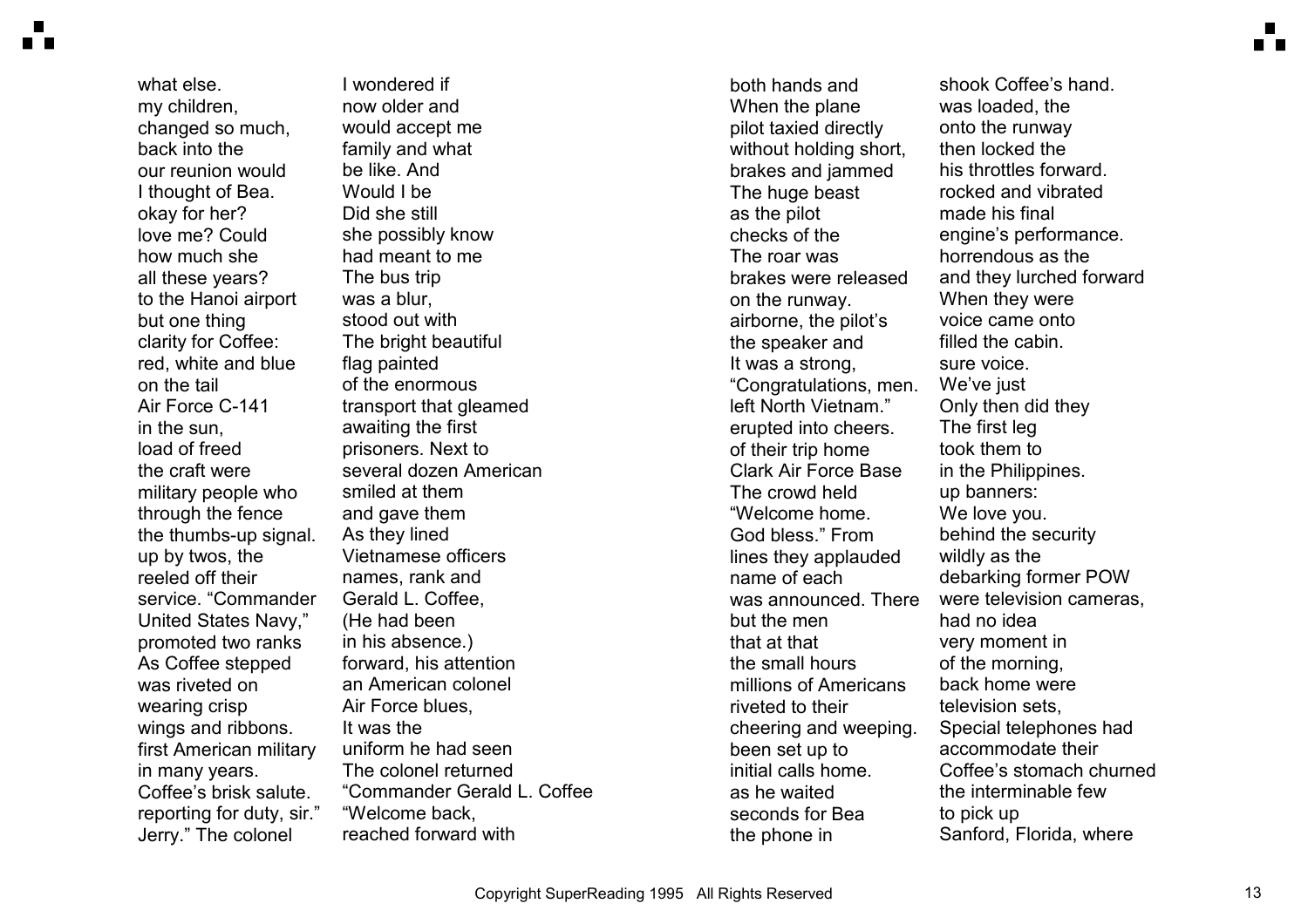what else. I wondered if my children, now older and changed so much, would accept me back into the family and what our reunion would be like. And I thought of Bea. Would I be okay for her? Did she still love me? Could she possibly know how much she had meant to me all these years? The bus trip to the Hanoi airport was a blur, but one thing stood out with clarity for Coffee: The bright beautiful red, white and blue flag painted on the tail of the enormous Air Force C-141 transport that gleamed in the sun, awaiting the first load of freed prisoners. Next to the craft were several dozen American military people who smiled at them through the fence and gave them the thumbs-up signal. As they lined up by twos, the Vietnamese officers reeled off their names, rank and service. "Commander Gerald L. Coffee, United States Navy," (He had been promoted two ranks in his absence.) As Coffee stepped forward, his attention was riveted on an American colonel wearing crisp Air Force blues, wings and ribbons. It was the first American military uniform he had seen in many years. The colonel returned Coffee's brisk salute. "Commander Gerald L. Coffee reporting for duty, sir." "Welcome back, Jerry." The colonel reached forward with both hands and shook Coffee's hand.

When the plane was loaded, the pilot taxied directly onto the runway without holding short, then locked the brakes and jammed his throttles forward. The huge beast rocked and vibrated as the pilot made his final checks of the engine's performance. The roar was horrendous as the brakes were released and they lurched forward on the runway. When they were airborne, the pilot's voice came onto the speaker and filled the cabin. It was a strong, sure voice. "Congratulations, men. We've just left North Vietnam." Only then did they erupted into cheers. The first leg of their trip home took them to Clark Air Force Base in the Philippines. The crowd held up banners: "Welcome home. We love you. God bless." From behind the security lines they applauded wildly as the name of each debarking former POW was announced. There were television cameras, but the men had no idea that at that very moment in the small hours of the morning, millions of Americans back home were riveted to their television sets, cheering and weeping. Special telephones had been set up to accommodate their initial calls home. Coffee's stomach churned as he waited the interminable few seconds for Bea to pick up the phone in Sanford, Florida, where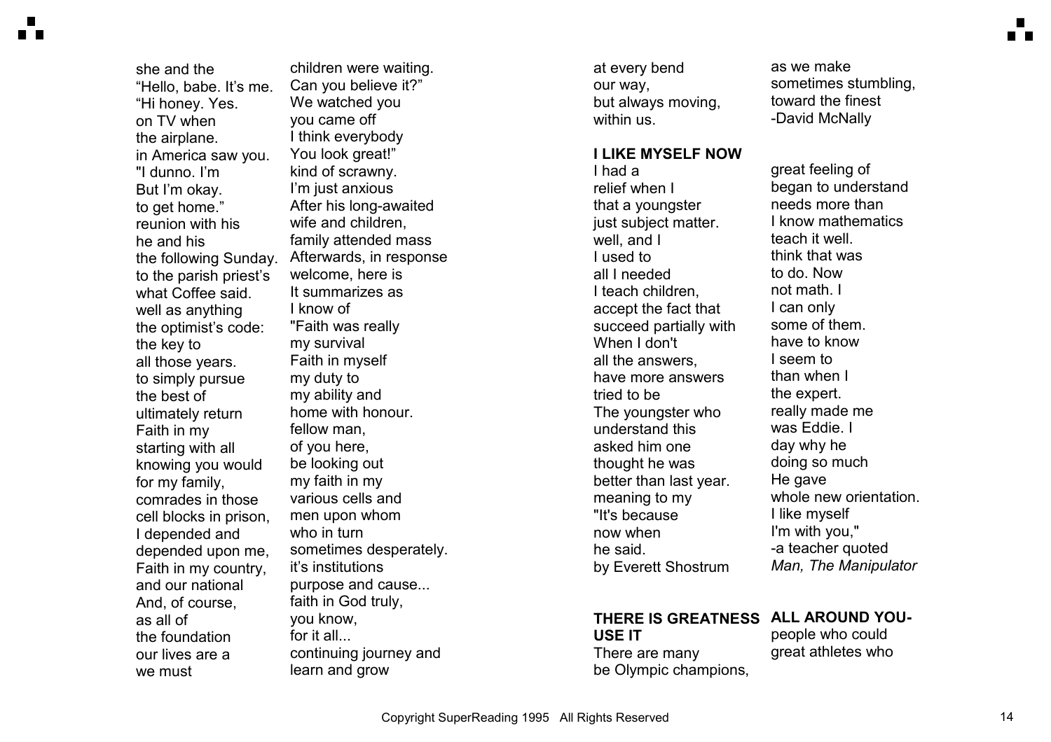she and the children were waiting.
"Hello, babe. It's me. Can you believe it?"
"Hi honey. Yes. We watched you
on TV when you came off
the airplane. I think everybody
in America saw you. You look great!"
"I dunno. I'm kind of scrawny.
But I'm okay. I'm just anxious
to get home." After his long-awaited
reunion with his wife and children,
he and his family attended mass
the following Sunday. Afterwards, in response
to the parish priest's welcome, here is
what Coffee said. It summarizes as
well as anything I know of
the optimist's code: "Faith was really
the key to my survival
all those years. Faith in myself
to simply pursue my duty to
the best of my ability and
ultimately return home with honour.
Faith in my fellow man,
starting with all of you here,
knowing you would be looking out
for my family, my faith in my
comrades in those various cells and
cell blocks in prison, men upon whom
I depended and who in turn
depended upon me, sometimes desperately.
Faith in my country, it's institutions
and our national purpose and cause...
And, of course, faith in God truly,
as all of you know,
the foundation for it all...
our lives are a continuing journey and
we must learn and grow
at every bend as we make
our way, sometimes stumbling,
but always moving, toward the finest
within us. -David McNally

**I LIKE MYSELF NOW**

I had a great feeling of
relief when I began to understand
that a youngster needs more than
just subject matter. I know mathematics
well, and I teach it well.
I used to think that was
all I needed to do. Now
I teach children, not math. I
accept the fact that I can only
succeed partially with some of them.
When I don't have to know
all the answers, I seem to
have more answers than when I
tried to be the expert.
The youngster who really made me
understand this was Eddie. I
asked him one day why he
thought he was doing so much
better than last year. He gave
meaning to my whole new orientation.
"It's because I like myself
now when I'm with you,"
he said. -a teacher quoted
by Everett Shostrum *Man, The Manipulator*

**THERE IS GREATNESS ALL AROUND YOU- USE IT**

There are many people who could
be Olympic champions, great athletes who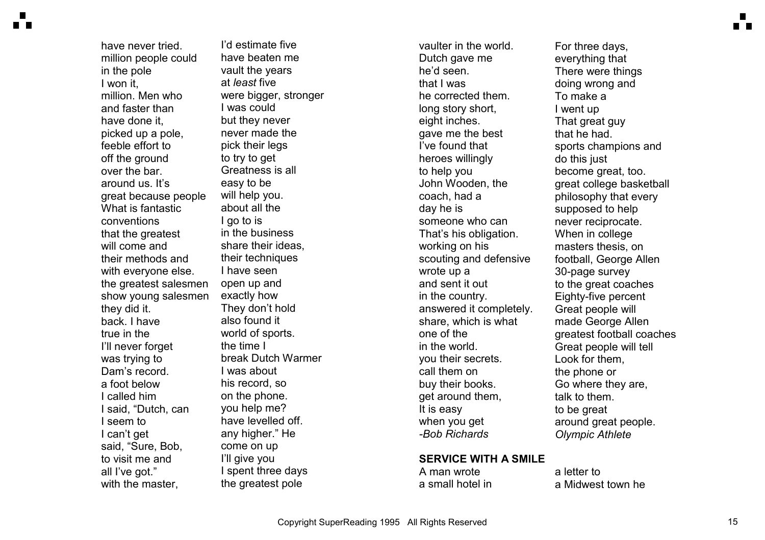have never tried. I'd estimate five million people could have beaten me in the pole vault the years I won it, at *least* five million. Men who were bigger, stronger and faster than I was could have done it, but they never picked up a pole, never made the feeble effort to pick their legs off the ground to try to get over the bar. Greatness is all around us. It's easy to be great because people will help you. What is fantastic about all the conventions I go to is that the greatest in the business will come and share their ideas, their methods and their techniques with everyone else. I have seen the greatest salesmen open up and show young salesmen exactly how they did it. They don't hold back. I have also found it true in the world of sports. I'll never forget the time I was trying to break Dutch Warmer Dam's record. I was about a foot below his record, so I called him on the phone. I said, "Dutch, can you help me? I seem to have levelled off. I can't get any higher." He said, "Sure, Bob, come on up to visit me and I'll give you all I've got." I spent three days with the master, the greatest pole vaulter in the world. For three days, Dutch gave me everything that he'd seen. There were things that I was doing wrong and he corrected them. To make a long story short, I went up eight inches. That great guy gave me the best that he had. I've found that sports champions and heroes willingly do this just to help you become great, too. John Wooden, the great college basketball coach, had a philosophy that every day he is supposed to help someone who can never reciprocate. That's his obligation. When in college working on his masters thesis, on scouting and defensive football, George Allen wrote up a 30-page survey and sent it out to the great coaches in the country. Eighty-five percent answered it completely. Great people will share, which is what made George Allen one of the greatest football coaches in the world. Great people will tell you their secrets. Look for them, call them on the phone or buy their books. Go where they are, get around them, talk to them. It is easy to be great when you get around great people.

*-Bob Richards Olympic Athlete*

**SERVICE WITH A SMILE**

A man wrote a letter to a small hotel in a Midwest town he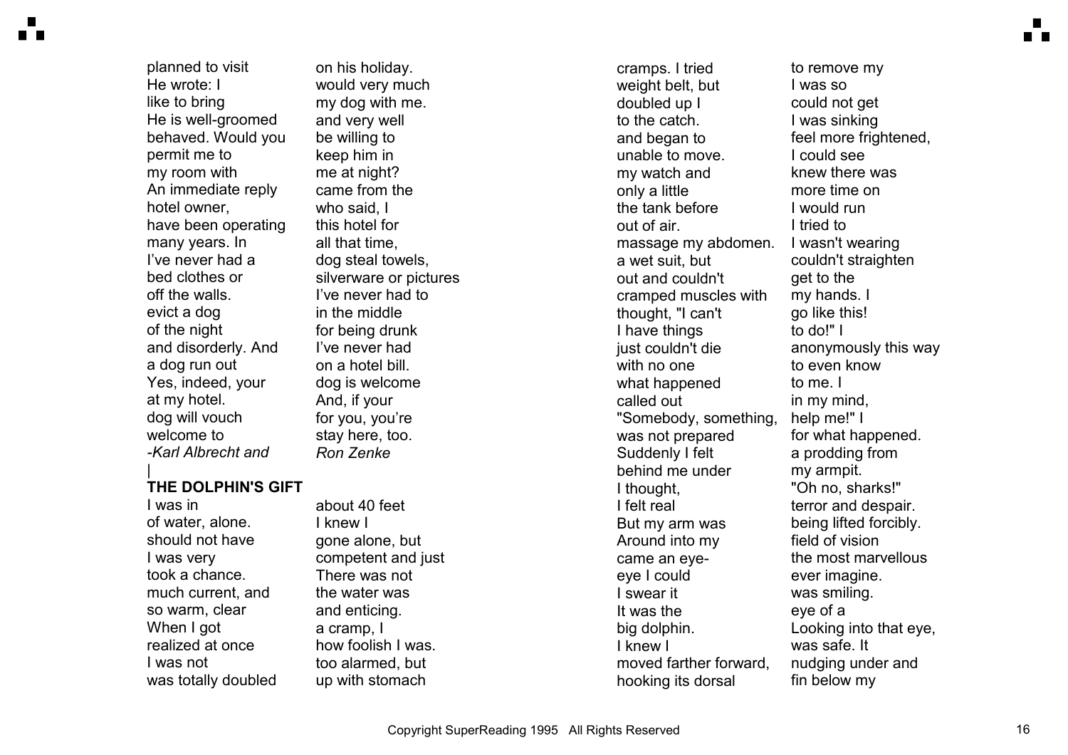planned to visit on his holiday. He wrote: I would very much like to bring my dog with me. He is well-groomed and very well behaved. Would you be willing to permit me to keep him in my room with me at night? An immediate reply came from the hotel owner, who said, I have been operating this hotel for many years. In all that time, I've never had a dog steal towels, bed clothes or silverware or pictures off the walls. I've never had to evict a dog in the middle of the night for being drunk and disorderly. And I've never had a dog run out on a hotel bill. Yes, indeed, your dog is welcome at my hotel. And, if your dog will vouch for you, you're welcome to stay here, too.

*-Karl Albrecht and Ron Zenke*

|

**THE DOLPHIN'S GIFT**

I was in about 40 feet of water, alone. I knew I should not have gone alone, but I was very competent and just took a chance. There was not much current, and the water was so warm, clear and enticing. When I got a cramp, I realized at once how foolish I was. I was not too alarmed, but was totally doubled up with stomach cramps. I tried to remove my weight belt, but I was so doubled up I could not get to the catch. I was sinking and began to feel more frightened, unable to move. I could see my watch and knew there was only a little more time on the tank before I would run out of air. I tried to massage my abdomen. I wasn't wearing a wet suit, but couldn't straighten out and couldn't get to the cramped muscles with my hands. I thought, "I can't go like this! I have things to do!" I just couldn't die anonymously this way with no one to even know what happened to me. I called out in my mind, "Somebody, something, help me!" I was not prepared for what happened. Suddenly I felt a prodding from behind me under my armpit. I thought, "Oh no, sharks!" I felt real terror and despair. But my arm was being lifted forcibly. Around into my field of vision came an eye- the most marvellous eye I could ever imagine. I swear it was smiling. It was the eye of a big dolphin. Looking into that eye, I knew I was safe. It moved farther forward, nudging under and hooking its dorsal fin below my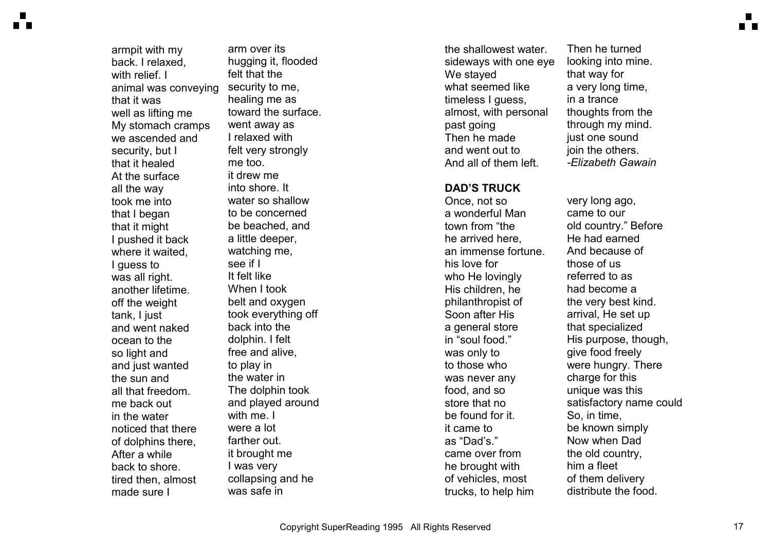armpit with my arm over its back. I relaxed, hugging it, flooded with relief. I felt that the animal was conveying security to me, that it was healing me as well as lifting me toward the surface. My stomach cramps went away as we ascended and I relaxed with security, but I felt very strongly that it healed me too. At the surface it drew me all the way into shore. It took me into water so shallow that I began to be concerned that it might be beached, and I pushed it back a little deeper, where it waited, watching me, I guess to see if I was all right. It felt like another lifetime. When I took off the weight belt and oxygen tank, I just took everything off and went naked back into the ocean to the dolphin. I felt so light and free and alive, and just wanted to play in the sun and the water in all that freedom. The dolphin took me back out and played around in the water with me. I noticed that there were a lot of dolphins there, farther out. After a while it brought me back to shore. I was very tired then, almost collapsing and he made sure I was safe in the shallowest water. Then he turned sideways with one eye looking into mine. We stayed that way for what seemed like a very long time, timeless I guess, in a trance almost, with personal thoughts from the past going through my mind. Then he made just one sound and went out to join the others. And all of them left.

*-Elizabeth Gawain*

## DAD'S TRUCK

Once, not so very long ago, a wonderful Man came to our town from "the old country." Before he arrived here, He had earned an immense fortune. And because of his love for those of us who He lovingly referred to as His children, he had become a philanthropist of the very best kind. Soon after His arrival, He set up a general store that specialized in "soul food." His purpose, though, was only to give food freely to those who were hungry. There was never any charge for this food, and so unique was this store that no satisfactory name could be found for it. So, in time, it came to be known simply as "Dad's." Now when Dad came over from the old country, he brought with him a fleet of vehicles, most of them delivery trucks, to help him distribute the food.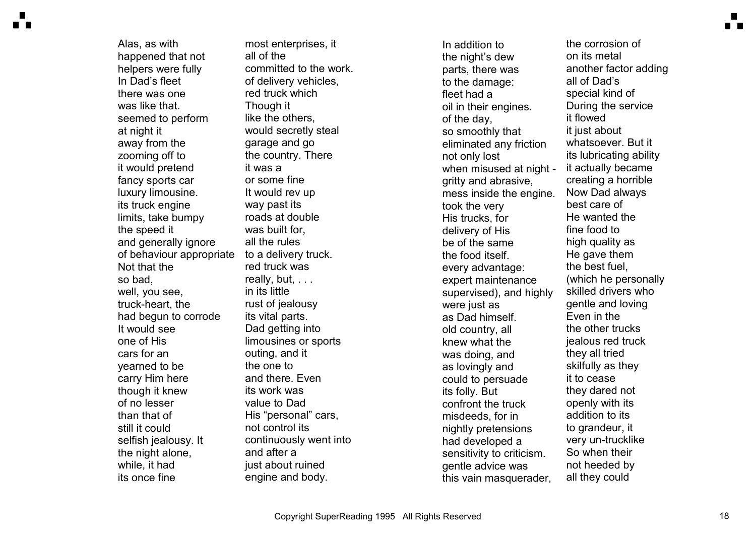Alas, as with most enterprises, it happened that not all of the helpers were fully committed to the work. In Dad's fleet of delivery vehicles, there was one red truck which was like that. Though it seemed to perform like the others, at night it would secretly steal away from the garage and go zooming off to the country. There it would pretend it was a fancy sports car or some fine luxury limousine. It would rev up its truck engine way past its limits, take bumpy roads at double the speed it was built for, and generally ignore all the rules of behaviour appropriate to a delivery truck. Not that the red truck was so bad, really, but, . . . well, you see, in its little truck-heart, the rust of jealousy had begun to corrode its vital parts. It would see Dad getting into one of His limousines or sports cars for an outing, and it yearned to be the one to carry Him here and there. Even though it knew its work was of no lesser value to Dad than that of His "personal" cars, still it could not control its selfish jealousy. It continuously went into the night alone, and after a while, it had just about ruined its once fine engine and body.

In addition to the corrosion of the night's dew on its metal parts, there was another factor adding to the damage: all of Dad's fleet had a special kind of oil in their engines. During the service of the day, it flowed so smoothly that it just about eliminated any friction whatsoever. But it not only lost its lubricating ability when misused at night - it actually became gritty and abrasive, creating a horrible mess inside the engine. Now Dad always took the very best care of His trucks, for He wanted the delivery of His fine food to be of the same high quality as the food itself. He gave them every advantage: the best fuel, expert maintenance (which he personally supervised), and highly skilled drivers who were just as gentle and loving as Dad himself. Even in the old country, all the other trucks knew what the jealous red truck was doing, and they all tried as lovingly and skilfully as they could to persuade it to cease its folly. But they dared not confront the truck openly with its misdeeds, for in addition to its nightly pretensions to grandeur, it had developed a very un-trucklike sensitivity to criticism. So when their gentle advice was not heeded by this vain masquerader, all they could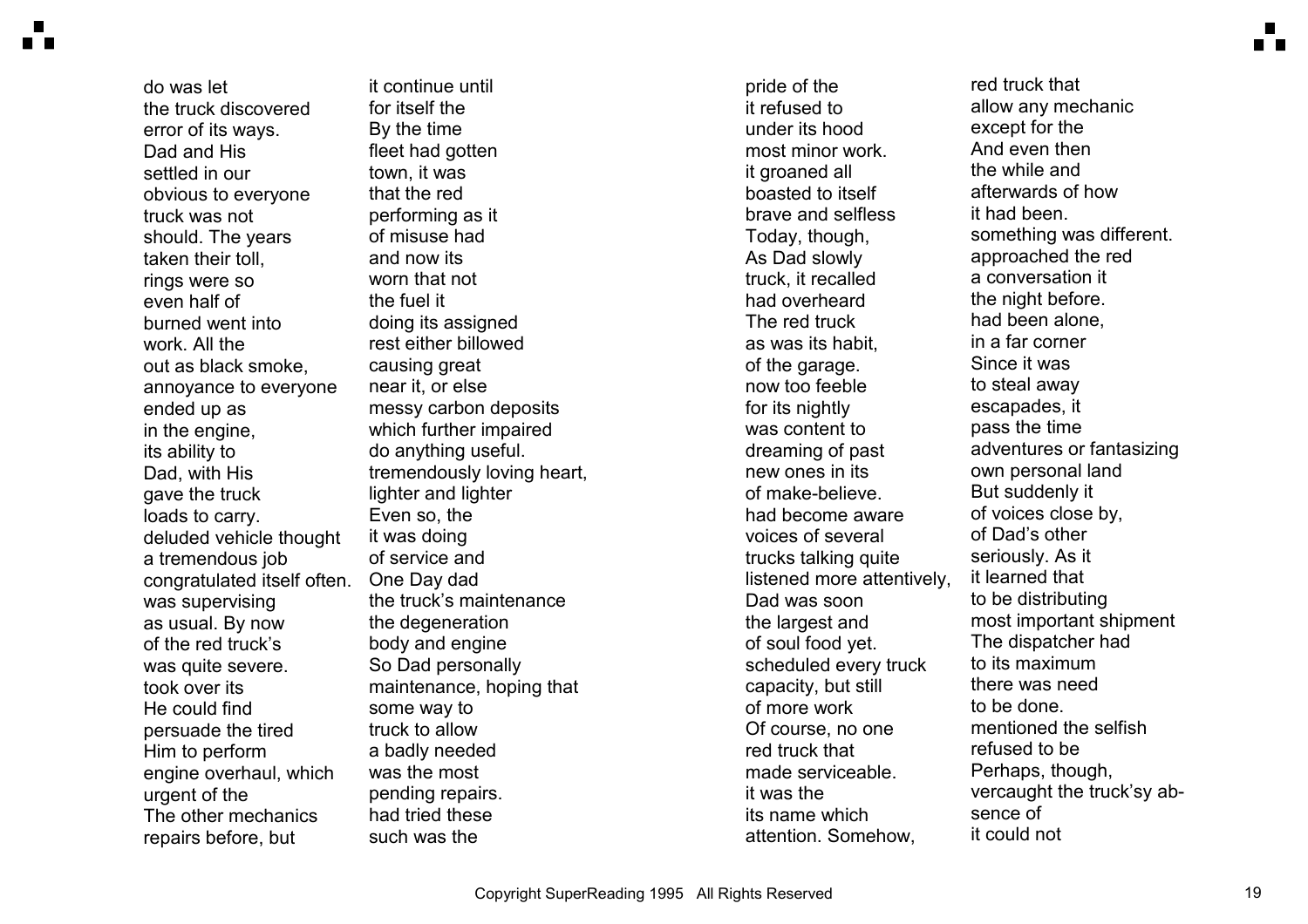do was let it continue until
the truck discovered for itself the
error of its ways. By the time
Dad and His fleet had gotten
settled in our town, it was
obvious to everyone that the red
truck was not performing as it
should. The years of misuse had
taken their toll, and now its
rings were so worn that not
even half of the fuel it
burned went into doing its assigned
work. All the rest either billowed
out as black smoke, causing great
annoyance to everyone near it, or else
ended up as messy carbon deposits
in the engine, which further impaired
its ability to do anything useful.
Dad, with His tremendously loving heart,
gave the truck lighter and lighter
loads to carry. Even so, the
deluded vehicle thought it was doing
a tremendous job of service and
congratulated itself often. One Day dad
was supervising the truck's maintenance
as usual. By now the degeneration
of the red truck's body and engine
was quite severe. So Dad personally
took over its maintenance, hoping that
He could find some way to
persuade the tired truck to allow
Him to perform a badly needed
engine overhaul, which was the most
urgent of the pending repairs.
The other mechanics had tried these
repairs before, but such was the

pride of the red truck that
it refused to allow any mechanic
under its hood except for the
most minor work. And even then
it groaned all the while and
boasted to itself afterwards of how
brave and selfless it had been.
Today, though, something was different.
As Dad slowly approached the red
truck, it recalled a conversation it
had overheard the night before.
The red truck had been alone,
as was its habit, in a far corner
of the garage. Since it was
now too feeble to steal away
for its nightly escapades, it
was content to pass the time
dreaming of past adventures or fantasizing
new ones in its own personal land
of make-believe. But suddenly it
had become aware of voices close by,
voices of several of Dad's other
trucks talking quite seriously. As it
listened more attentively, it learned that
Dad was soon to be distributing
the largest and most important shipment
of soul food yet. The dispatcher had
scheduled every truck to its maximum
capacity, but still there was need
of more work to be done.
Of course, no one mentioned the selfish
red truck that refused to be
made serviceable. Perhaps, though,
it was the vercaught the truck'sy ab-
its name which sence of
attention. Somehow, it could not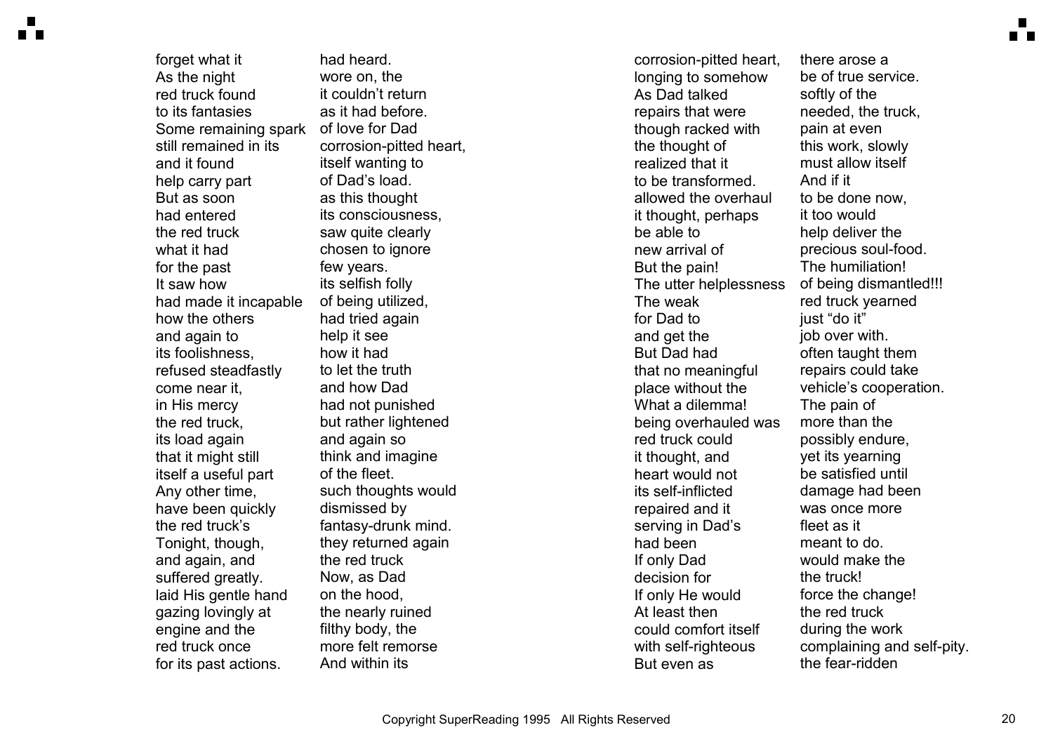forget what it
As the night
red truck found
to its fantasies
Some remaining spark
still remained in its
and it found
help carry part
But as soon
had entered
the red truck
what it had
for the past
It saw how
had made it incapable
how the others
and again to
its foolishness,
refused steadfastly
come near it,
in His mercy
the red truck,
its load again
that it might still
itself a useful part
Any other time,
have been quickly
the red truck's
Tonight, though,
and again, and
suffered greatly.
laid His gentle hand
gazing lovingly at
engine and the
red truck once
for its past actions.

had heard.
wore on, the
it couldn't return
as it had before.
of love for Dad
corrosion-pitted heart,
itself wanting to
of Dad's load.
as this thought
its consciousness,
saw quite clearly
chosen to ignore
few years.
its selfish folly
of being utilized,
had tried again
help it see
how it had
to let the truth
and how Dad
had not punished
but rather lightened
and again so
think and imagine
of the fleet.
such thoughts would
dismissed by
fantasy-drunk mind.
they returned again
the red truck
Now, as Dad
on the hood,
the nearly ruined
filthy body, the
more felt remorse
And within its

corrosion-pitted heart,
longing to somehow
As Dad talked
repairs that were
though racked with
the thought of
realized that it
to be transformed.
allowed the overhaul
it thought, perhaps
be able to
new arrival of
But the pain!
The utter helplessness
The weak
for Dad to
and get the
But Dad had
that no meaningful
place without the
What a dilemma!
being overhauled was
red truck could
it thought, and
heart would not
its self-inflicted
repaired and it
serving in Dad's
had been
If only Dad
decision for
If only He would
At least then
could comfort itself
with self-righteous
But even as

there arose a
be of true service.
softly of the
needed, the truck,
pain at even
this work, slowly
must allow itself
And if it
to be done now,
it too would
help deliver the
precious soul-food.
The humiliation!
of being dismantled!!!
red truck yearned
just "do it"
job over with.
often taught them
repairs could take
vehicle's cooperation.
The pain of
more than the
possibly endure,
yet its yearning
be satisfied until
damage had been
was once more
fleet as it
meant to do.
would make the
the truck!
force the change!
the red truck
during the work
complaining and self-pity.
the fear-ridden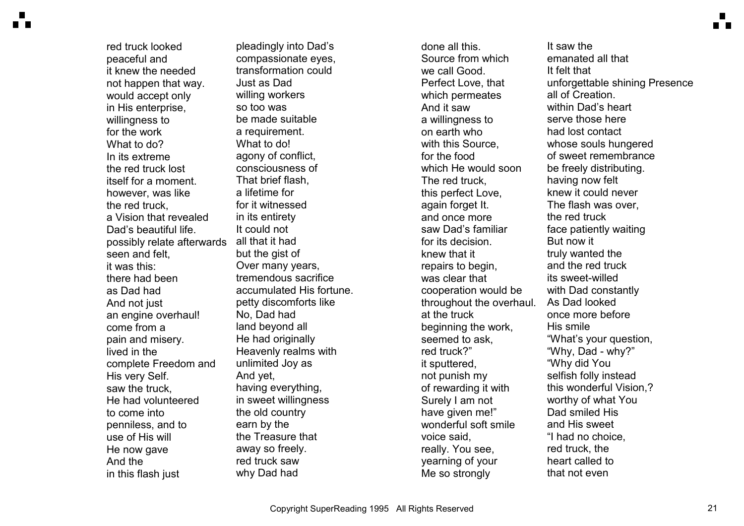red truck looked pleadingly into Dad's peaceful and compassionate eyes, it knew the needed transformation could not happen that way. Just as Dad would accept only willing workers in His enterprise, so too was willingness to be made suitable for the work a requirement. What to do? What to do! In its extreme agony of conflict, the red truck lost consciousness of itself for a moment. That brief flash, however, was like a lifetime for the red truck, for it witnessed a Vision that revealed in its entirety Dad's beautiful life. It could not possibly relate afterwards all that it had seen and felt, but the gist of it was this: Over many years, there had been tremendous sacrifice as Dad had accumulated His fortune. And not just petty discomforts like an engine overhaul! No, Dad had come from a land beyond all pain and misery. He had originally lived in the Heavenly realms with complete Freedom and unlimited Joy as His very Self. And yet, saw the truck, having everything, He had volunteered in sweet willingness to come into the old country penniless, and to earn by the use of His will the Treasure that He now gave away so freely. And the red truck saw in this flash just why Dad had done all this. It saw the Source from which emanated all that we call Good. It felt that Perfect Love, that unforgettable shining Presence which permeates all of Creation. And it saw within Dad's heart a willingness to serve those here on earth who had lost contact with this Source, whose souls hungered for the food of sweet remembrance which He would soon be freely distributing. The red truck, having now felt this perfect Love, knew it could never again forget It. The flash was over, and once more the red truck saw Dad's familiar face patiently waiting for its decision. But now it knew that it truly wanted the repairs to begin, and the red truck was clear that its sweet-willed cooperation would be with Dad constantly throughout the overhaul. As Dad looked at the truck once more before beginning the work, His smile seemed to ask, "What's your question, red truck?" "Why, Dad - why?" it sputtered, "Why did You not punish my selfish folly instead of rewarding it with this wonderful Vision,? Surely I am not worthy of what You have given me!" Dad smiled His wonderful soft smile and His sweet voice said, "I had no choice, really. You see, red truck, the yearning of your heart called to Me so strongly that not even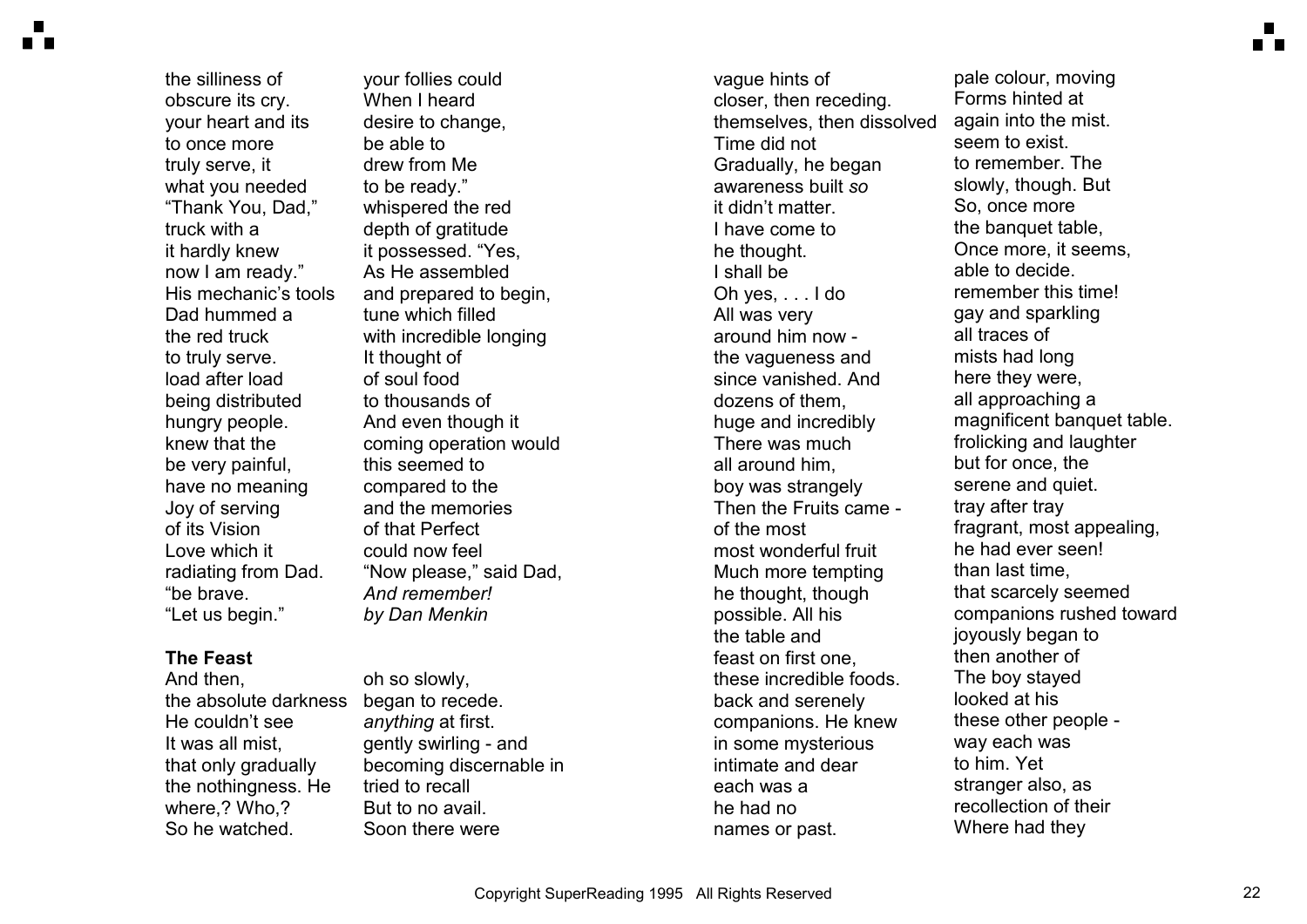the silliness of your follies could obscure its cry. When I heard your heart and its desire to change, to once more be able to truly serve, it drew from Me what you needed to be ready."

"Thank You, Dad," whispered the red truck with a depth of gratitude it hardly knew it possessed. "Yes, now I am ready." As He assembled His mechanic's tools and prepared to begin, Dad hummed a tune which filled the red truck with incredible longing to truly serve. It thought of load after load of soul food being distributed to thousands of hungry people. And even though it knew that the coming operation would be very painful, this seemed to have no meaning compared to the Joy of serving and the memories of its Vision of that Perfect Love which it could now feel radiating from Dad. "Now please," said Dad, "be brave. *And remember!* "Let us begin."

*by Dan Menkin*

**The Feast**

And then, oh so slowly, the absolute darkness began to recede. He couldn't see *anything* at first. It was all mist, gently swirling - and that only gradually becoming discernable in the nothingness. He tried to recall where,? Who,? But to no avail. So he watched. Soon there were vague hints of pale colour, moving closer, then receding. Forms hinted at themselves, then dissolved again into the mist. Time did not seem to exist. Gradually, he began to remember. The awareness built *so* slowly, though. But it didn't matter. So, once more I have come to the banquet table, he thought. Once more, it seems, I shall be able to decide. Oh yes, . . . I do remember this time! All was very gay and sparkling around him now - all traces of the vagueness and mists had long since vanished. And here they were, dozens of them, all approaching a huge and incredibly magnificent banquet table. There was much frolicking and laughter all around him, but for once, the boy was strangely serene and quiet. Then the Fruits came - tray after tray of the most fragrant, most appealing, most wonderful fruit he had ever seen! Much more tempting than last time, he thought, though that scarcely seemed possible. All his companions rushed toward the table and joyously began to feast on first one, then another of these incredible foods. The boy stayed back and serenely looked at his companions. He knew these other people - in some mysterious way each was intimate and dear to him. Yet each was a stranger also, as he had no recollection of their names or past. Where had they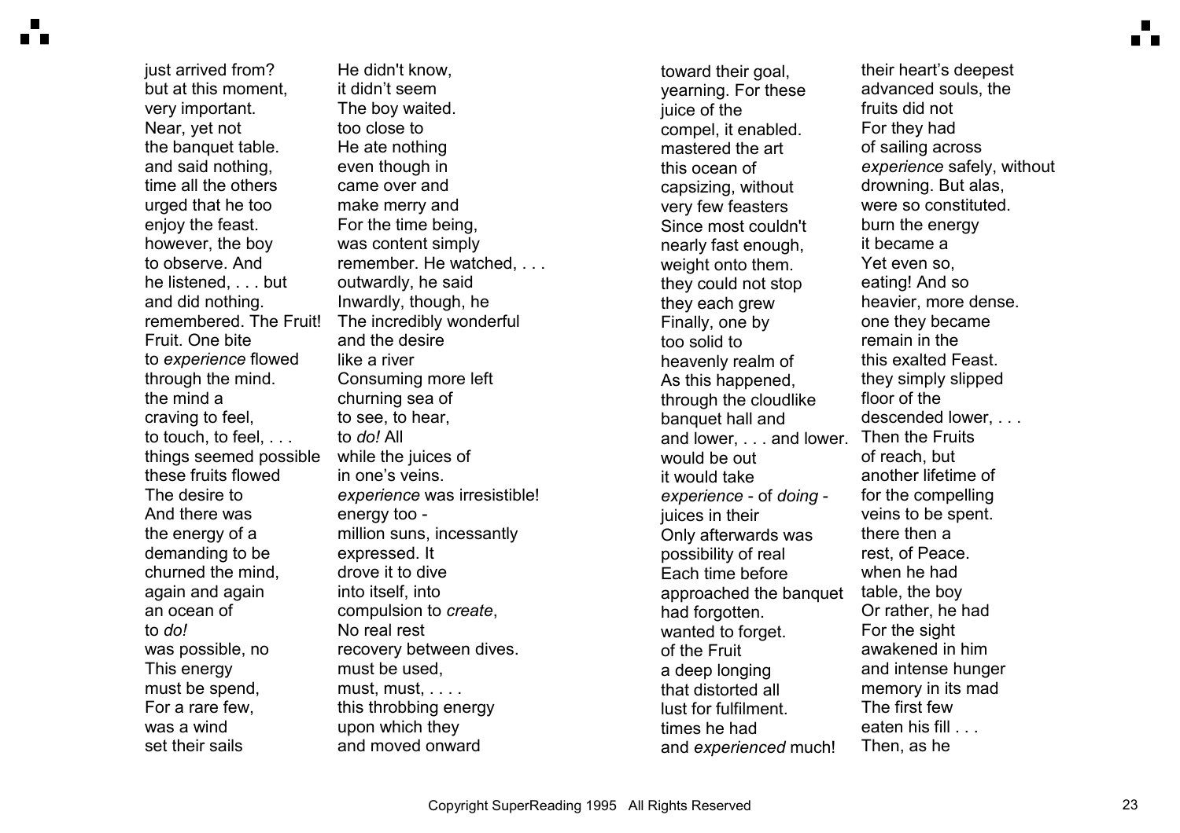just arrived from? He didn't know, but at this moment, it didn't seem very important. The boy waited. Near, yet not too close to the banquet table. He ate nothing and said nothing, even though in time all the others came over and urged that he too make merry and enjoy the feast. For the time being, however, the boy was content simply to observe. And remember. He watched, . . . he listened, . . . but outwardly, he said and did nothing. Inwardly, though, he remembered. The Fruit! The incredibly wonderful Fruit. One bite and the desire to *experience* flowed like a river through the mind. Consuming more left the mind a churning sea of craving to feel, to see, to hear, to touch, to feel, . . . to *do!* All things seemed possible while the juices of these fruits flowed in one's veins. The desire to *experience* was irresistible! And there was energy too - the energy of a million suns, incessantly demanding to be expressed. It churned the mind, drove it to dive again and again into itself, into an ocean of compulsion to *create*, to *do!* No real rest was possible, no recovery between dives. This energy must be used, must be spend, must, must, . . . . For a rare few, this throbbing energy was a wind upon which they set their sails and moved onward toward their goal, their heart's deepest yearning. For these advanced souls, the juice of the fruits did not compel, it enabled. For they had mastered the art of sailing across this ocean of *experience* safely, without capsizing, without drowning. But alas, very few feasters were so constituted. Since most couldn't burn the energy nearly fast enough, it became a weight onto them. Yet even so, they could not stop eating! And so they each grew heavier, more dense. Finally, one by one they became too solid to remain in the heavenly realm of this exalted Feast. As this happened, they simply slipped through the cloudlike floor of the banquet hall and descended lower, . . . and lower, . . . and lower. Then the Fruits would be out of reach, but it would take another lifetime of *experience* - of *doing* - for the compelling juices in their veins to be spent. Only afterwards was there then a possibility of real rest, of Peace. Each time before when he had approached the banquet table, the boy had forgotten. Or rather, he had wanted to forget. For the sight of the Fruit awakened in him a deep longing and intense hunger that distorted all memory in its mad lust for fulfilment. The first few times he had eaten his fill . . . and *experienced* much! Then, as he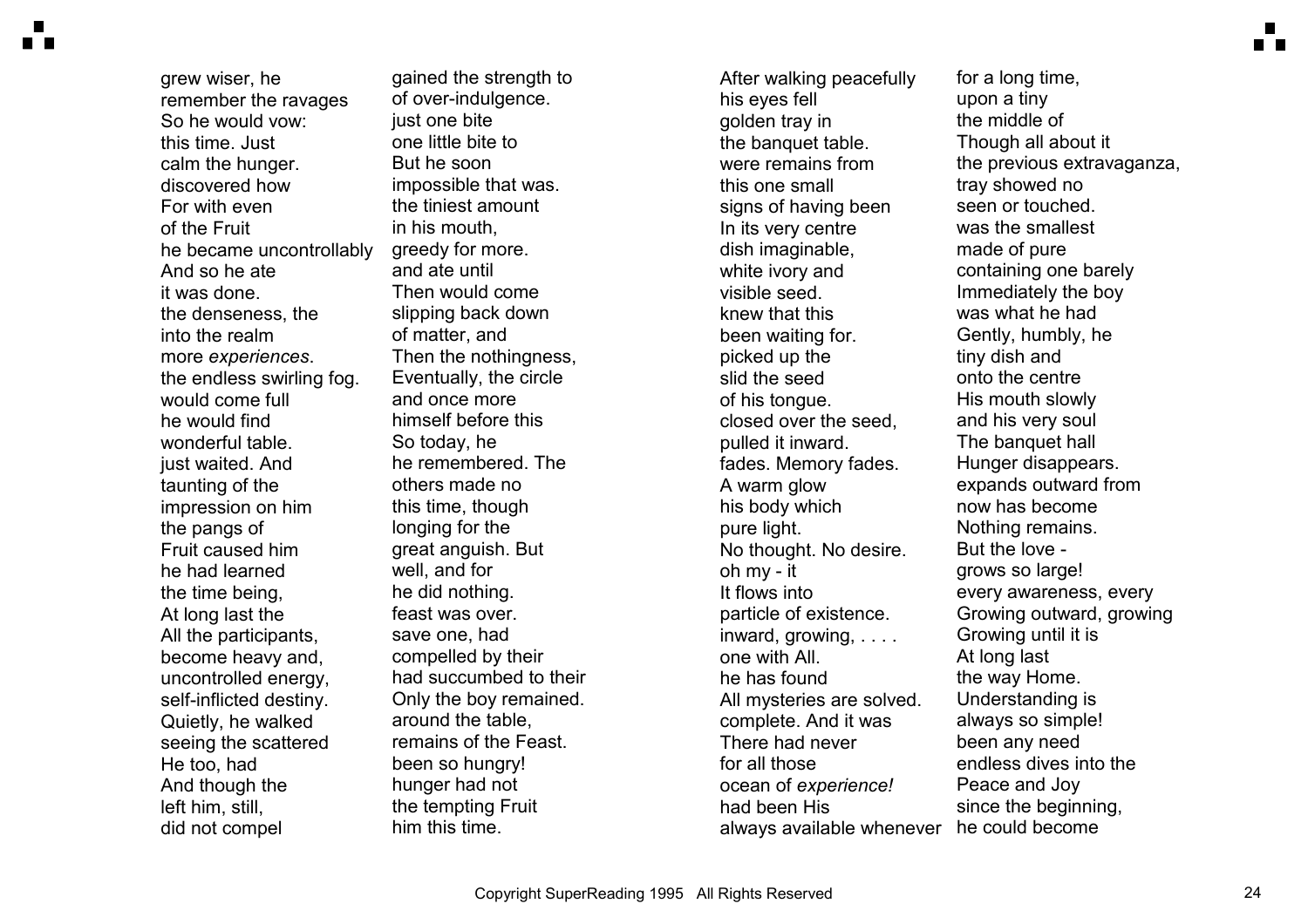grew wiser, he gained the strength to
remember the ravages of over-indulgence.
So he would vow: just one bite
this time. Just one little bite to
calm the hunger. But he soon
discovered how impossible that was.
For with even the tiniest amount
of the Fruit in his mouth,
he became uncontrollably greedy for more.
And so he ate and ate until
it was done. Then would come
the denseness, the slipping back down
into the realm of matter, and
more *experiences*. Then the nothingness,
the endless swirling fog. Eventually, the circle
would come full and once more
he would find himself before this
wonderful table. So today, he
just waited. And he remembered. The
taunting of the others made no
impression on him this time, though
the pangs of longing for the
Fruit caused him great anguish. But
he had learned well, and for
the time being, he did nothing.
At long last the feast was over.
All the participants, save one, had
become heavy and, compelled by their
uncontrolled energy, had succumbed to their
self-inflicted destiny. Only the boy remained.
Quietly, he walked around the table,
seeing the scattered remains of the Feast.
He too, had been so hungry!
And though the hunger had not
left him, still, the tempting Fruit
did not compel him this time.

After walking peacefully for a long time,
his eyes fell upon a tiny
golden tray in the middle of
the banquet table. Though all about it
were remains from the previous extravaganza,
this one small tray showed no
signs of having been seen or touched.
In its very centre was the smallest
dish imaginable, made of pure
white ivory and containing one barely
visible seed. Immediately the boy
knew that this was what he had
been waiting for. Gently, humbly, he
picked up the tiny dish and
slid the seed onto the centre
of his tongue. His mouth slowly
closed over the seed, and his very soul
pulled it inward. The banquet hall
fades. Memory fades. Hunger disappears.
A warm glow expands outward from
his body which now has become
pure light. Nothing remains.
No thought. No desire. But the love -
oh my - it grows so large!
It flows into every awareness, every
particle of existence. Growing outward, growing
inward, growing, . . . . Growing until it is
one with All. At long last
he has found the way Home.
All mysteries are solved. Understanding is
complete. And it was always so simple!
There had never been any need
for all those endless dives into the
ocean of *experience!* Peace and Joy
had been His since the beginning,
always available whenever he could become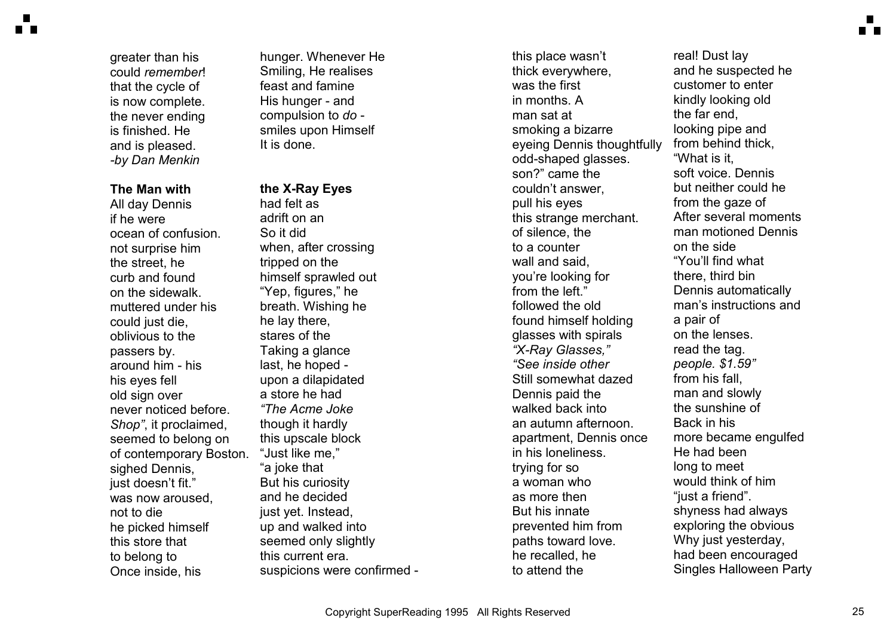greater than his hunger. Whenever He could *remember*! Smiling, He realises that the cycle of feast and famine is now complete. His hunger - and the never ending compulsion to *do* - is finished. He smiles upon Himself and is pleased. It is done.

-*by Dan Menkin*

**The Man with the X-Ray Eyes**

All day Dennis had felt as if he were adrift on an ocean of confusion. So it did not surprise him when, after crossing the street, he tripped on the curb and found himself sprawled out on the sidewalk. "Yep, figures," he muttered under his breath. Wishing he could just die, he lay there, oblivious to the stares of the passers by. Taking a glance around him - his last, he hoped - his eyes fell upon a dilapidated old sign over a store he had never noticed before. *"The Acme Joke Shop"*, it proclaimed, though it hardly seemed to belong on this upscale block of contemporary Boston. "Just like me," sighed Dennis, "a joke that just doesn't fit." But his curiosity was now aroused, and he decided not to die just yet. Instead, he picked himself up and walked into this store that seemed only slightly to belong to this current era. Once inside, his suspicions were confirmed - this place wasn't real! Dust lay thick everywhere, and he suspected he was the first customer to enter in months. A kindly looking old man sat at the far end, smoking a bizarre looking pipe and eyeing Dennis thoughtfully from behind thick, odd-shaped glasses. "What is it, son?" came the soft voice. Dennis couldn't answer, but neither could he pull his eyes from the gaze of this strange merchant. After several moments of silence, the man motioned Dennis to a counter on the side wall and said, "You'll find what you're looking for there, third bin from the left." Dennis automatically followed the old man's instructions and found himself holding a pair of glasses with spirals on the lenses. *"X-Ray Glasses,"* read the tag. *"See inside other people. $1.59"* Still somewhat dazed from his fall, Dennis paid the man and slowly walked back into the sunshine of an autumn afternoon. Back in his apartment, Dennis once more became engulfed in his loneliness. He had been trying for so long to meet a woman who would think of him as more then "just a friend". But his innate shyness had always prevented him from exploring the obvious paths toward love. Why just yesterday, he recalled, he had been encouraged to attend the Singles Halloween Party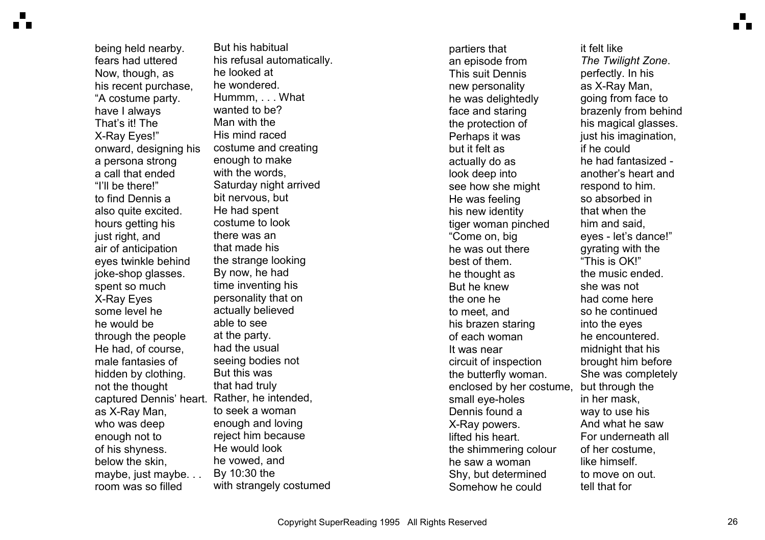being held nearby. But his habitual fears had uttered his refusal automatically. Now, though, as he looked at his recent purchase, he wondered. "A costume party. Hummm, . . . What have I always wanted to be? That's it! The Man with the X-Ray Eyes!" His mind raced onward, designing his costume and creating a persona strong enough to make a call that ended with the words, "I'll be there!" Saturday night arrived to find Dennis a bit nervous, but also quite excited. He had spent hours getting his costume to look just right, and there was an air of anticipation that made his eyes twinkle behind the strange looking joke-shop glasses. By now, he had spent so much time inventing his X-Ray Eyes personality that on some level he actually believed he would be able to see through the people at the party. He had, of course, had the usual male fantasies of seeing bodies not hidden by clothing. But this was not the thought that had truly captured Dennis' heart. Rather, he intended, as X-Ray Man, to seek a woman who was deep enough and loving enough not to reject him because of his shyness. He would look below the skin, he vowed, and maybe, just maybe. . . By 10:30 the room was so filled with strangely costumed partiers that it felt like an episode from *The Twilight Zone*. This suit Dennis perfectly. In his new personality as X-Ray Man, he was delightedly going from face to face and staring brazenly from behind the protection of his magical glasses. Perhaps it was just his imagination, but it felt as if he could actually do as he had fantasized - look deep into another's heart and see how she might respond to him. He was feeling so absorbed in his new identity that when the tiger woman pinched him and said, "Come on, big eyes - let's dance!" he was out there gyrating with the best of them. "This is OK!" he thought as the music ended. But he knew she was not the one he had come here to meet, and so he continued his brazen staring into the eyes of each woman he encountered. It was near midnight that his circuit of inspection brought him before the butterfly woman. She was completely enclosed by her costume, but through the small eye-holes in her mask, Dennis found a way to use his X-Ray powers. And what he saw lifted his heart. For underneath all the shimmering colour of her costume, he saw a woman like himself. Shy, but determined to move on out. Somehow he could tell that for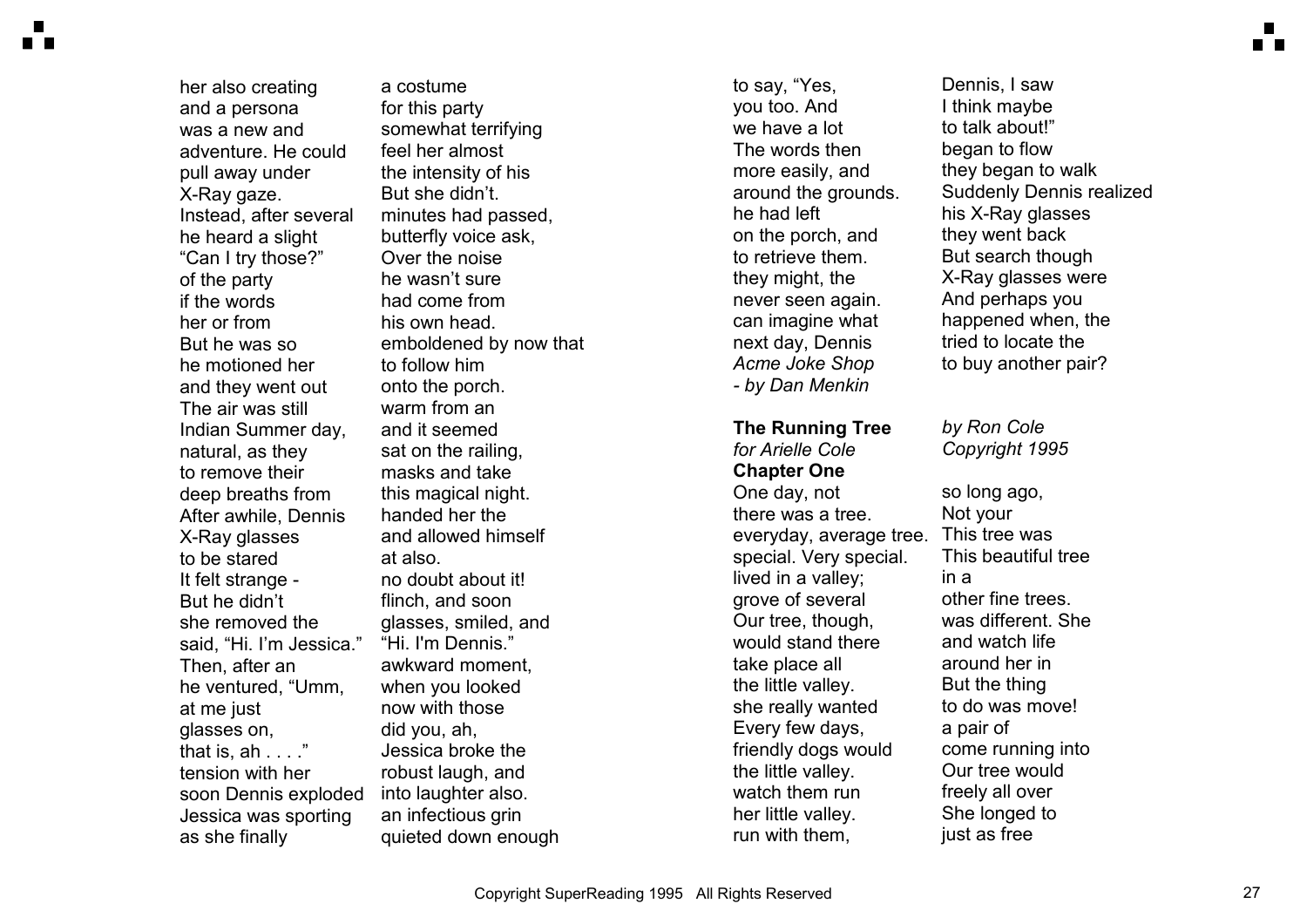her also creating a costume and a persona for this party was a new and somewhat terrifying adventure. He could feel her almost pull away under the intensity of his X-Ray gaze. But she didn't. Instead, after several minutes had passed, he heard a slight butterfly voice ask, "Can I try those?" Over the noise of the party he wasn't sure if the words had come from her or from his own head. But he was so emboldened by now that he motioned her to follow him and they went out onto the porch. The air was still warm from an Indian Summer day, and it seemed natural, as they sat on the railing, to remove their masks and take deep breaths from this magical night. After awhile, Dennis handed her the X-Ray glasses and allowed himself to be stared at also. It felt strange - no doubt about it! But he didn't flinch, and soon she removed the glasses, smiled, and said, "Hi. I'm Jessica." "Hi. I'm Dennis." Then, after an awkward moment, he ventured, "Umm, when you looked at me just now with those glasses on, did you, ah, that is, ah . . . ." Jessica broke the tension with her robust laugh, and soon Dennis exploded into laughter also. Jessica was sporting an infectious grin as she finally quieted down enough to say, "Yes, Dennis, I saw you too. And I think maybe we have a lot to talk about!" The words then began to flow more easily, and they began to walk around the grounds. Suddenly Dennis realized he had left his X-Ray glasses on the porch, and they went back to retrieve them. But search though they might, the X-Ray glasses were never seen again. And perhaps you can imagine what happened when, the next day, Dennis tried to locate the *Acme Joke Shop* to buy another pair?

*- by Dan Menkin*

**The Running Tree** *by Ron Cole*

*for Arielle Cole* *Copyright 1995*

**Chapter One**

One day, not so long ago, there was a tree. Not your everyday, average tree. This tree was special. Very special. This beautiful tree lived in a valley; in a grove of several other fine trees. Our tree, though, was different. She would stand there and watch life take place all around her in the little valley. But the thing she really wanted to do was move! Every few days, a pair of friendly dogs would come running into the little valley. Our tree would watch them run freely all over her little valley. She longed to run with them, just as free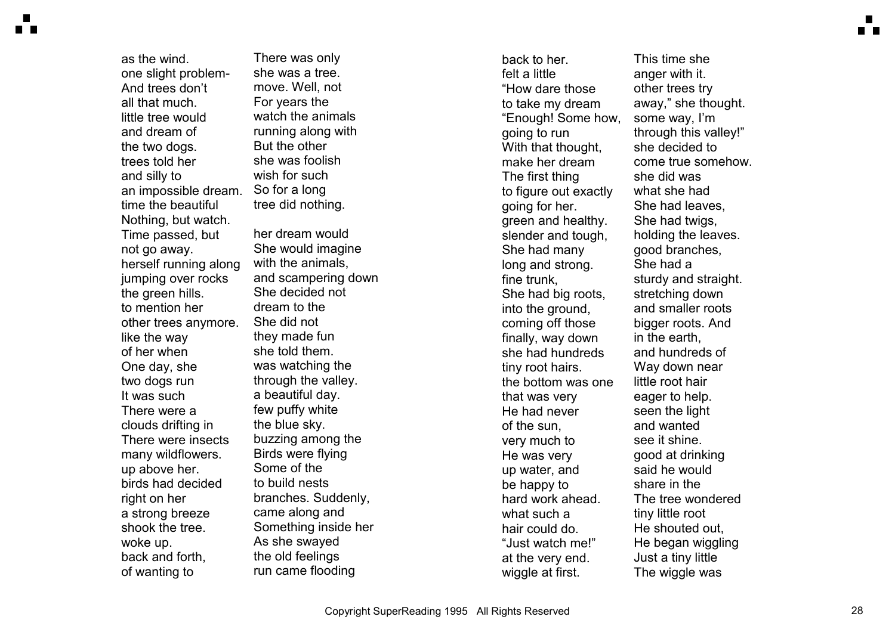as the wind. There was only
one slight problem- she was a tree.
And trees don't move. Well, not
all that much. For years the
little tree would watch the animals
and dream of running along with
the two dogs. But the other
trees told her she was foolish
and silly to wish for such
an impossible dream. So for a long
time the beautiful tree did nothing.
Nothing, but watch.

Time passed, but her dream would
not go away. She would imagine
herself running along with the animals,
jumping over rocks and scampering down
the green hills. She decided not
to mention her dream to the
other trees anymore. She did not
like the way they made fun
of her when she told them.
One day, she was watching the
two dogs run through the valley.
It was such a beautiful day.
There were a few puffy white
clouds drifting in the blue sky.
There were insects buzzing among the
many wildflowers. Birds were flying
up above her. Some of the
birds had decided to build nests
right on her branches. Suddenly,
a strong breeze came along and
shook the tree. Something inside her
woke up. As she swayed
back and forth, the old feelings
of wanting to run came flooding
back to her. This time she
felt a little anger with it.
"How dare those other trees try
to take my dream away," she thought.
"Enough! Some how, some way, I'm
going to run through this valley!"
With that thought, she decided to
make her dream come true somehow.
The first thing she did was
to figure out exactly what she had
going for her. She had leaves,
green and healthy. She had twigs,
slender and tough, holding the leaves.
She had many good branches,
long and strong. She had a
fine trunk, sturdy and straight.
She had big roots, stretching down
into the ground, and smaller roots
coming off those bigger roots. And
finally, way down in the earth,
she had hundreds and hundreds of
tiny root hairs. Way down near
the bottom was one little root hair
that was very eager to help.
He had never seen the light
of the sun, and wanted
very much to see it shine.
He was very good at drinking
up water, and said he would
be happy to share in the
hard work ahead. The tree wondered
what such a tiny little root
hair could do. He shouted out,
"Just watch me!" He began wiggling
at the very end. Just a tiny little
wiggle at first. The wiggle was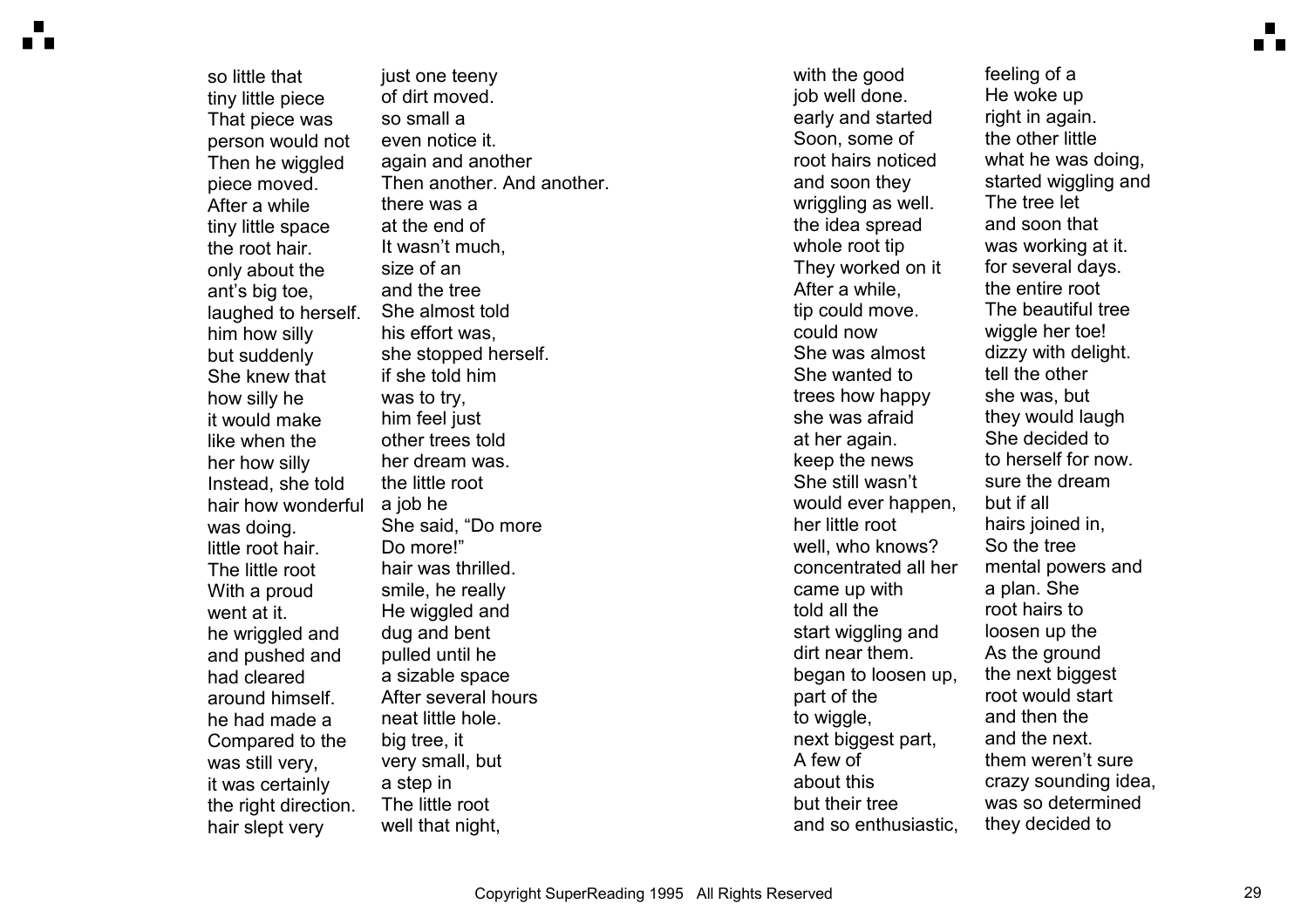so little that just one teeny tiny little piece of dirt moved. That piece was so small a person would not even notice it. Then he wiggled again and another piece moved. Then another. And another. After a while there was a tiny little space at the end of the root hair. It wasn't much, only about the size of an ant's big toe, and the tree laughed to herself. She almost told him how silly his effort was, but suddenly she stopped herself. She knew that if she told him how silly he was to try, it would make him feel just like when the other trees told her how silly her dream was. Instead, she told the little root hair how wonderful a job he was doing. She said, "Do more little root hair. Do more!" The little root hair was thrilled. With a proud smile, he really went at it. He wiggled and he wriggled and dug and bent and pushed and pulled until he had cleared a sizable space around himself. After several hours he had made a neat little hole. Compared to the big tree, it was still very, very small, but it was certainly a step in the right direction. The little root hair slept very well that night,

with the good feeling of a job well done. He woke up early and started right in again. Soon, some of the other little root hairs noticed what he was doing, and soon they started wiggling and wriggling as well. The tree let the idea spread and soon that whole root tip was working at it. They worked on it for several days. After a while, the entire root tip could move. The beautiful tree could now wiggle her toe! She was almost dizzy with delight. She wanted to tell the other trees how happy she was, but she was afraid they would laugh at her again. She decided to keep the news to herself for now. She still wasn't sure the dream would ever happen, but if all her little root hairs joined in, well, who knows? So the tree concentrated all her mental powers and came up with a plan. She told all the root hairs to start wiggling and loosen up the dirt near them. As the ground began to loosen up, the next biggest part of the root would start to wiggle, and then the next biggest part, and the next. A few of them weren't sure about this crazy sounding idea, but their tree was so determined and so enthusiastic, they decided to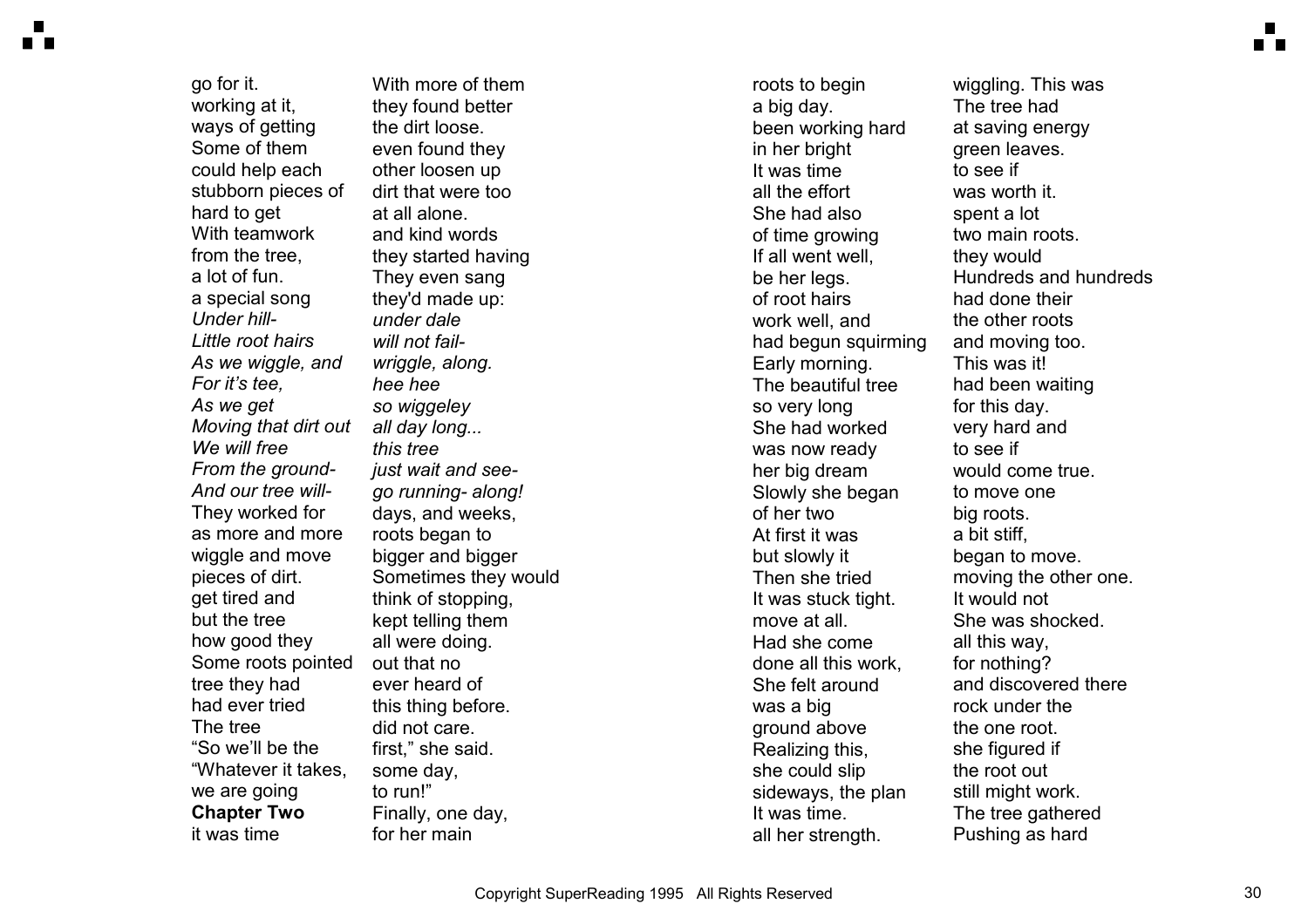go for it. With more of them working at it, they found better ways of getting the dirt loose. Some of them even found they could help each other loosen up stubborn pieces of dirt that were too hard to get at all alone. With teamwork and kind words from the tree, they started having a lot of fun. They even sang a special song they'd made up:

*Under hill- under dale*
*Little root hairs will not fail-*
*As we wiggle, and wriggle, along.*
*For it's tee, hee hee*
*As we get so wiggeley*
*Moving that dirt out all day long...*
*We will free this tree*
*From the ground- just wait and see-*
*And our tree will- go running- along!*

They worked for days, and weeks, as more and more roots began to wiggle and move bigger and bigger pieces of dirt. Sometimes they would get tired and think of stopping, but the tree kept telling them how good they all were doing. Some roots pointed out that no tree they had ever heard of had ever tried this thing before. The tree did not care. "So we'll be the first," she said. "Whatever it takes, some day, we are going to run!"

**Chapter Two**

Finally, one day, it was time for her main roots to begin wiggling. This was a big day. The tree had been working hard at saving energy in her bright green leaves. It was time to see if all the effort was worth it. She had also spent a lot of time growing two main roots. If all went well, they would be her legs. Hundreds and hundreds of root hairs had done their work well, and the other roots had begun squirming and moving too.

Early morning. This was it! The beautiful tree had been waiting so very long for this day. She had worked very hard and was now ready to see if her big dream would come true. Slowly she began to move one of her two big roots. At first it was a bit stiff, but slowly it began to move. Then she tried moving the other one. It was stuck tight. It would not move at all. She was shocked. Had she come all this way, done all this work, for nothing? She felt around and discovered there was a big rock under the ground above the one root. Realizing this, she figured if she could slip the root out sideways, the plan still might work. It was time. The tree gathered all her strength. Pushing as hard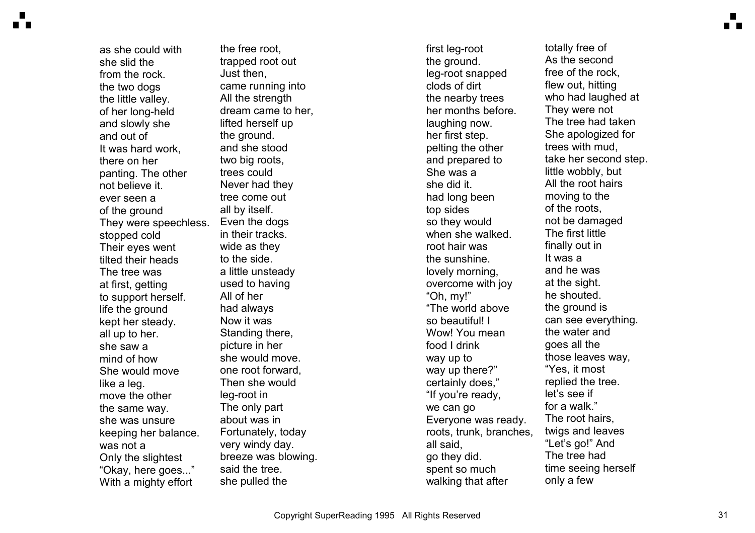as she could with
she slid the
from the rock.
the two dogs
the little valley.
of her long-held
and slowly she
and out of
It was hard work,
there on her
panting. The other
not believe it.
ever seen a
of the ground
They were speechless.
stopped cold
Their eyes went
tilted their heads
The tree was
at first, getting
to support herself.
life the ground
kept her steady.
all up to her.
she saw a
mind of how
She would move
like a leg.
move the other
the same way.
she was unsure
keeping her balance.
was not a
Only the slightest
"Okay, here goes..."
With a mighty effort

the free root,
trapped root out
Just then,
came running into
All the strength
dream came to her,
lifted herself up
the ground.
and she stood
two big roots,
trees could
Never had they
tree come out
all by itself.
Even the dogs
in their tracks.
wide as they
to the side.
a little unsteady
used to having
All of her
had always
Now it was
Standing there,
picture in her
she would move.
one root forward,
Then she would
leg-root in
The only part
about was in
Fortunately, today
very windy day.
breeze was blowing.
said the tree.
she pulled the

first leg-root
the ground.
leg-root snapped
clods of dirt
the nearby trees
her months before.
laughing now.
her first step.
pelting the other
and prepared to
She was a
she did it.
had long been
top sides
so they would
when she walked.
root hair was
the sunshine.
lovely morning,
overcome with joy
"Oh, my!"
"The world above
so beautiful! I
Wow! You mean
food I drink
way up to
way up there?"
certainly does,"
"If you're ready,
we can go
Everyone was ready.
roots, trunk, branches,
all said,
go they did.
spent so much
walking that after

totally free of
As the second
free of the rock,
flew out, hitting
who had laughed at
They were not
The tree had taken
She apologized for
trees with mud,
take her second step.
little wobbly, but
All the root hairs
moving to the
of the roots,
not be damaged
The first little
finally out in
It was a
and he was
at the sight.
he shouted.
the ground is
can see everything.
the water and
goes all the
those leaves way,
"Yes, it most
replied the tree.
let's see if
for a walk."
The root hairs,
twigs and leaves
"Let's go!" And
The tree had
time seeing herself
only a few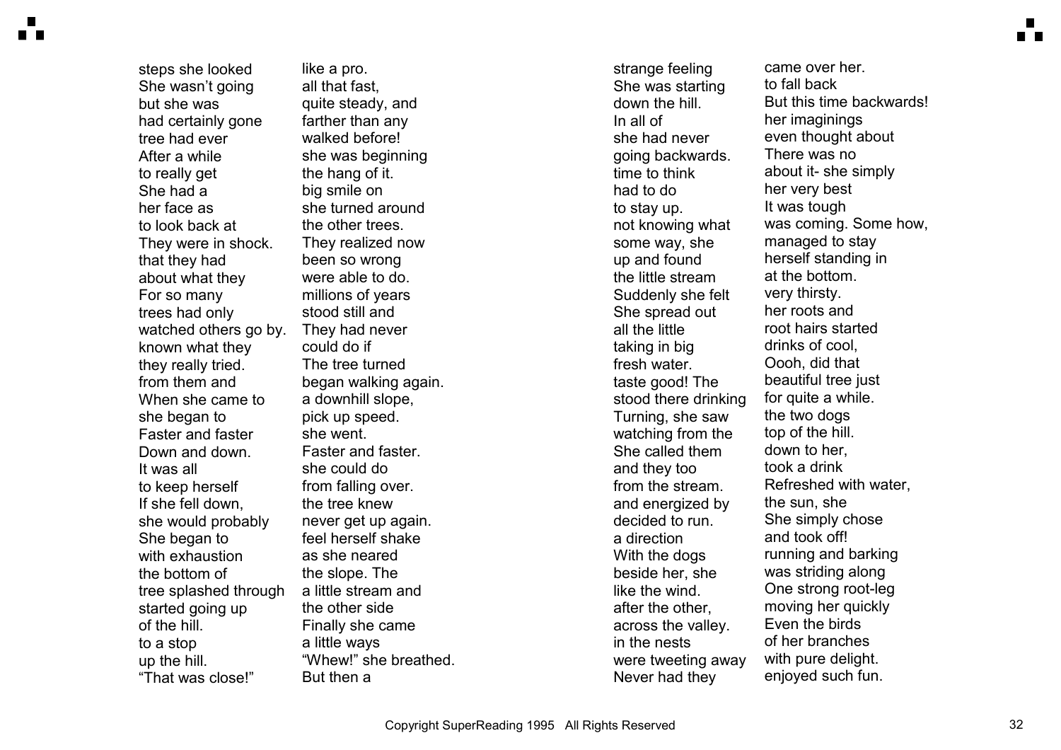steps she looked like a pro.
She wasn't going all that fast,
but she was quite steady, and
had certainly gone farther than any
tree had ever walked before!
After a while she was beginning
to really get the hang of it.
She had a big smile on
her face as she turned around
to look back at the other trees.
They were in shock. They realized now
that they had been so wrong
about what they were able to do.
For so many millions of years
trees had only stood still and
watched others go by. They had never
known what they could do if
they really tried. The tree turned
from them and began walking again.
When she came to a downhill slope,
she began to pick up speed.
Faster and faster she went.
Down and down. Faster and faster.
It was all she could do
to keep herself from falling over.
If she fell down, the tree knew
she would probably never get up again.
She began to feel herself shake
with exhaustion as she neared
the bottom of the slope. The
tree splashed through a little stream and
started going up the other side
of the hill. Finally she came
to a stop a little ways
up the hill. “Whew!” she breathed.
“That was close!” But then a
strange feeling came over her.
She was starting to fall back
down the hill. But this time backwards!
In all of her imaginings
she had never even thought about
going backwards. There was no
time to think about it- she simply
had to do her very best
to stay up. It was tough
not knowing what was coming. Some how,
some way, she managed to stay
up and found herself standing in
the little stream at the bottom.
Suddenly she felt very thirsty.
She spread out her roots and
all the little root hairs started
taking in big drinks of cool,
fresh water. Oooh, did that
taste good! The beautiful tree just
stood there drinking for quite a while.
Turning, she saw the two dogs
watching from the top of the hill.
She called them down to her,
and they too took a drink
from the stream. Refreshed with water,
and energized by the sun, she
decided to run. She simply chose
a direction and took off!
With the dogs running and barking
beside her, she was striding along
like the wind. One strong root-leg
after the other, moving her quickly
across the valley. Even the birds
in the nests of her branches
were tweeting away with pure delight.
Never had they enjoyed such fun.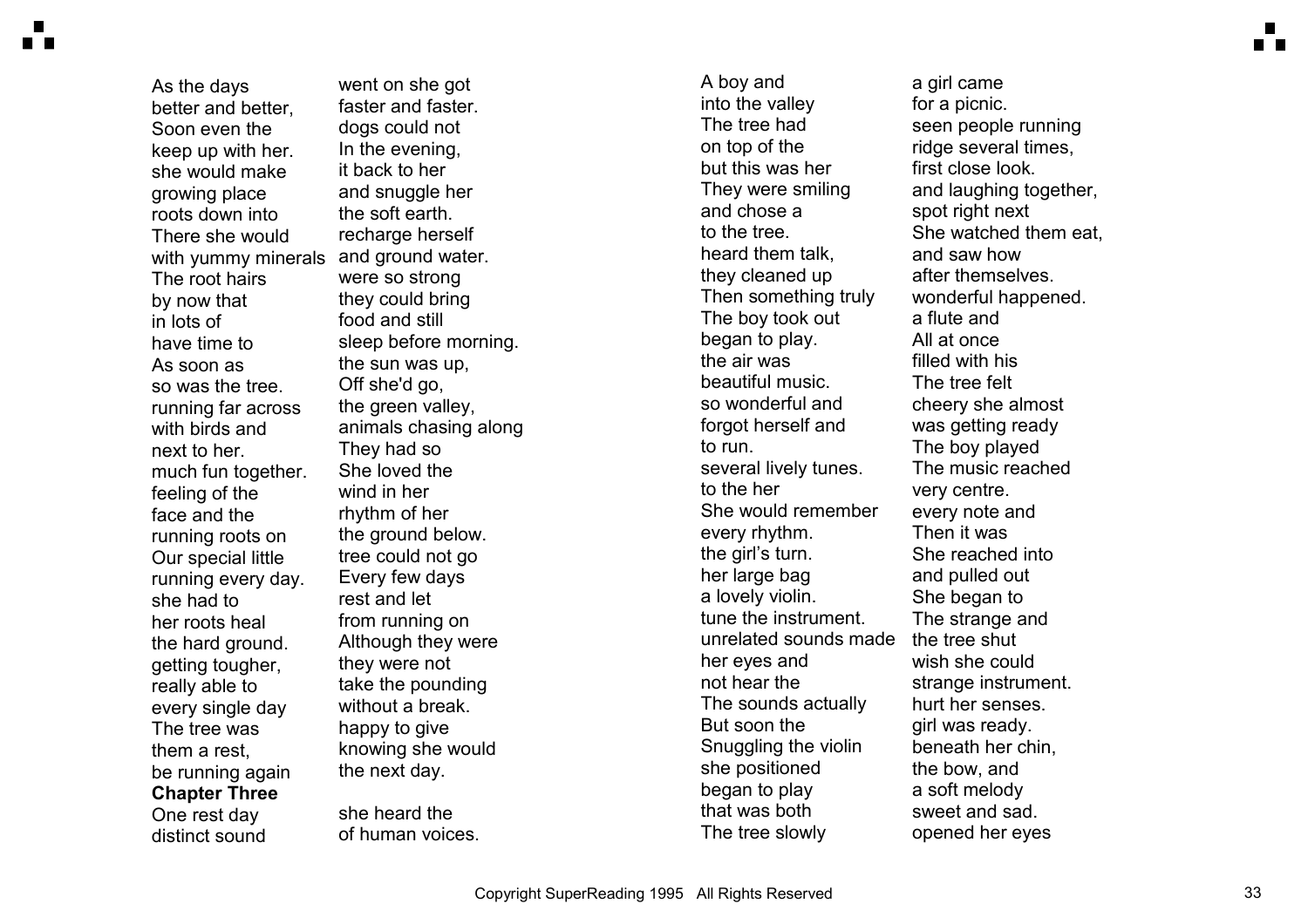As the days went on she got
better and better, faster and faster.
Soon even the dogs could not
keep up with her. In the evening,
she would make it back to her
growing place and snuggle her
roots down into the soft earth.
There she would recharge herself
with yummy minerals and ground water.
The root hairs were so strong
by now that they could bring
in lots of food and still
have time to sleep before morning.
As soon as the sun was up,
so was the tree. Off she'd go,
running far across the green valley,
with birds and animals chasing along
next to her. They had so
much fun together. She loved the
feeling of the wind in her
face and the rhythm of her
running roots on the ground below.
Our special little tree could not go
running every day. Every few days
she had to rest and let
her roots heal from running on
the hard ground. Although they were
getting tougher, they were not
really able to take the pounding
every single day without a break.
The tree was happy to give
them a rest, knowing she would
be running again the next day.

**Chapter Three**

One rest day she heard the
distinct sound of human voices.
A boy and a girl came
into the valley for a picnic.
The tree had seen people running
on top of the ridge several times,
but this was her first close look.
They were smiling and laughing together,
and chose a spot right next
to the tree. She watched them eat,
heard them talk, and saw how
they cleaned up after themselves.
Then something truly wonderful happened.
The boy took out a flute and
began to play. All at once
the air was filled with his
beautiful music. The tree felt
so wonderful and cheery she almost
forgot herself and was getting ready
to run. The boy played
several lively tunes. The music reached
to the her very centre.
She would remember every note and
every rhythm. Then it was
the girl's turn. She reached into
her large bag and pulled out
a lovely violin. She began to
tune the instrument. The strange and
unrelated sounds made the tree shut
her eyes and wish she could
not hear the strange instrument.
The sounds actually hurt her senses.
But soon the girl was ready.
Snuggling the violin beneath her chin,
she positioned the bow, and
began to play a soft melody
that was both sweet and sad.
The tree slowly opened her eyes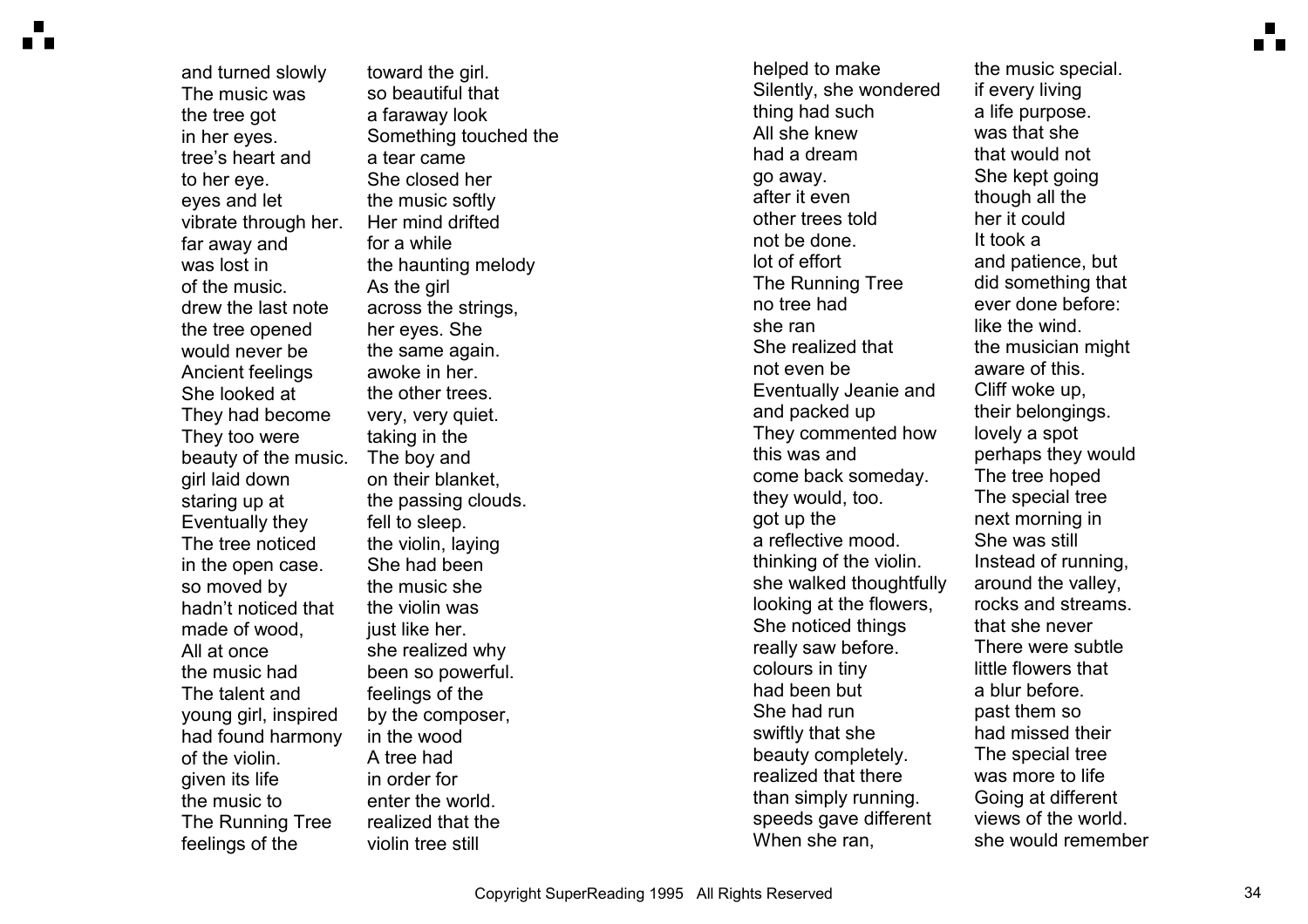and turned slowly toward the girl.
The music was so beautiful that
the tree got a faraway look
in her eyes. Something touched the
tree's heart and a tear came
to her eye. She closed her
eyes and let the music softly
vibrate through her. Her mind drifted
far away and for a while
was lost in the haunting melody
of the music. As the girl
drew the last note across the strings,
the tree opened her eyes. She
would never be the same again.
Ancient feelings awoke in her.
She looked at the other trees.
They had become very, very quiet.
They too were taking in the
beauty of the music. The boy and
girl laid down on their blanket,
staring up at the passing clouds.
Eventually they fell to sleep.
The tree noticed the violin, laying
in the open case. She had been
so moved by the music she
hadn't noticed that the violin was
made of wood, just like her.
All at once she realized why
the music had been so powerful.
The talent and feelings of the
young girl, inspired by the composer,
had found harmony in the wood
of the violin. A tree had
given its life in order for
the music to enter the world.
The Running Tree realized that the
feelings of the violin tree still

helped to make the music special.
Silently, she wondered if every living
thing had such a life purpose.
All she knew was that she
had a dream that would not
go away. She kept going
after it even though all the
other trees told her it could
not be done. It took a
lot of effort and patience, but
The Running Tree did something that
no tree had ever done before:
she ran like the wind.
She realized that the musician might
not even be aware of this.
Eventually Jeanie and Cliff woke up,
and packed up their belongings.
They commented how lovely a spot
this was and perhaps they would
come back someday. The tree hoped
they would, too. The special tree
got up the next morning in
a reflective mood. She was still
thinking of the violin. Instead of running,
she walked thoughtfully around the valley,
looking at the flowers, rocks and streams.
She noticed things that she never
really saw before. There were subtle
colours in tiny little flowers that
had been but a blur before.
She had run past them so
swiftly that she had missed their
beauty completely. The special tree
realized that there was more to life
than simply running. Going at different
speeds gave different views of the world.
When she ran, she would remember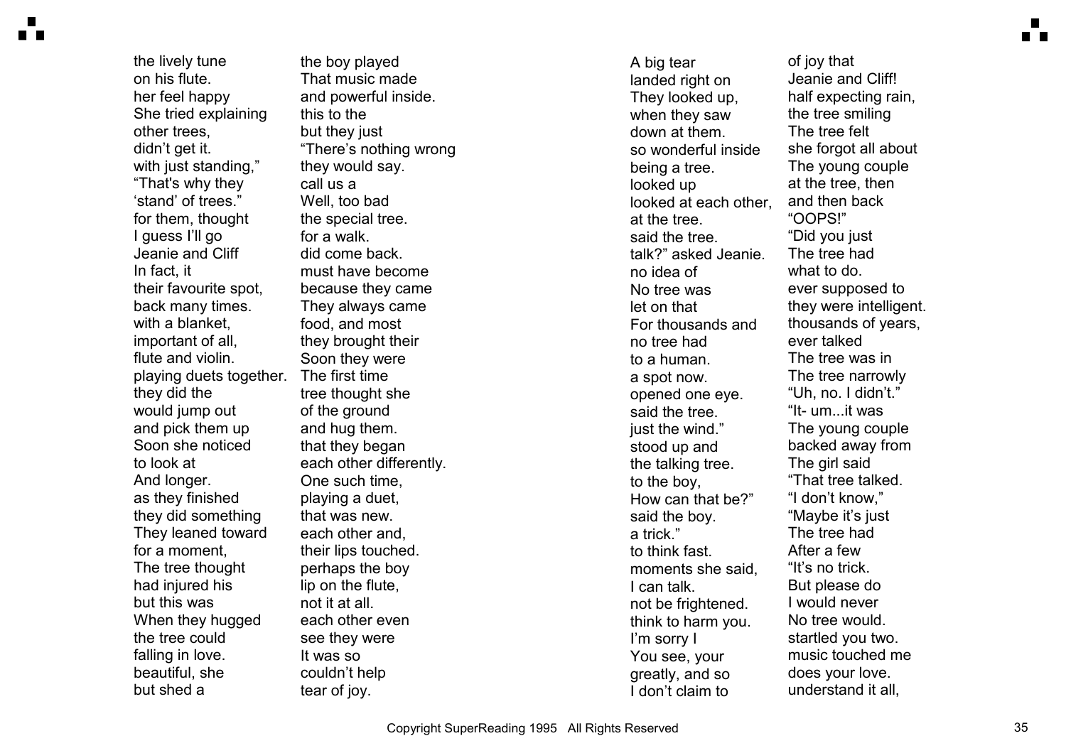the lively tune the boy played on his flute. That music made her feel happy and powerful inside. She tried explaining this to the other trees, but they just didn't get it. "There's nothing wrong with just standing," they would say. "That's why they call us a 'stand' of trees." Well, too bad for them, thought the special tree. I guess I'll go for a walk.

Jeanie and Cliff did come back. In fact, it must have become their favourite spot, because they came back many times. They always came with a blanket, food, and most important of all, they brought their flute and violin. Soon they were playing duets together. The first time they did the tree thought she would jump out of the ground and pick them up and hug them.

Soon she noticed that they began to look at each other differently. And longer. One such time, as they finished playing a duet, they did something that was new. They leaned toward each other and, for a moment, their lips touched. The tree thought perhaps the boy had injured his lip on the flute, but this was not it at all. When they hugged each other even the tree could see they were falling in love. It was so beautiful, she couldn't help but shed a tear of joy.

A big tear of joy that landed right on Jeanie and Cliff! They looked up, half expecting rain, when they saw the tree smiling down at them. The tree felt so wonderful inside she forgot all about being a tree. The young couple looked up at the tree, then looked at each other, and then back at the tree. "OOPS!" said the tree.

"Did you just talk?" asked Jeanie. The tree had no idea of what to do. No tree was ever supposed to let on that they were intelligent. For thousands and thousands of years, no tree had ever talked to a human. The tree was in a spot now. The tree narrowly opened one eye. "Uh, no. I didn't." said the tree. "It- um...it was just the wind."

The young couple stood up and backed away from the talking tree. The girl said to the boy, "That tree talked. How can that be?" "I don't know," said the boy. "Maybe it's just a trick."

The tree had to think fast. After a few moments she said, "It's no trick. I can talk. But please do not be frightened. I would never think to harm you. No tree would. I'm sorry I startled you two. You see, your music touched me greatly, and so does your love. I don't claim to understand it all,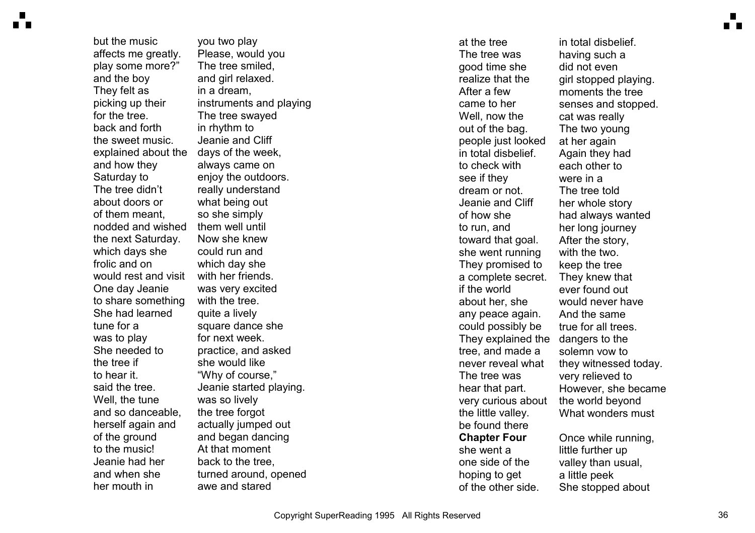but the music you two play affects me greatly. Please, would you play some more?" The tree smiled, and the boy and girl relaxed. They felt as in a dream, picking up their instruments and playing for the tree. The tree swayed back and forth in rhythm to the sweet music. Jeanie and Cliff explained about the days of the week, and how they always came on Saturday to enjoy the outdoors. The tree didn't really understand about doors or what being out of them meant, so she simply nodded and wished them well until the next Saturday. Now she knew which days she could run and frolic and on which day she would rest and visit with her friends. One day Jeanie was very excited to share something with the tree. She had learned quite a lively tune for a square dance she was to play for next week. She needed to practice, and asked the tree if she would like to hear it. "Why of course," said the tree. Jeanie started playing. Well, the tune was so lively and so danceable, the tree forgot herself again and actually jumped out of the ground and began dancing to the music! At that moment Jeanie had her back to the tree, and when she turned around, opened her mouth in awe and stared at the tree in total disbelief. The tree was having such a good time she did not even realize that the girl stopped playing. After a few moments the tree came to her senses and stopped. Well, now the cat was really out of the bag. The two young people just looked at her again in total disbelief. Again they had to check with each other to see if they were in a dream or not. The tree told Jeanie and Cliff her whole story of how she had always wanted to run, and her long journey toward that goal. After the story, she went running with the two. They promised to keep the tree a complete secret. They knew that if the world ever found out about her, she would never have any peace again. And the same could possibly be true for all trees. They explained the dangers to the tree, and made a solemn vow to never reveal what they witnessed today. The tree was very relieved to hear that part. However, she became very curious about the world beyond the little valley. What wonders must be found there

## Chapter Four

Once while running, she went a little further up one side of the valley than usual, hoping to get a little peek of the other side. She stopped about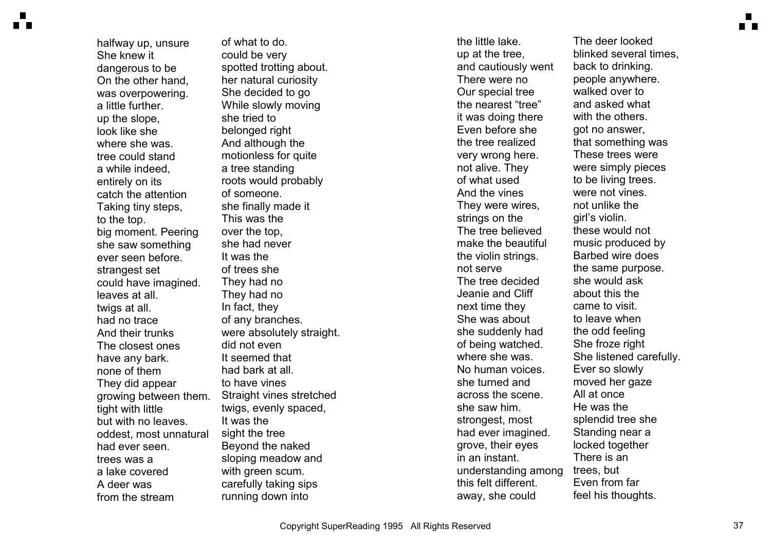halfway up, unsure of what to do. She knew it could be very dangerous to be spotted trotting about. On the other hand, her natural curiosity was overpowering. She decided to go a little further. While slowly moving up the slope, she tried to look like she belonged right where she was. And although the tree could stand motionless for quite a while indeed, a tree standing entirely on its roots would probably catch the attention of someone. Taking tiny steps, she finally made it to the top. This was the big moment. Peering over the top, she saw something she had never ever seen before. It was the strangest set of trees she could have imagined. They had no leaves at all. They had no twigs at all. In fact, they had no trace of any branches. And their trunks were absolutely straight. The closest ones did not even have any bark. It seemed that none of them had bark at all. They did appear to have vines growing between them. Straight vines stretched tight with little twigs, evenly spaced, but with no leaves. It was the oddest, most unnatural sight the tree had ever seen. Beyond the naked trees was a sloping meadow and a lake covered with green scum. A deer was carefully taking sips from the stream running down into the little lake. The deer looked up at the tree, blinked several times, and cautiously went back to drinking. There were no people anywhere. Our special tree walked over to the nearest “tree” and asked what it was doing there with the others. Even before she got no answer, the tree realized that something was very wrong here. These trees were not alive. They were simply pieces of what used to be living trees. And the vines were not vines. They were wires, not unlike the strings on the girl’s violin. The tree believed these would not make the beautiful music produced by the violin strings. Barbed wire does not serve the same purpose. The tree decided she would ask Jeanie and Cliff about this the next time they came to visit. She was about to leave when she suddenly had the odd feeling of being watched. She froze right where she was. She listened carefully. No human voices. Ever so slowly she turned and moved her gaze across the scene. All at once she saw him. He was the strongest, most splendid tree she had ever imagined. Standing near a grove, their eyes locked together in an instant. There is an understanding among trees, but this felt different. Even from far away, she could feel his thoughts.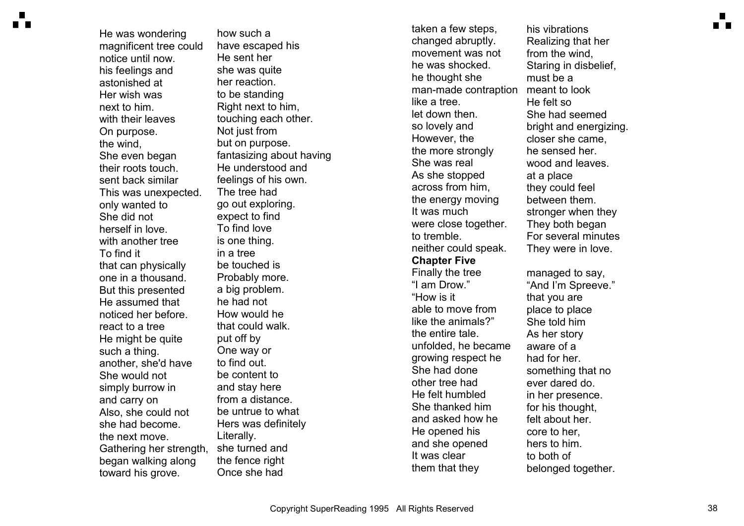He was wondering how such a magnificent tree could have escaped his notice until now. He sent her his feelings and she was quite astonished at her reaction. Her wish was to be standing next to him. Right next to him, with their leaves touching each other. On purpose. Not just from the wind, but on purpose. She even began fantasizing about having their roots touch. He understood and sent back similar feelings of his own. This was unexpected. The tree had only wanted to go out exploring. She did not expect to find herself in love. To find love with another tree is one thing. To find it in a tree that can physically be touched is one in a thousand. Probably more. But this presented a big problem. He assumed that he had not noticed her before. How would he react to a tree that could walk. He might be quite put off by such a thing. One way or another, she'd have to find out. She would not be content to simply burrow in and stay here and carry on from a distance. Also, she could not be untrue to what she had become. Hers was definitely the next move. Literally. Gathering her strength, she turned and began walking along the fence right toward his grove. Once she had taken a few steps, his vibrations changed abruptly. Realizing that her movement was not from the wind, he was shocked. Staring in disbelief, he thought she must be a man-made contraption meant to look like a tree. He felt so let down then. She had seemed so lovely and bright and energizing. However, the closer she came, the more strongly he sensed her. She was real wood and leaves. As she stopped at a place across from him, they could feel the energy moving between them. It was much stronger when they were close together. They both began to tremble. For several minutes neither could speak. They were in love.

**Chapter Five**

Finally the tree managed to say, "I am Drow." "And I'm Spreeve." "How is it that you are able to move from place to place like the animals?" She told him the entire tale. As her story unfolded, he became aware of a growing respect he had for her. She had done something that no other tree had ever dared do. He felt humbled in her presence. She thanked him for his thought, and asked how he felt about her. He opened his core to her, and she opened hers to him. It was clear to both of them that they belonged together.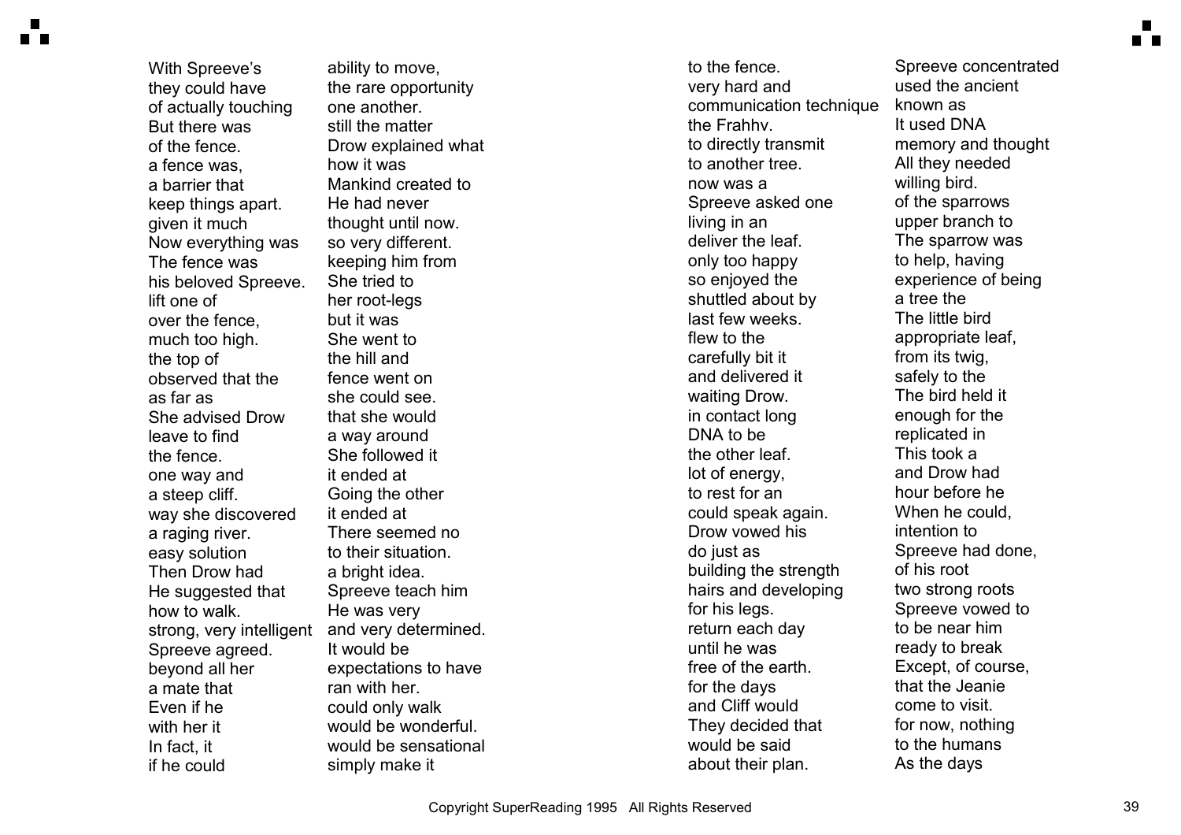With Spreeve's ability to move, they could have the rare opportunity of actually touching one another. But there was still the matter of the fence. Drow explained what a fence was, how it was a barrier that Mankind created to keep things apart. He had never given it much thought until now. Now everything was so very different. The fence was keeping him from his beloved Spreeve. She tried to lift one of her root-legs over the fence, but it was much too high. She went to the top of the hill and observed that the fence went on as far as she could see. She advised Drow that she would leave to find a way around the fence. She followed it one way and it ended at a steep cliff. Going the other way she discovered it ended at a raging river. There seemed no easy solution to their situation. Then Drow had a bright idea. He suggested that Spreeve teach him how to walk. He was very strong, very intelligent and very determined. Spreeve agreed. It would be beyond all her expectations to have a mate that ran with her. Even if he could only walk with her it would be wonderful. In fact, it would be sensational if he could simply make it to the fence. Spreeve concentrated very hard and used the ancient communication technique known as the Frahhv. It used DNA to directly transmit memory and thought to another tree. All they needed now was a willing bird. Spreeve asked one of the sparrows living in an upper branch to deliver the leaf. The sparrow was only too happy to help, having so enjoyed the experience of being shuttled about by a tree the last few weeks. The little bird flew to the appropriate leaf, carefully bit it from its twig, and delivered it safely to the waiting Drow. The bird held it in contact long enough for the DNA to be replicated in the other leaf. This took a lot of energy, and Drow had to rest for an hour before he could speak again. When he could, Drow vowed his intention to do just as Spreeve had done, building the strength of his root hairs and developing two strong roots for his legs. Spreeve vowed to return each day to be near him until he was ready to break free of the earth. Except, of course, for the days that the Jeanie and Cliff would come to visit. They decided that for now, nothing would be said to the humans about their plan. As the days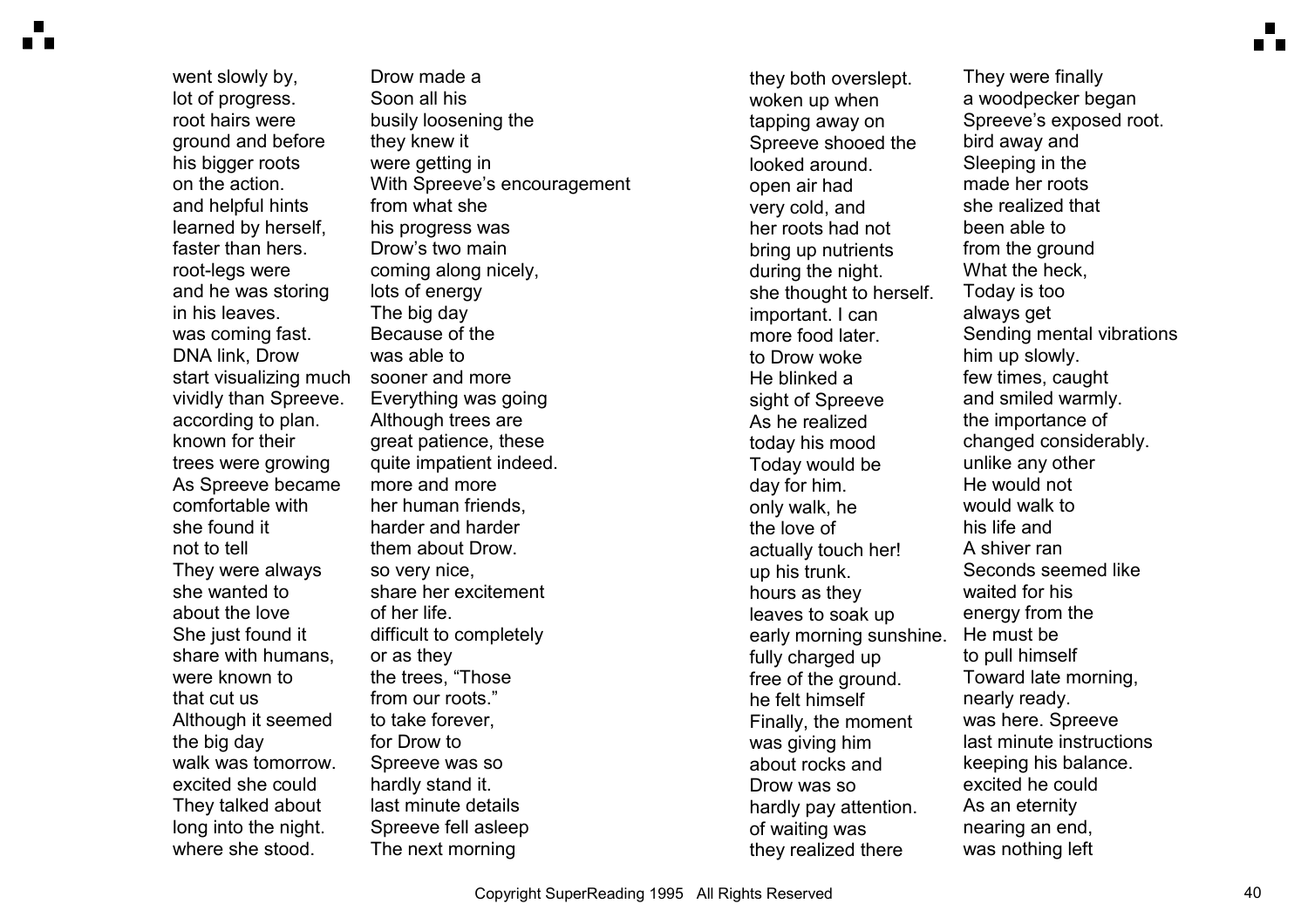went slowly by, Drow made a lot of progress. Soon all his root hairs were busily loosening the ground and before they knew it his bigger roots were getting in on the action. With Spreeve's encouragement and helpful hints from what she learned by herself, his progress was faster than hers. Drow's two main root-legs were coming along nicely, and he was storing lots of energy in his leaves. The big day was coming fast. Because of the DNA link, Drow was able to start visualizing much sooner and more vividly than Spreeve. Everything was going according to plan. Although trees are known for their great patience, these trees were growing quite impatient indeed.

As Spreeve became more and more comfortable with her human friends, she found it harder and harder not to tell them about Drow. They were always so very nice, she wanted to share her excitement about the love of her life. She just found it difficult to completely share with humans, or as they were known to the trees, "Those that cut us from our roots."

Although it seemed to take forever, the big day for Drow to walk was tomorrow. Spreeve was so excited she could hardly stand it. They talked about last minute details long into the night. Spreeve fell asleep where she stood. The next morning they both overslept. They were finally woken up when a woodpecker began tapping away on Spreeve's exposed root. Spreeve shooed the bird away and looked around. Sleeping in the open air had made her roots very cold, and she realized that her roots had not been able to bring up nutrients from the ground during the night. What the heck, she thought to herself. Today is too important. I can always get more food later. Sending mental vibrations to Drow woke him up slowly. He blinked a few times, caught sight of Spreeve and smiled warmly. As he realized the importance of today his mood changed considerably. Today would be unlike any other day for him. He would not only walk, he would walk to the love of his life and actually touch her! A shiver ran up his trunk. Seconds seemed like hours as they waited for his leaves to soak up energy from the early morning sunshine. He must be fully charged up to pull himself free of the ground. Toward late morning, he felt himself nearly ready.

Finally, the moment was here. Spreeve was giving him last minute instructions about rocks and keeping his balance. Drow was so excited he could hardly pay attention. As an eternity of waiting was nearing an end, they realized there was nothing left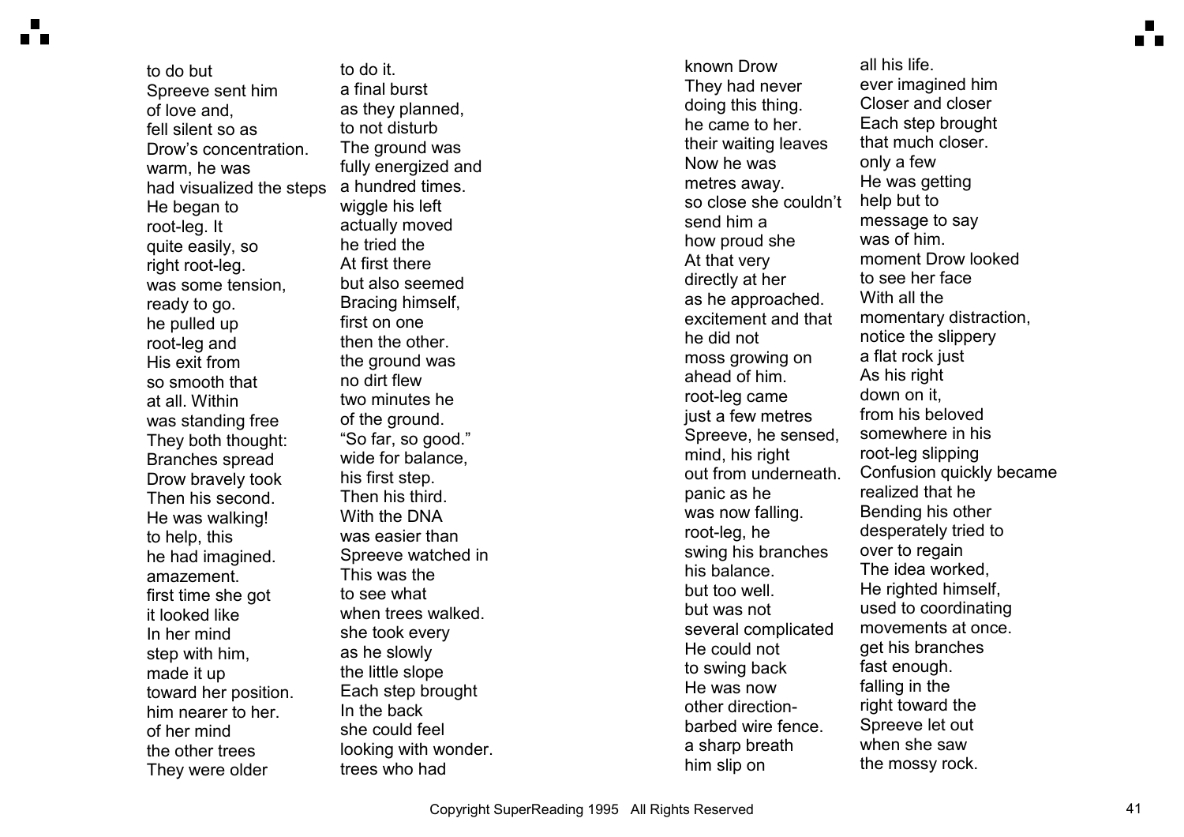to do but to do it.
Spreeve sent him a final burst
of love and, as they planned,
fell silent so as to not disturb
Drow's concentration. The ground was
warm, he was fully energized and
had visualized the steps a hundred times.
He began to wiggle his left
root-leg. It actually moved
quite easily, so he tried the
right root-leg. At first there
was some tension, but also seemed
ready to go. Bracing himself,
he pulled up first on one
root-leg and then the other.
His exit from the ground was
so smooth that no dirt flew
at all. Within two minutes he
was standing free of the ground.
They both thought: "So far, so good."
Branches spread wide for balance,
Drow bravely took his first step.
Then his second. Then his third.
He was walking! With the DNA
to help, this was easier than
he had imagined. Spreeve watched in
amazement. This was the
first time she got to see what
it looked like when trees walked.
In her mind she took every
step with him, as he slowly
made it up the little slope
toward her position. Each step brought
him nearer to her. In the back
of her mind she could feel
the other trees looking with wonder.
They were older trees who had
known Drow all his life.
They had never ever imagined him
doing this thing. Closer and closer
he came to her. Each step brought
their waiting leaves that much closer.
Now he was only a few
metres away. He was getting
so close she couldn't help but to
send him a message to say
how proud she was of him.
At that very moment Drow looked
directly at her to see her face
as he approached. With all the
excitement and that momentary distraction,
he did not notice the slippery
moss growing on a flat rock just
ahead of him. As his right
root-leg came down on it,
just a few metres from his beloved
Spreeve, he sensed, somewhere in his
mind, his right root-leg slipping
out from underneath. Confusion quickly became
panic as he realized that he
was now falling. Bending his other
root-leg, he desperately tried to
swing his branches over to regain
his balance. The idea worked,
but too well. He righted himself,
but was not used to coordinating
several complicated movements at once.
He could not get his branches
to swing back fast enough.
He was now falling in the
other direction- right toward the
barbed wire fence. Spreeve let out
a sharp breath when she saw
him slip on the mossy rock.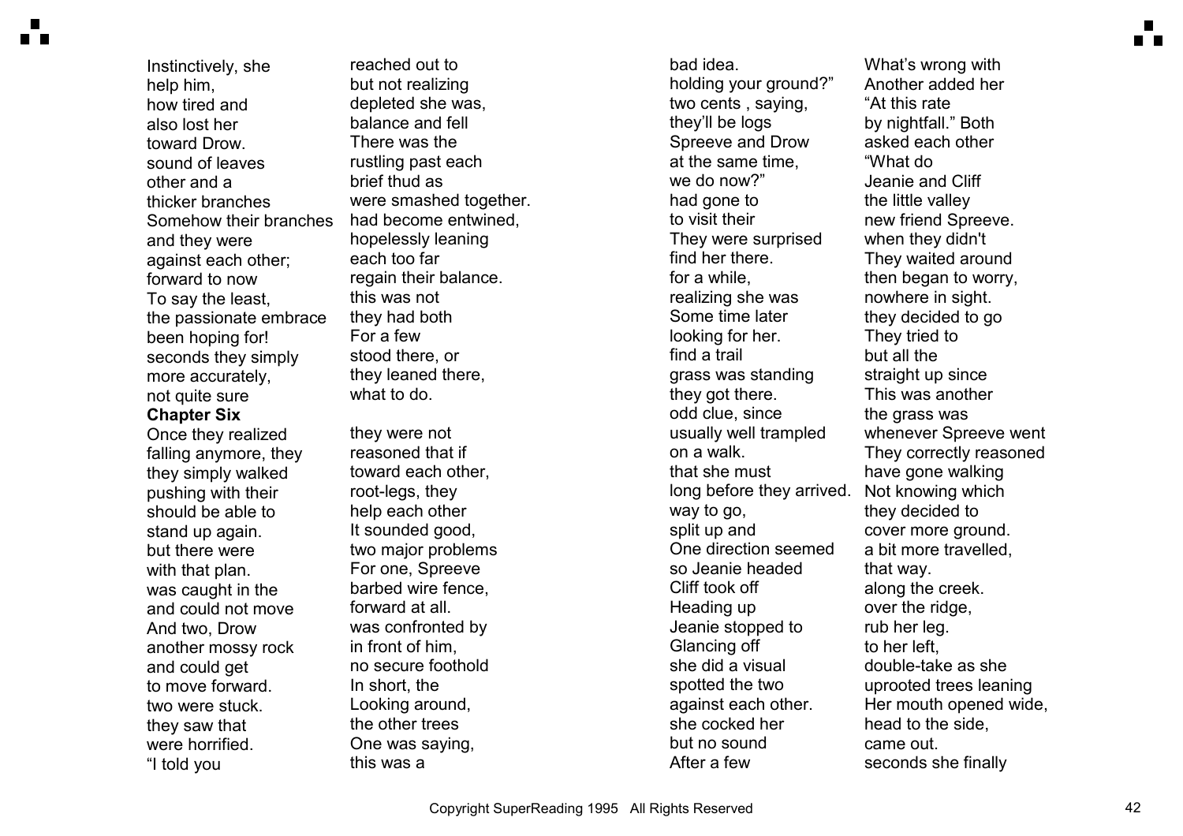Instinctively, she reached out to help him, but not realizing how tired and depleted she was, also lost her balance and fell toward Drow. There was the sound of leaves rustling past each other and a brief thud as thicker branches were smashed together. Somehow their branches had become entwined, and they were hopelessly leaning against each other; each too far forward to now regain their balance. To say the least, this was not the passionate embrace they had both been hoping for! For a few seconds they simply stood there, or more accurately, they leaned there, not quite sure what to do.

**Chapter Six**

Once they realized they were not falling anymore, they reasoned that if they simply walked toward each other, pushing with their root-legs, they should be able to help each other stand up again. It sounded good, but there were two major problems with that plan. For one, Spreeve was caught in the barbed wire fence, and could not move forward at all. And two, Drow was confronted by another mossy rock in front of him, and could get no secure foothold to move forward. In short, the two were stuck. Looking around, they saw that the other trees were horrified. One was saying, "I told you this was a bad idea. What's wrong with holding your ground?" Another added her two cents , saying, "At this rate they'll be logs by nightfall." Both Spreeve and Drow asked each other at the same time, "What do we do now?" Jeanie and Cliff had gone to the little valley to visit their new friend Spreeve. They were surprised when they didn't find her there. They waited around for a while, then began to worry, realizing she was nowhere in sight. Some time later they decided to go looking for her. They tried to find a trail but all the grass was standing straight up since they got there. This was another odd clue, since the grass was usually well trampled whenever Spreeve went on a walk. They correctly reasoned that she must have gone walking long before they arrived. Not knowing which way to go, they decided to split up and cover more ground. One direction seemed a bit more travelled, so Jeanie headed that way. Cliff took off along the creek. Heading up over the ridge, Jeanie stopped to rub her leg. Glancing off to her left, she did a visual double-take as she spotted the two uprooted trees leaning against each other. Her mouth opened wide, she cocked her head to the side, but no sound came out. After a few seconds she finally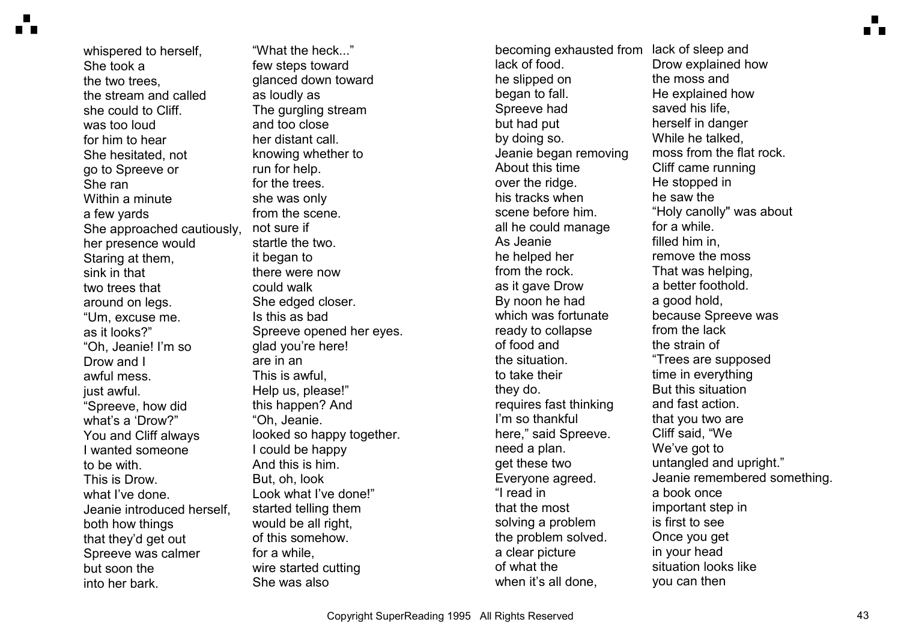whispered to herself,
She took a
the two trees,
the stream and called
she could to Cliff.
was too loud
for him to hear
She hesitated, not
go to Spreeve or
She ran
Within a minute
a few yards
She approached cautiously,
her presence would
Staring at them,
sink in that
two trees that
around on legs.
"Um, excuse me.
as it looks?"
"Oh, Jeanie! I'm so
Drow and I
awful mess.
just awful.
"Spreeve, how did
what's a 'Drow?"
You and Cliff always
I wanted someone
to be with.
This is Drow.
what I've done.
Jeanie introduced herself,
both how things
that they'd get out
Spreeve was calmer
but soon the
into her bark.

"What the heck..."
few steps toward
glanced down toward
as loudly as
The gurgling stream
and too close
her distant call.
knowing whether to
run for help.
for the trees.
she was only
from the scene.
not sure if
startle the two.
it began to
there were now
could walk
She edged closer.
Is this as bad
Spreeve opened her eyes.
glad you're here!
are in an
This is awful,
Help us, please!"
this happen? And
"Oh, Jeanie.
looked so happy together.
I could be happy
And this is him.
But, oh, look
Look what I've done!"
started telling them
would be all right,
of this somehow.
for a while,
wire started cutting
She was also

becoming exhausted from
lack of food.
he slipped on
began to fall.
Spreeve had
but had put
by doing so.
Jeanie began removing
About this time
over the ridge.
his tracks when
scene before him.
all he could manage
As Jeanie
he helped her
from the rock.
as it gave Drow
By noon he had
which was fortunate
ready to collapse
of food and
the situation.
to take their
they do.
requires fast thinking
I'm so thankful
here," said Spreeve.
need a plan.
get these two
Everyone agreed.
"I read in
that the most
solving a problem
the problem solved.
a clear picture
of what the
when it's all done,

lack of sleep and
Drow explained how
the moss and
He explained how
saved his life,
herself in danger
While he talked,
moss from the flat rock.
Cliff came running
He stopped in
he saw the
"Holy canolly" was about
for a while.
filled him in,
remove the moss
That was helping,
a better foothold.
a good hold,
because Spreeve was
from the lack
the strain of
"Trees are supposed
time in everything
But this situation
and fast action.
that you two are
Cliff said, "We
We've got to
untangled and upright."
Jeanie remembered something.
a book once
important step in
is first to see
Once you get
in your head
situation looks like
you can then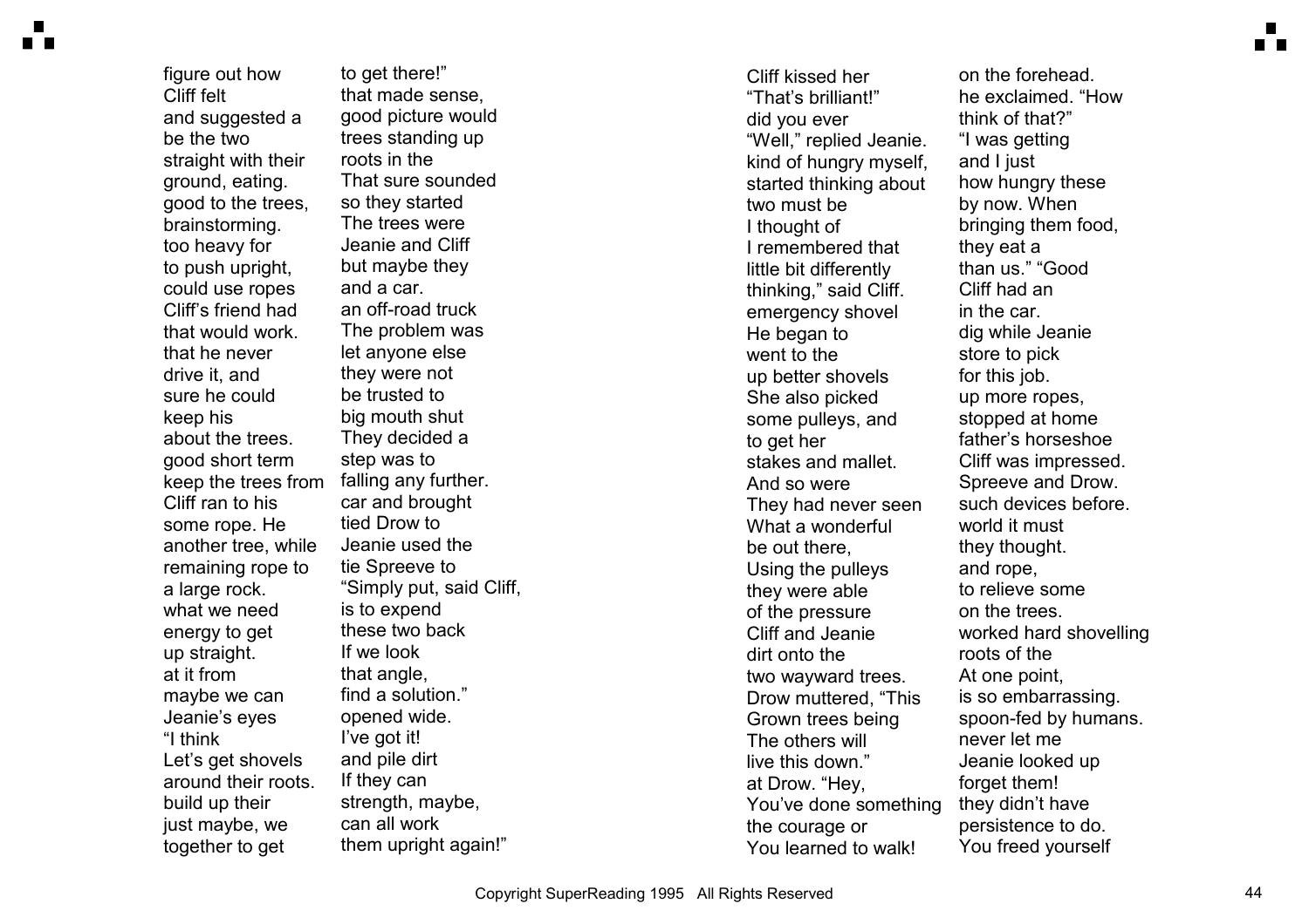figure out how to get there!” Cliff felt that made sense, and suggested a good picture would be the two trees standing up straight with their roots in the ground, eating. That sure sounded good to the trees, so they started brainstorming. The trees were too heavy for Jeanie and Cliff to push upright, but maybe they could use ropes and a car. Cliff’s friend had an off-road truck that would work. The problem was that he never let anyone else drive it, and they were not sure he could be trusted to keep his big mouth shut about the trees. They decided a good short term step was to keep the trees from falling any further. Cliff ran to his car and brought some rope. He tied Drow to another tree, while Jeanie used the remaining rope to tie Spreeve to a large rock. “Simply put, said Cliff, what we need is to expend energy to get these two back up straight. If we look at it from that angle, maybe we can find a solution.” Jeanie’s eyes opened wide. “I think I’ve got it! Let’s get shovels and pile dirt around their roots. If they can build up their strength, maybe, just maybe, we can all work together to get them upright again!”

Cliff kissed her on the forehead. “That’s brilliant!” he exclaimed. “How did you ever think of that?” “Well,” replied Jeanie. “I was getting kind of hungry myself, and I just started thinking about how hungry these two must be by now. When I thought of bringing them food, I remembered that they eat a little bit differently than us.” “Good thinking,” said Cliff. Cliff had an emergency shovel in the car. He began to dig while Jeanie went to the store to pick up better shovels for this job. She also picked up more ropes, some pulleys, and stopped at home to get her father’s horseshoe stakes and mallet. Cliff was impressed. And so were Spreeve and Drow. They had never seen such devices before. What a wonderful world it must be out there, they thought. Using the pulleys and rope, they were able to relieve some of the pressure on the trees. Cliff and Jeanie worked hard shovelling dirt onto the roots of the two wayward trees. At one point, Drow muttered, “This is so embarrassing. Grown trees being spoon-fed by humans. The others will never let me live this down.” Jeanie looked up at Drow. “Hey, forget them! You’ve done something they didn’t have the courage or persistence to do. You learned to walk! You freed yourself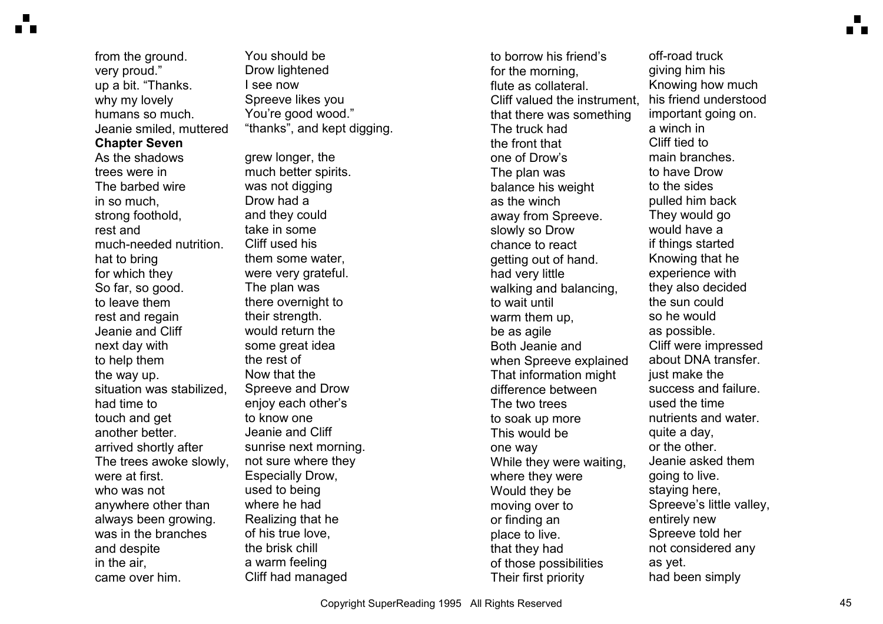from the ground. You should be very proud." Drow lightened up a bit. "Thanks. I see now why my lovely Spreeve likes you humans so much. You're good wood." Jeanie smiled, muttered "thanks", and kept digging.

**Chapter Seven**

As the shadows grew longer, the trees were in much better spirits. The barbed wire was not digging in so much, Drow had a strong foothold, and they could rest and take in some much-needed nutrition. Cliff used his hat to bring them some water, for which they were very grateful. So far, so good. The plan was to leave them there overnight to rest and regain their strength. Jeanie and Cliff would return the next day with some great idea to help them the rest of the way up. Now that the situation was stabilized, Spreeve and Drow had time to enjoy each other's touch and get to know one another better. Jeanie and Cliff arrived shortly after sunrise next morning. The trees awoke slowly, not sure where they were at first. Especially Drow, who was not used to being anywhere other than where he had always been growing. Realizing that he was in the branches of his true love, and despite the brisk chill in the air, a warm feeling came over him. Cliff had managed to borrow his friend's off-road truck for the morning, giving him his flute as collateral. Knowing how much Cliff valued the instrument, his friend understood that there was something important going on. The truck had a winch in the front that Cliff tied to one of Drow's main branches. The plan was to have Drow balance his weight to the sides as the winch pulled him back away from Spreeve. They would go slowly so Drow would have a chance to react if things started getting out of hand. Knowing that he had very little experience with walking and balancing, they also decided to wait until the sun could warm them up, so he would be as agile as possible. Both Jeanie and Cliff were impressed when Spreeve explained about DNA transfer. That information might just make the difference between success and failure. The two trees used the time to soak up more nutrients and water. This would be quite a day, one way or the other. While they were waiting, Jeanie asked them where they were going to live. Would they be staying here, moving over to Spreeve's little valley, or finding an entirely new place to live. Spreeve told her that they had not considered any of those possibilities as yet. Their first priority had been simply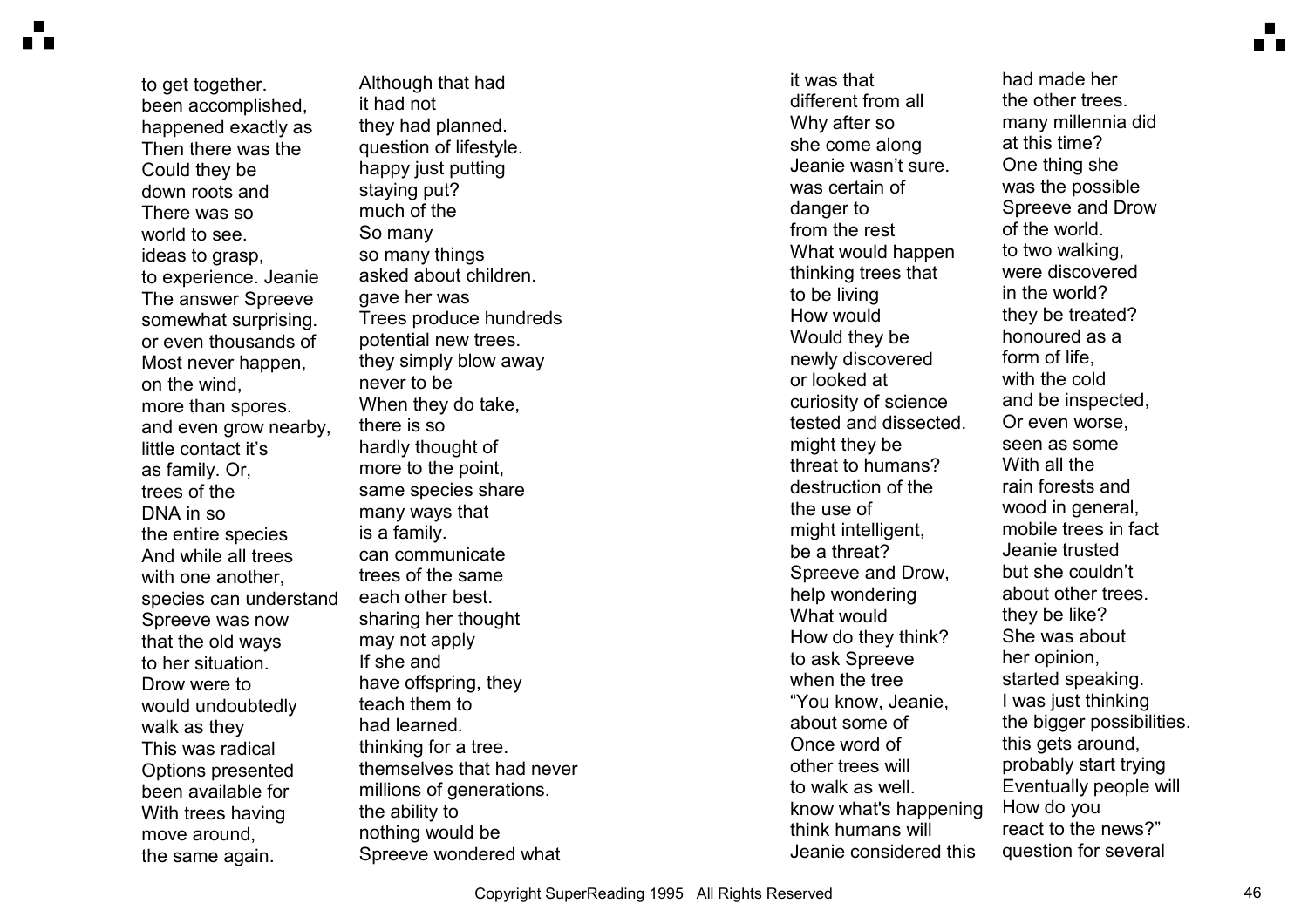to get together. Although that had been accomplished, it had not happened exactly as they had planned. Then there was the question of lifestyle. Could they be happy just putting down roots and staying put? There was so much of the world to see. So many ideas to grasp, so many things to experience. Jeanie asked about children. The answer Spreeve gave her was somewhat surprising. Trees produce hundreds or even thousands of potential new trees. Most never happen, they simply blow away on the wind, never to be more than spores. When they do take, and even grow nearby, there is so little contact it's hardly thought of as family. Or, more to the point, trees of the same species share DNA in so many ways that the entire species is a family. And while all trees can communicate with one another, trees of the same species can understand each other best. Spreeve was now sharing her thought that the old ways may not apply to her situation. If she and Drow were to have offspring, they would undoubtedly teach them to walk as they had learned. This was radical thinking for a tree. Options presented themselves that had never been available for millions of generations. With trees having the ability to move around, nothing would be the same again. Spreeve wondered what it was that had made her different from all the other trees. Why after so many millennia did she come along at this time? Jeanie wasn't sure. One thing she was certain of was the possible danger to Spreeve and Drow from the rest of the world. What would happen to two walking, thinking trees that were discovered to be living in the world? How would they be treated? Would they be honoured as a newly discovered form of life, or looked at with the cold curiosity of science and be inspected, tested and dissected. Or even worse, might they be seen as some threat to humans? With all the destruction of the rain forests and the use of wood in general, might intelligent, mobile trees in fact be a threat? Jeanie trusted Spreeve and Drow, but she couldn't help wondering about other trees. What would they be like? How do they think? She was about to ask Spreeve her opinion, when the tree started speaking. "You know, Jeanie, I was just thinking about some of the bigger possibilities. Once word of this gets around, other trees will probably start trying to walk as well. Eventually people will know what's happening How do you think humans will react to the news?" Jeanie considered this question for several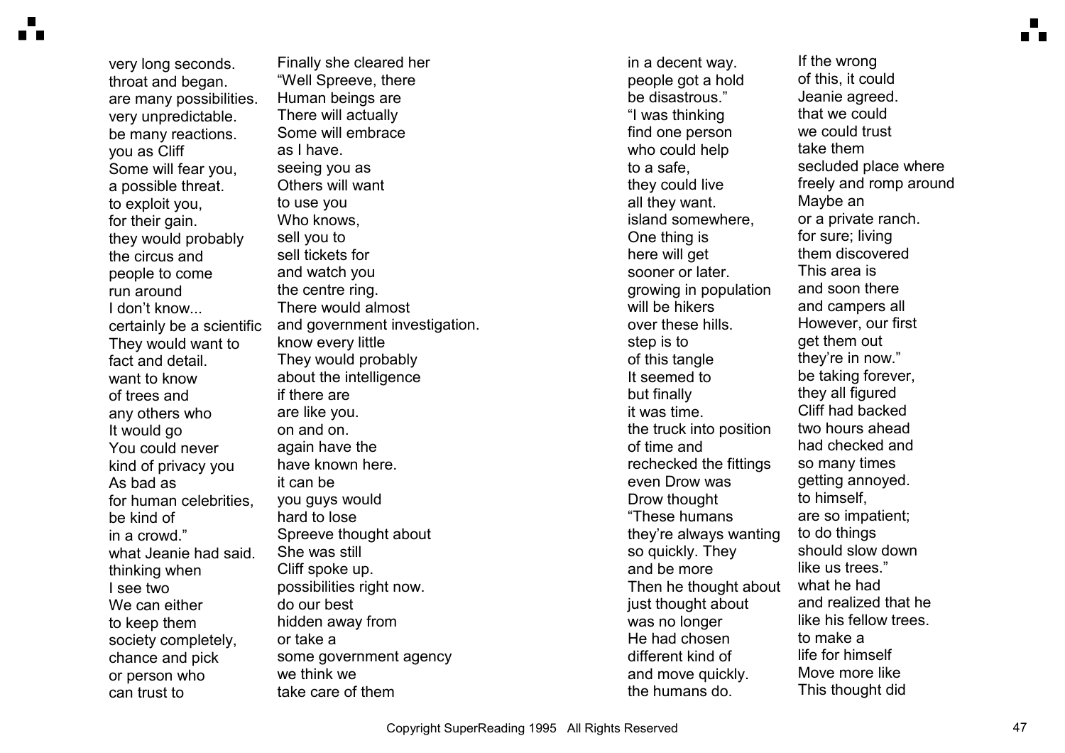very long seconds. Finally she cleared her throat and began. "Well Spreeve, there are many possibilities. Human beings are very unpredictable. There will actually be many reactions. Some will embrace you as Cliff as I have. Some will fear you, seeing you as a possible threat. Others will want to exploit you, to use you for their gain. Who knows, they would probably sell you to the circus and sell tickets for people to come and watch you run around the centre ring. I don't know... There would almost certainly be a scientific and government investigation. They would want to know every little fact and detail. They would probably want to know about the intelligence of trees and if there are any others who are like you. It would go on and on. You could never again have the kind of privacy you have known here. As bad as it can be for human celebrities, you guys would be kind of hard to lose in a crowd." Spreeve thought about what Jeanie had said. She was still thinking when Cliff spoke up. I see two possibilities right now. We can either do our best to keep them hidden away from society completely, or take a chance and pick some government agency or person who we think we can trust to take care of them in a decent way. If the wrong people got a hold of this, it could be disastrous." Jeanie agreed. "I was thinking that we could find one person we could trust who could help take them to a safe, secluded place where they could live freely and romp around all they want. Maybe an island somewhere, or a private ranch. One thing is for sure; living here will get them discovered sooner or later. This area is growing in population and soon there will be hikers and campers all over these hills. However, our first step is to get them out of this tangle they're in now."

It seemed to be taking forever, but finally they all figured it was time. Cliff had backed the truck into position two hours ahead of time and had checked and rechecked the fittings so many times even Drow was getting annoyed. Drow thought to himself, "These humans are so impatient; they're always wanting to do things so quickly. They should slow down and be more like us trees." Then he thought about what he had just thought about and realized that he was no longer like his fellow trees. He had chosen to make a different kind of life for himself and move quickly. Move more like the humans do. This thought did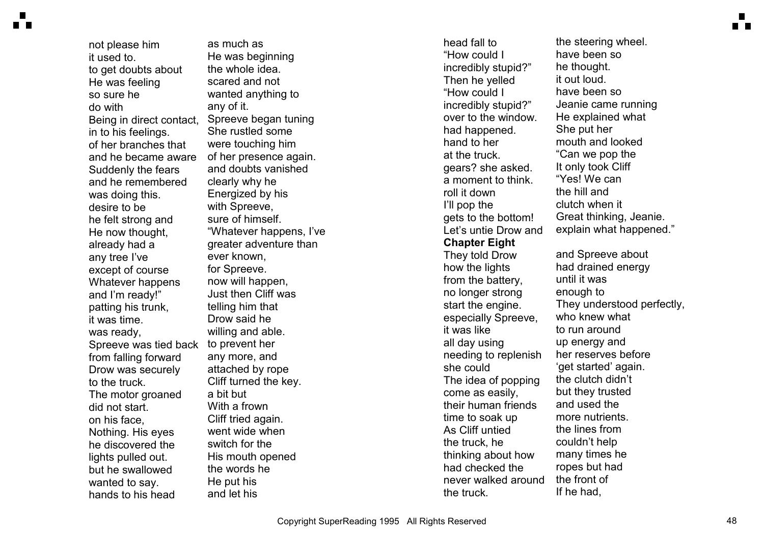not please him as much as it used to. He was beginning to get doubts about the whole idea. He was feeling scared and not so sure he wanted anything to do with any of it. Being in direct contact, Spreeve began tuning in to his feelings. She rustled some of her branches that were touching him and he became aware of her presence again. Suddenly the fears and doubts vanished and he remembered clearly why he was doing this. Energized by his desire to be with Spreeve, he felt strong and sure of himself. He now thought, "Whatever happens, I've already had a greater adventure than any tree I've ever known, except of course for Spreeve. Whatever happens now will happen, and I'm ready!" Just then Cliff was patting his trunk, telling him that it was time. Drow said he was ready, willing and able. Spreeve was tied back to prevent her from falling forward any more, and Drow was securely attached by rope to the truck. Cliff turned the key. The motor groaned a bit but did not start. With a frown on his face, Cliff tried again. Nothing. His eyes went wide when he discovered the switch for the lights pulled out. His mouth opened but he swallowed the words he wanted to say. He put his hands to his head and let his head fall to the steering wheel. "How could I have been so incredibly stupid?" he thought. Then he yelled it out loud. "How could I have been so incredibly stupid?" Jeanie came running over to the window. He explained what had happened. She put her hand to her mouth and looked at the truck. "Can we pop the gears? she asked. It only took Cliff a moment to think. "Yes! We can roll it down the hill and I'll pop the clutch when it gets to the bottom! Great thinking, Jeanie. Let's untie Drow and explain what happened."

## Chapter Eight

They told Drow and Spreeve about how the lights had drained energy from the battery, until it was no longer strong enough to start the engine. They understood perfectly, especially Spreeve, who knew what it was like to run around all day using up energy and needing to replenish her reserves before she could 'get started' again. The idea of popping the clutch didn't come as easily, but they trusted their human friends and used the time to soak up more nutrients. As Cliff untied the lines from the truck, he couldn't help thinking about how many times he had checked the ropes but had never walked around the front of the truck. If he had,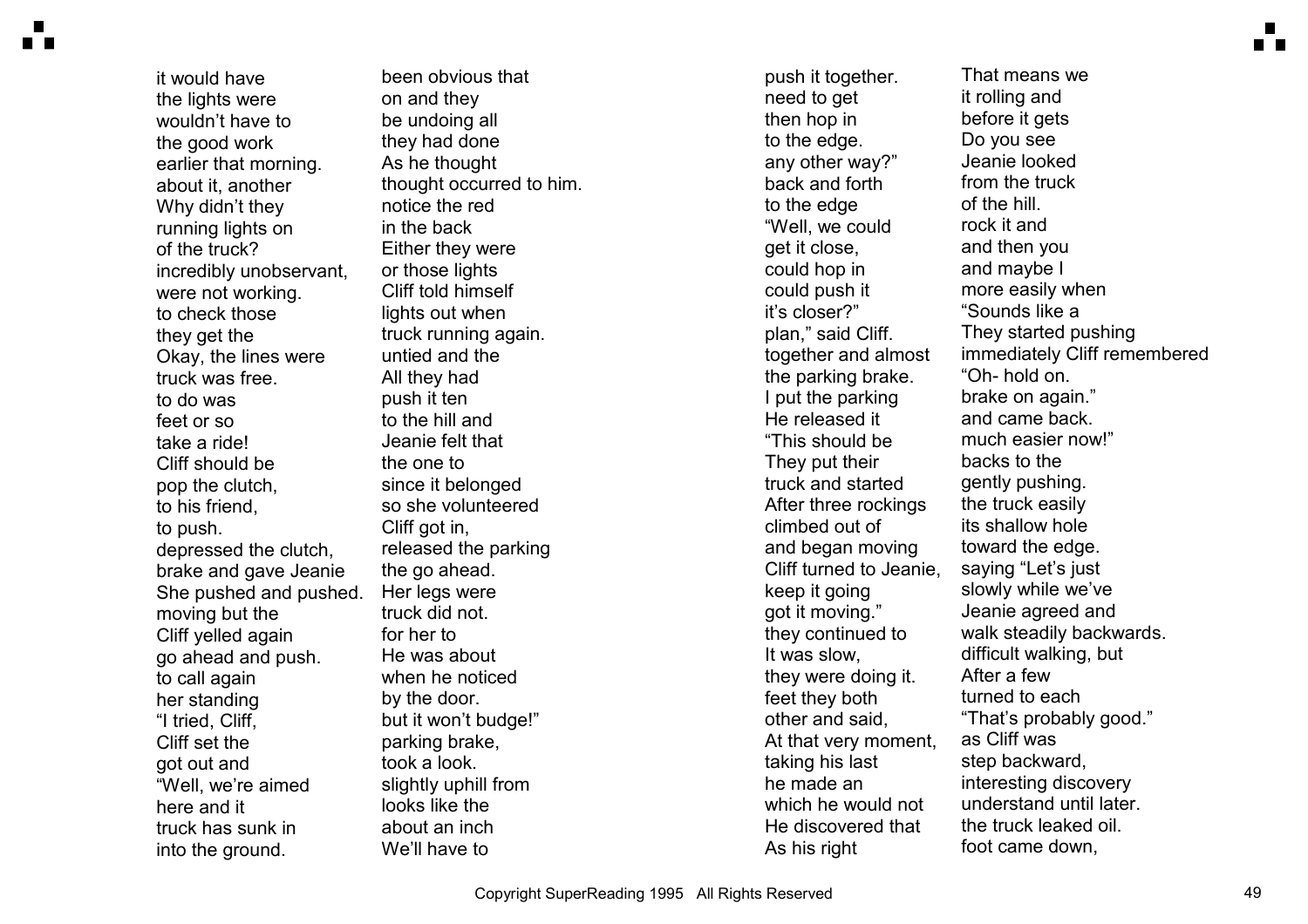it would have been obvious that the lights were on and they wouldn't have to be undoing all the good work they had done earlier that morning. As he thought about it, another thought occurred to him. Why didn't they notice the red running lights on in the back of the truck? Either they were incredibly unobservant, or those lights were not working. Cliff told himself to check those lights out when they get the truck running again. Okay, the lines were untied and the truck was free. All they had to do was push it ten feet or so to the hill and take a ride! Jeanie felt that Cliff should be the one to pop the clutch, since it belonged to his friend, so she volunteered to push. Cliff got in, depressed the clutch, released the parking brake and gave Jeanie the go ahead. She pushed and pushed. Her legs were moving but the truck did not. Cliff yelled again for her to go ahead and push. He was about to call again when he noticed her standing by the door. "I tried, Cliff, but it won't budge!" Cliff set the parking brake, got out and took a look. "Well, we're aimed slightly uphill from here and it looks like the truck has sunk in about an inch into the ground. We'll have to push it together. That means we need to get it rolling and then hop in before it gets to the edge. Do you see any other way?" Jeanie looked back and forth from the truck to the edge of the hill. "Well, we could rock it and get it close, and then you could hop in and maybe I could push it more easily when it's closer?" "Sounds like a plan," said Cliff. They started pushing together and almost immediately Cliff remembered the parking brake. "Oh- hold on. I put the parking brake on again." He released it and came back. "This should be much easier now!" They put their backs to the truck and started gently pushing. After three rockings the truck easily climbed out of its shallow hole and began moving toward the edge. Cliff turned to Jeanie, saying "Let's just keep it going slowly while we've got it moving." Jeanie agreed and they continued to walk steadily backwards. It was slow, difficult walking, but they were doing it. After a few feet they both turned to each other and said, "That's probably good." At that very moment, as Cliff was taking his last step backward, he made an interesting discovery which he would not understand until later. He discovered that the truck leaked oil. As his right foot came down,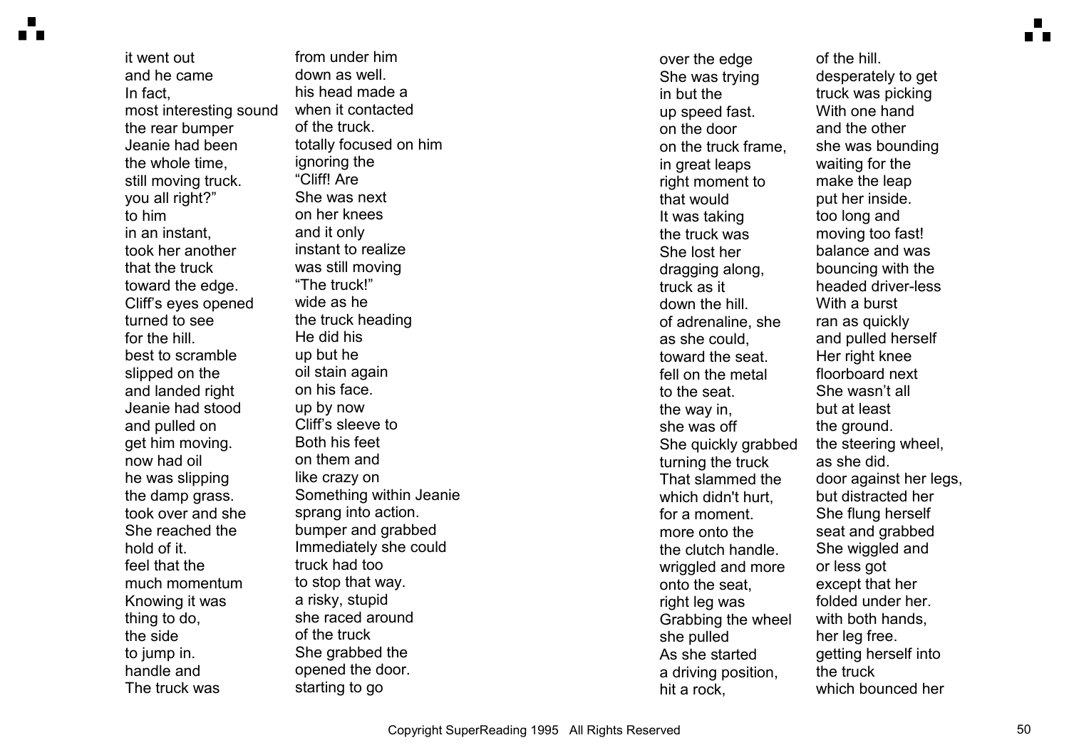it went out
from under him
and he came
down as well.
In fact,
his head made a
most interesting sound
when it contacted
the rear bumper
of the truck.
Jeanie had been
totally focused on him
the whole time,
ignoring the
still moving truck.
"Cliff! Are
you all right?"
She was next
to him
on her knees
in an instant,
and it only
took her another
instant to realize
that the truck
was still moving
toward the edge.
"The truck!"
Cliff's eyes opened
wide as he
turned to see
the truck heading
for the hill.
He did his
best to scramble
up but he
slipped on the
oil stain again
and landed right
on his face.
Jeanie had stood
up by now
and pulled on
Cliff's sleeve to
get him moving.
Both his feet
now had oil
on them and
he was slipping
like crazy on
the damp grass.
Something within Jeanie
took over and she
sprang into action.
She reached the
bumper and grabbed
hold of it.
Immediately she could
feel that the
truck had too
much momentum
to stop that way.
Knowing it was
a risky, stupid
thing to do,
she raced around
the side
of the truck
to jump in.
She grabbed the
handle and
opened the door.
The truck was
starting to go
over the edge
of the hill.
She was trying
desperately to get
in but the
truck was picking
up speed fast.
With one hand
on the door
and the other
on the truck frame,
she was bounding
in great leaps
waiting for the
right moment to
make the leap
that would
put her inside.
It was taking
too long and
the truck was
moving too fast!
She lost her
balance and was
dragging along,
bouncing with the
truck as it
headed driver-less
down the hill.
With a burst
of adrenaline, she
ran as quickly
as she could,
and pulled herself
toward the seat.
Her right knee
fell on the metal
floorboard next
to the seat.
She wasn't all
the way in,
but at least
she was off
the ground.
She quickly grabbed
the steering wheel,
turning the truck
as she did.
That slammed the
door against her legs,
which didn't hurt,
but distracted her
for a moment.
She flung herself
more onto the
seat and grabbed
the clutch handle.
She wiggled and
wriggled and more
or less got
onto the seat,
except that her
right leg was
folded under her.
Grabbing the wheel
with both hands,
she pulled
her leg free.
As she started
getting herself into
a driving position,
the truck
hit a rock,
which bounced her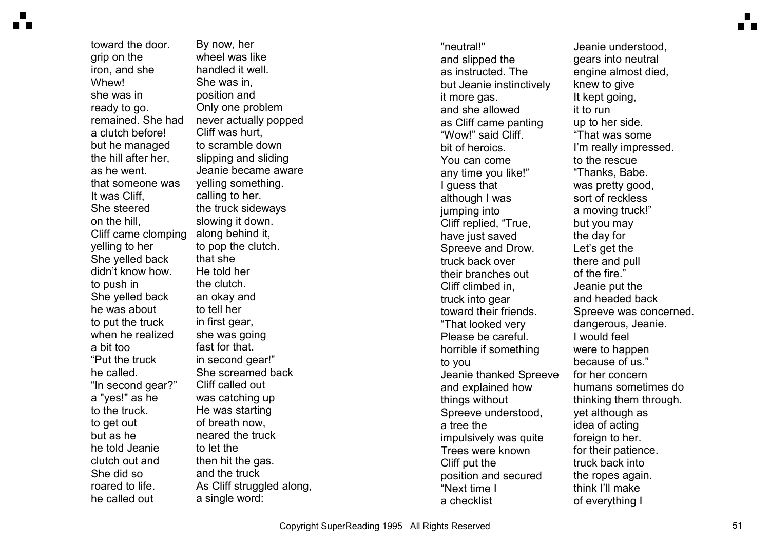toward the door.
grip on the
iron, and she
Whew!
she was in
ready to go.
remained. She had
a clutch before!
but he managed
the hill after her,
as he went.
that someone was
It was Cliff,
She steered
on the hill,
Cliff came clomping
yelling to her
She yelled back
didn't know how.
to push in
She yelled back
he was about
to put the truck
when he realized
a bit too
"Put the truck
he called.
"In second gear?"
a "yes!" as he
to the truck.
to get out
but as he
he told Jeanie
clutch out and
She did so
roared to life.
he called out

By now, her
wheel was like
handled it well.
She was in,
position and
Only one problem
never actually popped
Cliff was hurt,
to scramble down
slipping and sliding
Jeanie became aware
yelling something.
calling to her.
the truck sideways
slowing it down.
along behind it,
to pop the clutch.
that she
He told her
the clutch.
an okay and
to tell her
in first gear,
she was going
fast for that.
in second gear!"
She screamed back
Cliff called out
was catching up
He was starting
of breath now,
neared the truck
to let the
then hit the gas.
and the truck
As Cliff struggled along,
a single word:

"neutral!"
and slipped the
as instructed. The
but Jeanie instinctively
it more gas.
and she allowed
as Cliff came panting
"Wow!" said Cliff.
bit of heroics.
You can come
any time you like!"
I guess that
although I was
jumping into
Cliff replied, "True,
have just saved
Spreeve and Drow.
truck back over
their branches out
Cliff climbed in,
truck into gear
toward their friends.
"That looked very
Please be careful.
horrible if something
to you
Jeanie thanked Spreeve
and explained how
things without
Spreeve understood,
a tree the
impulsively was quite
Trees were known
Cliff put the
position and secured
"Next time I
a checklist

Jeanie understood,
gears into neutral
engine almost died,
knew to give
It kept going,
it to run
up to her side.
"That was some
I'm really impressed.
to the rescue
"Thanks, Babe.
was pretty good,
sort of reckless
a moving truck!"
but you may
the day for
Let's get the
there and pull
of the fire."
Jeanie put the
and headed back
Spreeve was concerned.
dangerous, Jeanie.
I would feel
were to happen
because of us."
for her concern
humans sometimes do
thinking them through.
yet although as
idea of acting
foreign to her.
for their patience.
truck back into
the ropes again.
think I'll make
of everything I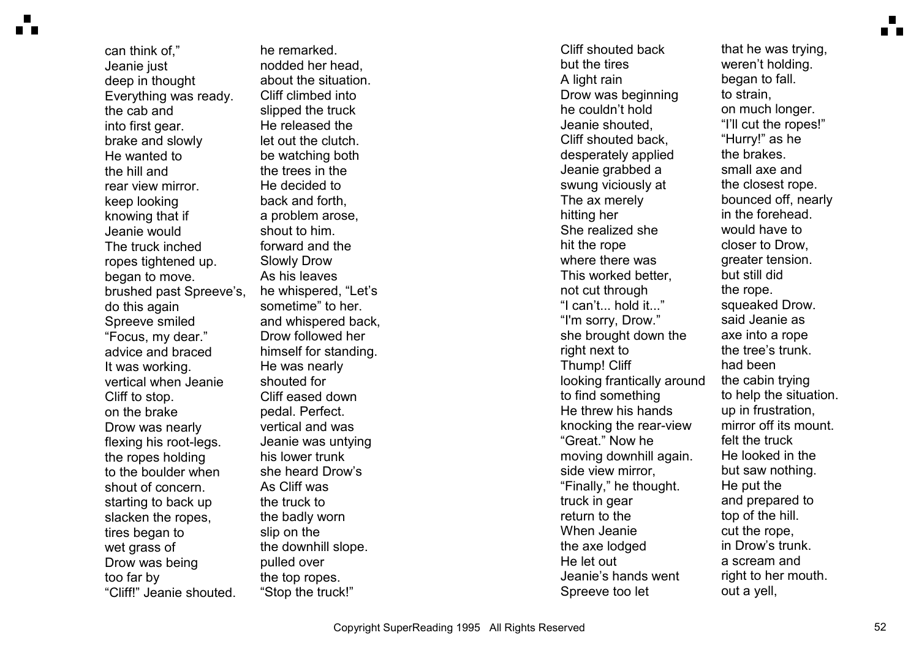can think of,” he remarked. Jeanie just nodded her head, deep in thought about the situation. Everything was ready. Cliff climbed into the cab and slipped the truck into first gear. He released the brake and slowly let out the clutch. He wanted to be watching both the hill and the trees in the rear view mirror. He decided to keep looking back and forth, knowing that if a problem arose, Jeanie would shout to him. The truck inched forward and the ropes tightened up. Slowly Drow began to move. As his leaves brushed past Spreeve’s, he whispered, “Let’s do this again sometime” to her. Spreeve smiled and whispered back, “Focus, my dear.” Drow followed her advice and braced himself for standing. It was working. He was nearly vertical when Jeanie shouted for Cliff to stop. Cliff eased down on the brake pedal. Perfect. Drow was nearly vertical and was flexing his root-legs. Jeanie was untying the ropes holding his lower trunk to the boulder when she heard Drow’s shout of concern. As Cliff was starting to back up the truck to slacken the ropes, the badly worn tires began to slip on the wet grass of the downhill slope. Drow was being pulled over too far by the top ropes. “Cliff!” Jeanie shouted. “Stop the truck!”

Cliff shouted back that he was trying, but the tires weren’t holding. A light rain began to fall. Drow was beginning to strain, he couldn’t hold on much longer. Jeanie shouted, “I’ll cut the ropes!” Cliff shouted back, “Hurry!” as he desperately applied the brakes. Jeanie grabbed a small axe and swung viciously at the closest rope. The ax merely bounced off, nearly hitting her in the forehead. She realized she would have to hit the rope closer to Drow, where there was greater tension. This worked better, but still did not cut through the rope. “I can’t... hold it...” squeaked Drow. “I'm sorry, Drow.” said Jeanie as she brought down the axe into a rope right next to the tree’s trunk. Thump! Cliff had been looking frantically around the cabin trying to find something to help the situation. He threw his hands up in frustration, knocking the rear-view mirror off its mount. “Great.” Now he felt the truck moving downhill again. He looked in the side view mirror, but saw nothing. “Finally,” he thought. He put the truck in gear and prepared to return to the top of the hill. When Jeanie cut the rope, the axe lodged in Drow’s trunk. He let out a scream and Jeanie’s hands went right to her mouth. Spreeve too let out a yell,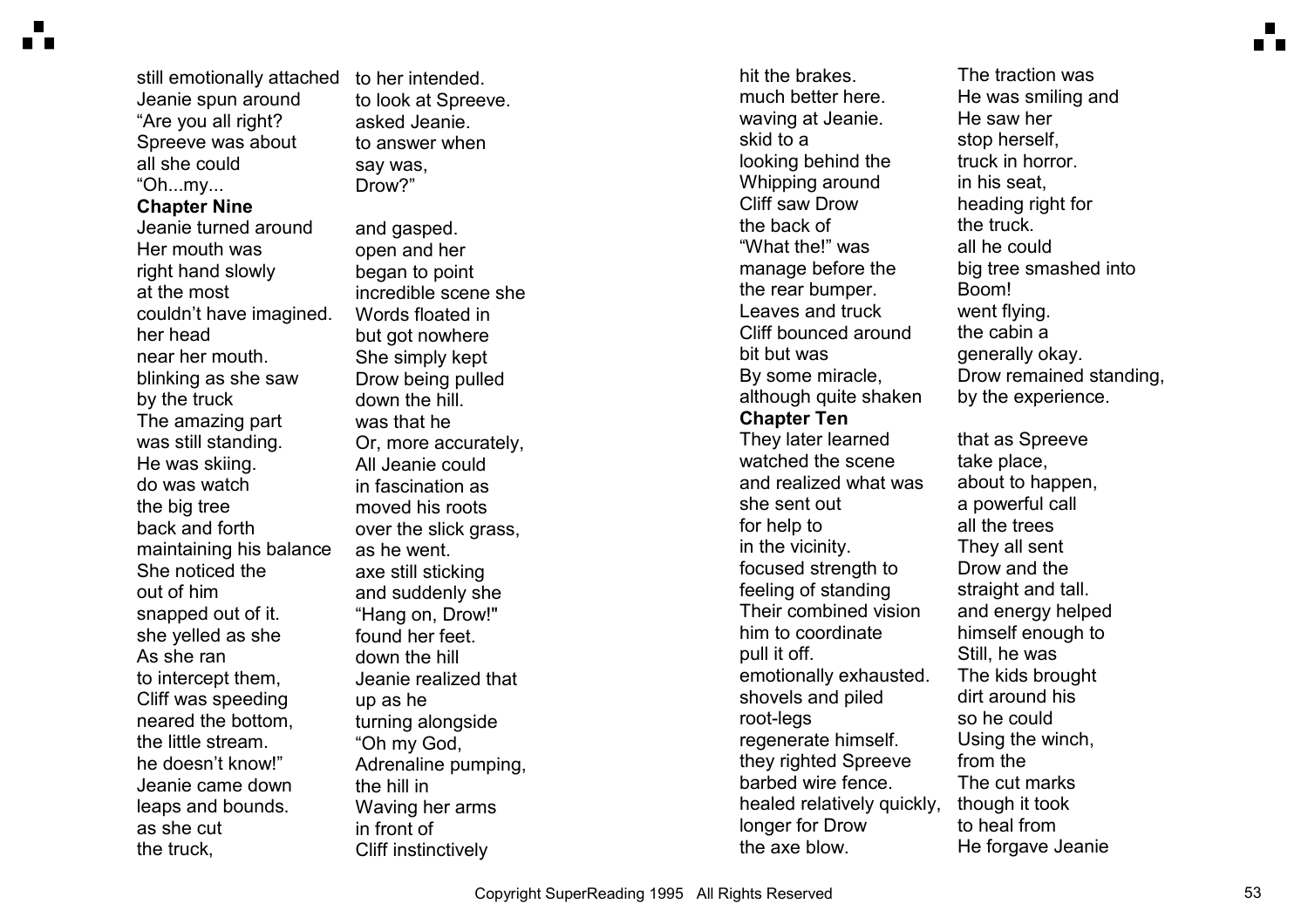still emotionally attached to her intended. Jeanie spun around to look at Spreeve. "Are you all right? asked Jeanie. Spreeve was about to answer when all she could say was, "Oh...my... Drow?"

**Chapter Nine**

Jeanie turned around and gasped. Her mouth was open and her right hand slowly began to point at the most incredible scene she couldn't have imagined. Words floated in her head but got nowhere near her mouth. She simply kept blinking as she saw Drow being pulled by the truck down the hill. The amazing part was that he was still standing. Or, more accurately, He was skiing. All Jeanie could do was watch in fascination as the big tree moved his roots back and forth over the slick grass, maintaining his balance as he went. She noticed the axe still sticking out of him and suddenly she snapped out of it. "Hang on, Drow!" she yelled as she found her feet. As she ran down the hill to intercept them, Jeanie realized that Cliff was speeding up as he neared the bottom, turning alongside the little stream. "Oh my God, he doesn't know!" Adrenaline pumping, Jeanie came down the hill in leaps and bounds. Waving her arms as she cut in front of the truck, Cliff instinctively hit the brakes. The traction was much better here. He was smiling and waving at Jeanie. He saw her skid to a stop herself, looking behind the truck in horror. Whipping around in his seat, Cliff saw Drow heading right for the back of the truck. "What the!" was all he could manage before the big tree smashed into the rear bumper. Boom! Leaves and truck went flying. Cliff bounced around the cabin a bit but was generally okay. By some miracle, Drow remained standing, although quite shaken by the experience.

**Chapter Ten**

They later learned that as Spreeve watched the scene take place, and realized what was about to happen, she sent out a powerful call for help to all the trees in the vicinity. They all sent focused strength to Drow and the feeling of standing straight and tall. Their combined vision and energy helped him to coordinate himself enough to pull it off. Still, he was emotionally exhausted. The kids brought shovels and piled dirt around his root-legs so he could regenerate himself. Using the winch, they righted Spreeve from the barbed wire fence. The cut marks healed relatively quickly, though it took longer for Drow to heal from the axe blow. He forgave Jeanie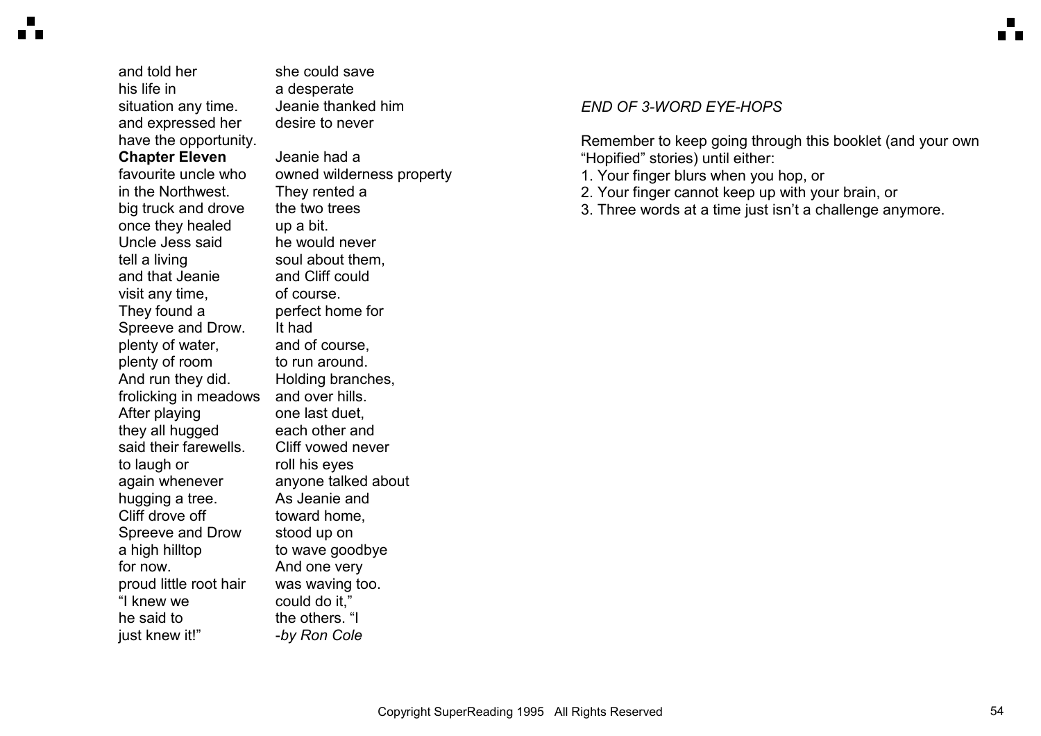| | |
|---|---|
| and told her | she could save |
| his life in | a desperate |
| situation any time. | Jeanie thanked him |
| and expressed her | desire to never |
| have the opportunity. | |
| **Chapter Eleven** | Jeanie had a |
| favourite uncle who | owned wilderness property |
| in the Northwest. | They rented a |
| big truck and drove | the two trees |
| once they healed | up a bit. |
| Uncle Jess said | he would never |
| tell a living | soul about them, |
| and that Jeanie | and Cliff could |
| visit any time, | of course. |
| They found a | perfect home for |
| Spreeve and Drow. | It had |
| plenty of water, | and of course, |
| plenty of room | to run around. |
| And run they did. | Holding branches, |
| frolicking in meadows | and over hills. |
| After playing | one last duet, |
| they all hugged | each other and |
| said their farewells. | Cliff vowed never |
| to laugh or | roll his eyes |
| again whenever | anyone talked about |
| hugging a tree. | As Jeanie and |
| Cliff drove off | toward home, |
| Spreeve and Drow | stood up on |
| a high hilltop | to wave goodbye |
| for now. | And one very |
| proud little root hair | was waving too. |
| "I knew we | could do it," |
| he said to | the others. "I |
| just knew it!" | -*by Ron Cole* |

*END OF 3-WORD EYE-HOPS*

Remember to keep going through this booklet (and your own "Hopified" stories) until either:

1. Your finger blurs when you hop, or
2. Your finger cannot keep up with your brain, or
3. Three words at a time just isn't a challenge anymore.